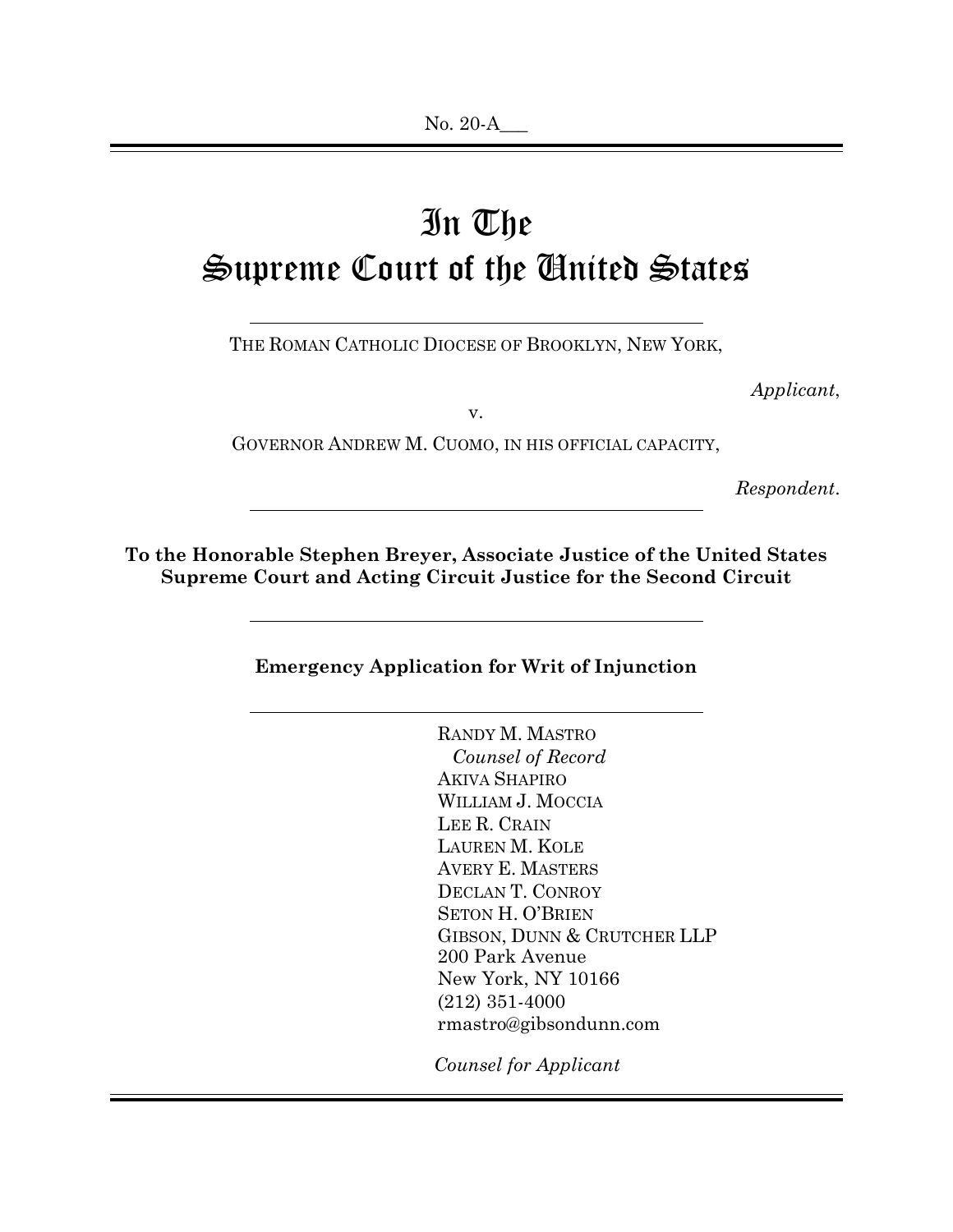No. 20-A___

# In The Supreme Court of the United States

---

THE ROMAN CATHOLIC DIOCESE OF BROOKLYN, NEW YORK,

*Applicant*,

v.

GOVERNOR ANDREW M. CUOMO, IN HIS OFFICIAL CAPACITY,

*Respondent*.

---

**To the Honorable Stephen Breyer, Associate Justice of the United States Supreme Court and Acting Circuit Justice for the Second Circuit**

---

**Emergency Application for Writ of Injunction**

---

RANDY M. MASTRO  
*Counsel of Record*  
AKIVA SHAPIRO  
WILLIAM J. MOCCIA  
LEE R. CRAIN  
LAUREN M. KOLE  
AVERY E. MASTERS  
DECLAN T. CONROY  
SETON H. O'BRIEN  
GIBSON, DUNN & CRUTCHER LLP  
200 Park Avenue  
New York, NY 10166  
(212) 351-4000  
rmastro@gibsondunn.com

*Counsel for Applicant*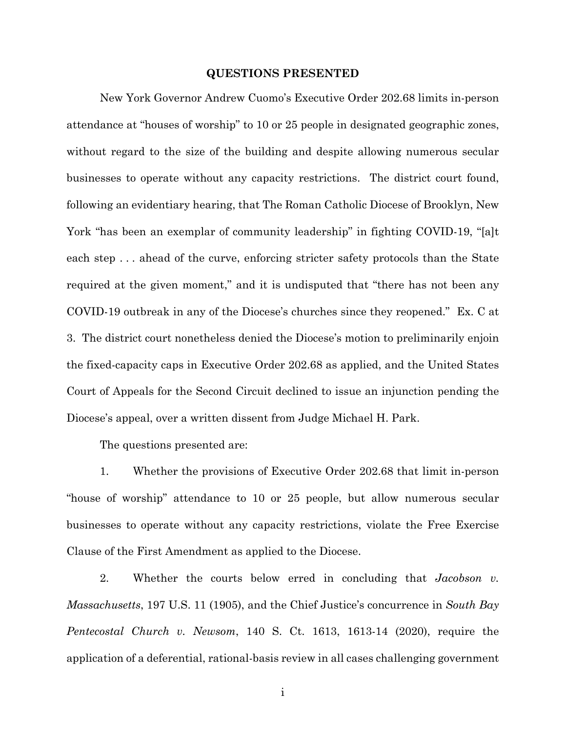## QUESTIONS PRESENTED

New York Governor Andrew Cuomo's Executive Order 202.68 limits in-person attendance at "houses of worship" to 10 or 25 people in designated geographic zones, without regard to the size of the building and despite allowing numerous secular businesses to operate without any capacity restrictions. The district court found, following an evidentiary hearing, that The Roman Catholic Diocese of Brooklyn, New York "has been an exemplar of community leadership" in fighting COVID-19, "[a]t each step . . . ahead of the curve, enforcing stricter safety protocols than the State required at the given moment," and it is undisputed that "there has not been any COVID-19 outbreak in any of the Diocese's churches since they reopened." Ex. C at 3. The district court nonetheless denied the Diocese's motion to preliminarily enjoin the fixed-capacity caps in Executive Order 202.68 as applied, and the United States Court of Appeals for the Second Circuit declined to issue an injunction pending the Diocese's appeal, over a written dissent from Judge Michael H. Park.

The questions presented are:

1. Whether the provisions of Executive Order 202.68 that limit in-person "house of worship" attendance to 10 or 25 people, but allow numerous secular businesses to operate without any capacity restrictions, violate the Free Exercise Clause of the First Amendment as applied to the Diocese.

2. Whether the courts below erred in concluding that *Jacobson v. Massachusetts*, 197 U.S. 11 (1905), and the Chief Justice's concurrence in *South Bay Pentecostal Church v. Newsom*, 140 S. Ct. 1613, 1613-14 (2020), require the application of a deferential, rational-basis review in all cases challenging government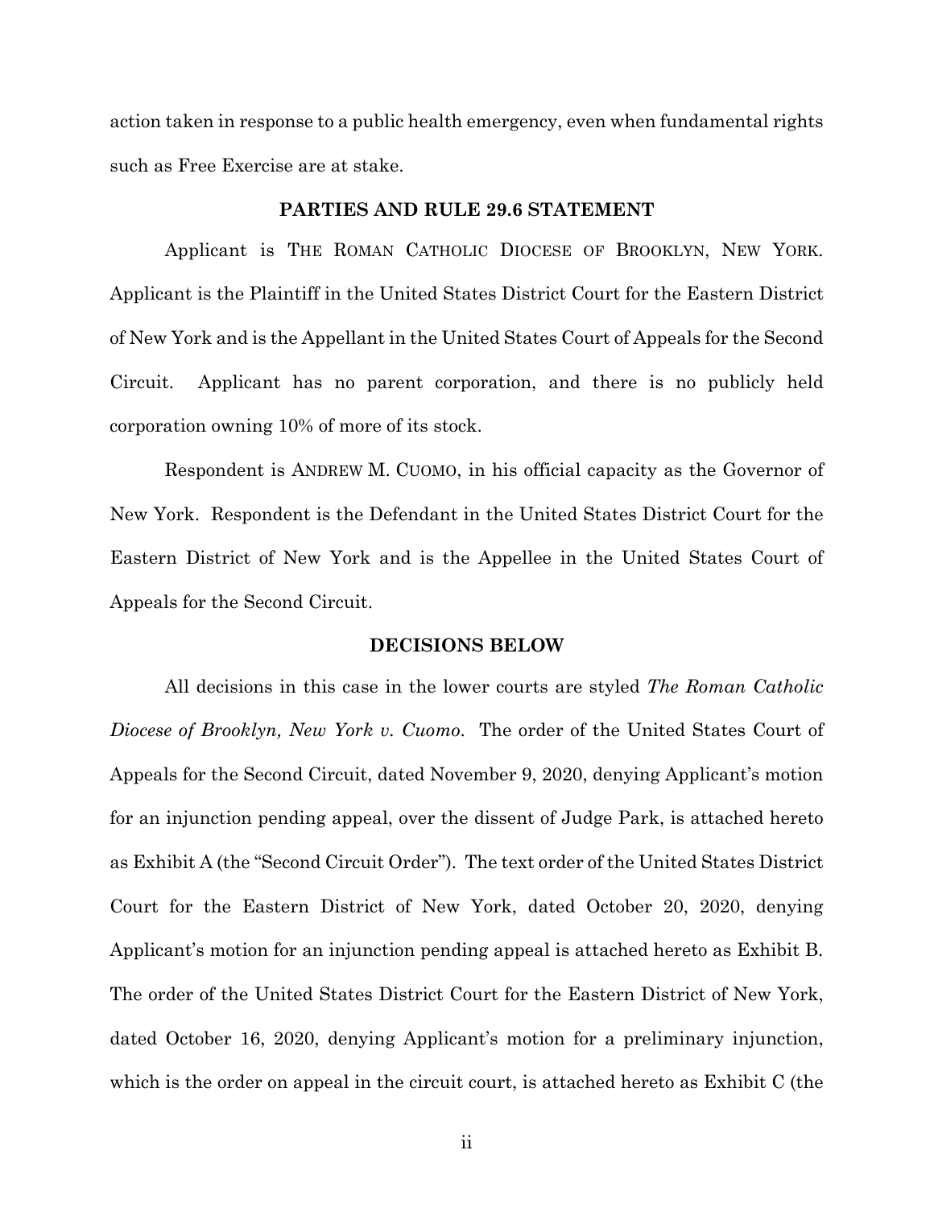action taken in response to a public health emergency, even when fundamental rights such as Free Exercise are at stake.

## PARTIES AND RULE 29.6 STATEMENT

Applicant is THE ROMAN CATHOLIC DIOCESE OF BROOKLYN, NEW YORK. Applicant is the Plaintiff in the United States District Court for the Eastern District of New York and is the Appellant in the United States Court of Appeals for the Second Circuit. Applicant has no parent corporation, and there is no publicly held corporation owning 10% of more of its stock.

Respondent is ANDREW M. CUOMO, in his official capacity as the Governor of New York. Respondent is the Defendant in the United States District Court for the Eastern District of New York and is the Appellee in the United States Court of Appeals for the Second Circuit.

## DECISIONS BELOW

All decisions in this case in the lower courts are styled *The Roman Catholic Diocese of Brooklyn, New York v. Cuomo*. The order of the United States Court of Appeals for the Second Circuit, dated November 9, 2020, denying Applicant's motion for an injunction pending appeal, over the dissent of Judge Park, is attached hereto as Exhibit A (the "Second Circuit Order"). The text order of the United States District Court for the Eastern District of New York, dated October 20, 2020, denying Applicant's motion for an injunction pending appeal is attached hereto as Exhibit B. The order of the United States District Court for the Eastern District of New York, dated October 16, 2020, denying Applicant's motion for a preliminary injunction, which is the order on appeal in the circuit court, is attached hereto as Exhibit C (the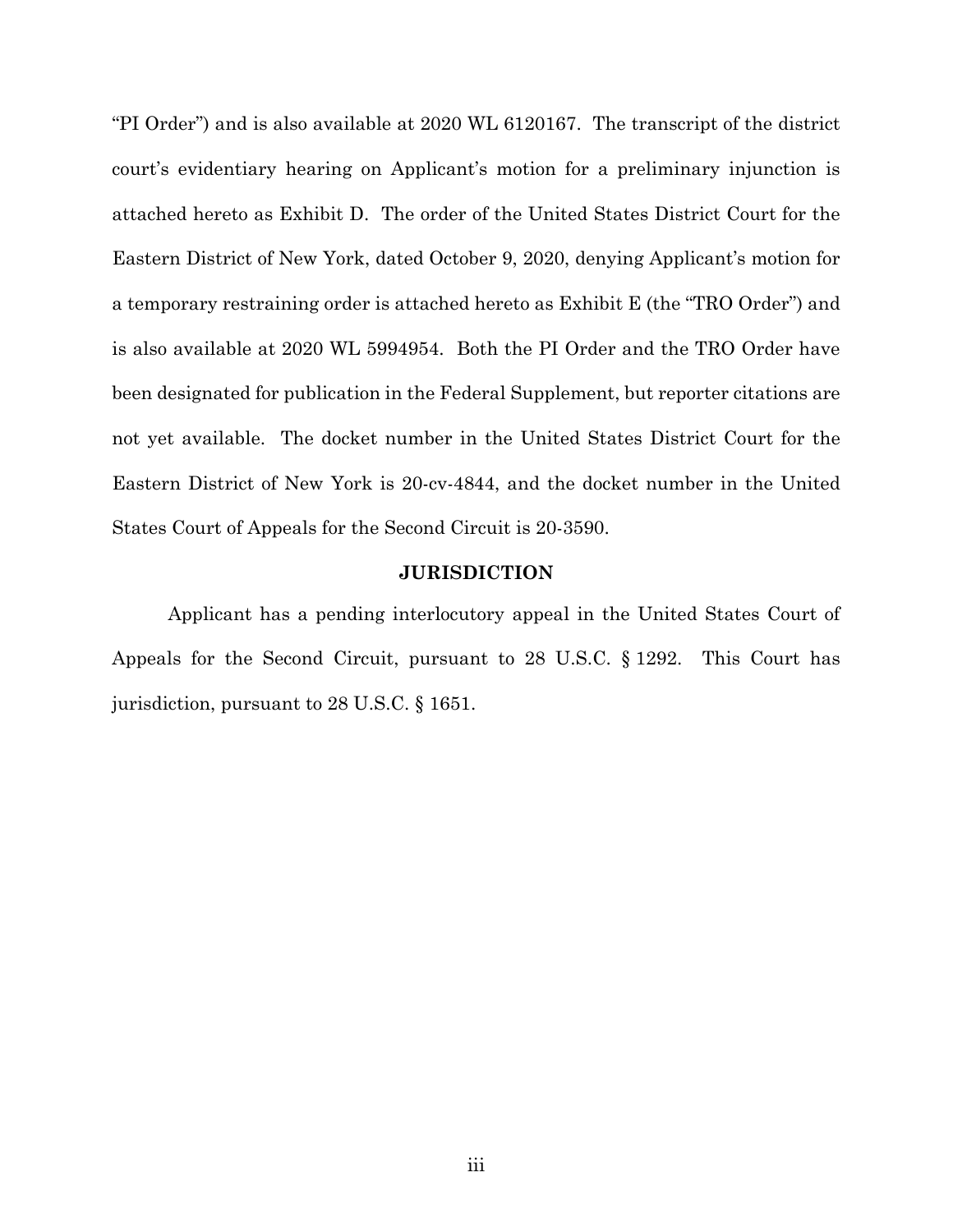"PI Order") and is also available at 2020 WL 6120167. The transcript of the district court's evidentiary hearing on Applicant's motion for a preliminary injunction is attached hereto as Exhibit D. The order of the United States District Court for the Eastern District of New York, dated October 9, 2020, denying Applicant's motion for a temporary restraining order is attached hereto as Exhibit E (the "TRO Order") and is also available at 2020 WL 5994954. Both the PI Order and the TRO Order have been designated for publication in the Federal Supplement, but reporter citations are not yet available. The docket number in the United States District Court for the Eastern District of New York is 20-cv-4844, and the docket number in the United States Court of Appeals for the Second Circuit is 20-3590.

## JURISDICTION

Applicant has a pending interlocutory appeal in the United States Court of Appeals for the Second Circuit, pursuant to 28 U.S.C. § 1292. This Court has jurisdiction, pursuant to 28 U.S.C. § 1651.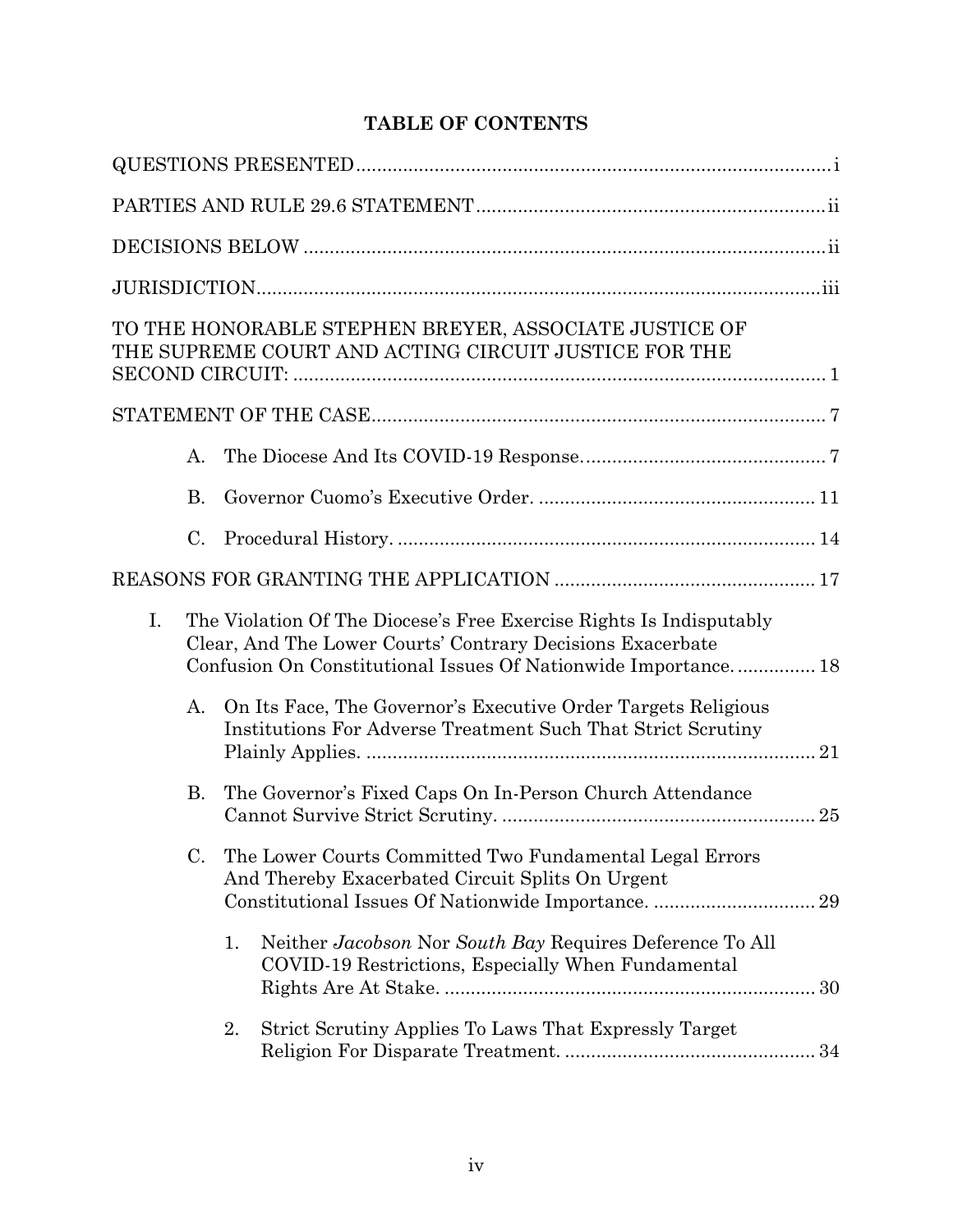# TABLE OF CONTENTS

QUESTIONS PRESENTED .......... i

PARTIES AND RULE 29.6 STATEMENT .......... ii

DECISIONS BELOW .......... ii

JURISDICTION .......... iii

TO THE HONORABLE STEPHEN BREYER, ASSOCIATE JUSTICE OF THE SUPREME COURT AND ACTING CIRCUIT JUSTICE FOR THE SECOND CIRCUIT: .......... 1

STATEMENT OF THE CASE .......... 7

- A. The Diocese And Its COVID-19 Response. .......... 7
- B. Governor Cuomo's Executive Order. .......... 11
- C. Procedural History. .......... 14

REASONS FOR GRANTING THE APPLICATION .......... 17

- I. The Violation Of The Diocese's Free Exercise Rights Is Indisputably Clear, And The Lower Courts' Contrary Decisions Exacerbate Confusion On Constitutional Issues Of Nationwide Importance. .......... 18
  - A. On Its Face, The Governor's Executive Order Targets Religious Institutions For Adverse Treatment Such That Strict Scrutiny Plainly Applies. .......... 21
  - B. The Governor's Fixed Caps On In-Person Church Attendance Cannot Survive Strict Scrutiny. .......... 25
  - C. The Lower Courts Committed Two Fundamental Legal Errors And Thereby Exacerbated Circuit Splits On Urgent Constitutional Issues Of Nationwide Importance. .......... 29
    - 1. Neither *Jacobson* Nor *South Bay* Requires Deference To All COVID-19 Restrictions, Especially When Fundamental Rights Are At Stake. .......... 30
    - 2. Strict Scrutiny Applies To Laws That Expressly Target Religion For Disparate Treatment. .......... 34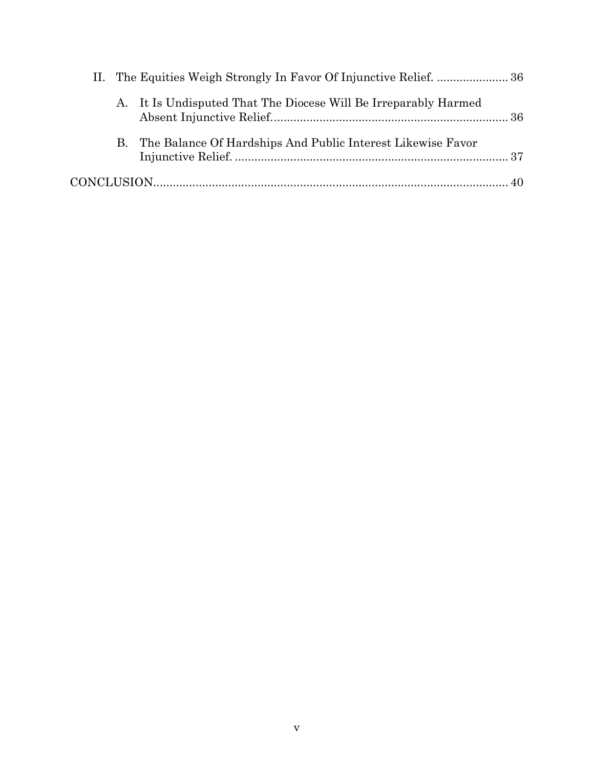II. The Equities Weigh Strongly In Favor Of Injunctive Relief. ...................... 36

  A. It Is Undisputed That The Diocese Will Be Irreparably Harmed Absent Injunctive Relief. ........................................................................ 36

  B. The Balance Of Hardships And Public Interest Likewise Favor Injunctive Relief. .................................................................................... 37

CONCLUSION............................................................................................................ 40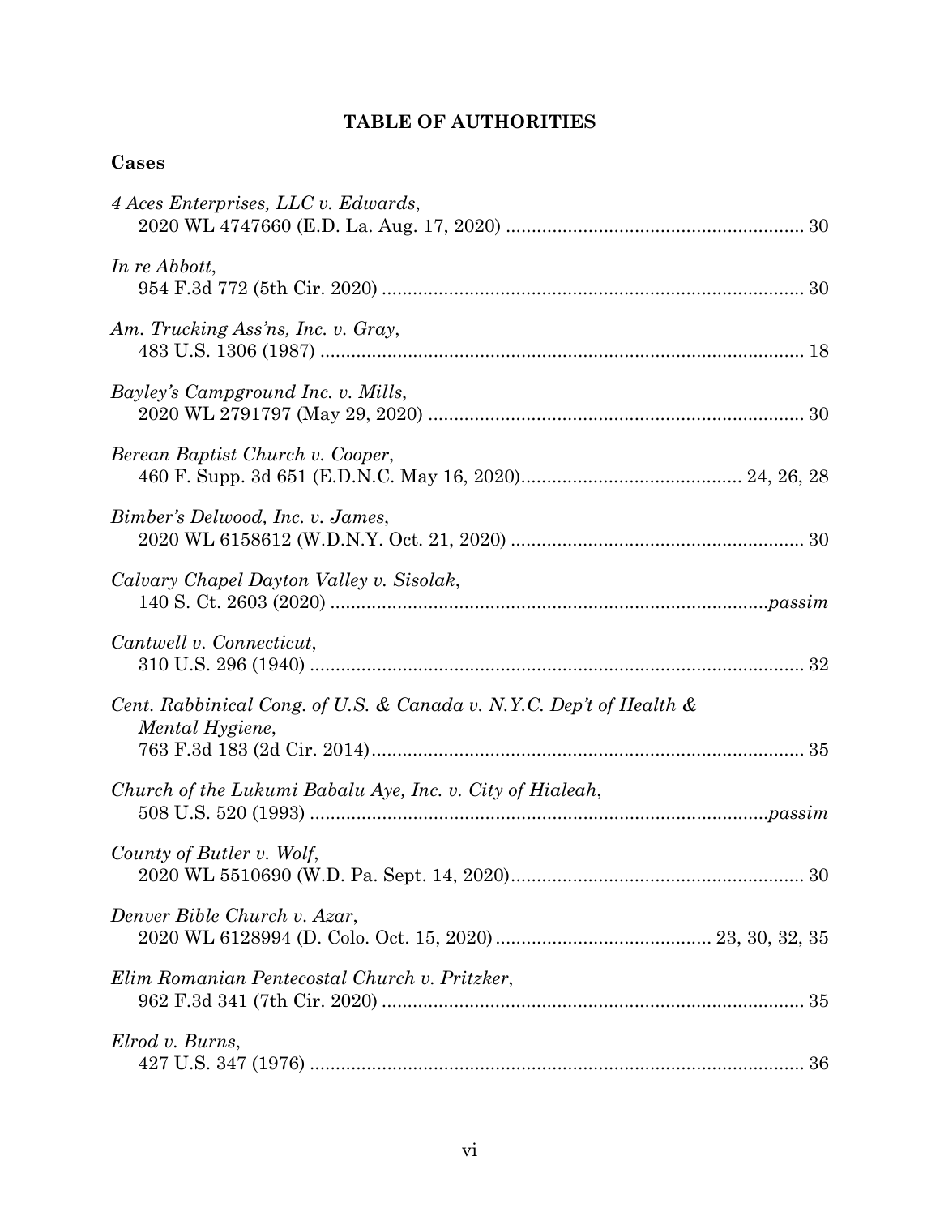## TABLE OF AUTHORITIES

### Cases

*4 Aces Enterprises, LLC v. Edwards*,
2020 WL 4747660 (E.D. La. Aug. 17, 2020) .......................................................... 30

*In re Abbott*,
954 F.3d 772 (5th Cir. 2020) ................................................................................. 30

*Am. Trucking Ass'ns, Inc. v. Gray*,
483 U.S. 1306 (1987) ............................................................................................. 18

*Bayley's Campground Inc. v. Mills*,
2020 WL 2791797 (May 29, 2020) ........................................................................ 30

*Berean Baptist Church v. Cooper*,
460 F. Supp. 3d 651 (E.D.N.C. May 16, 2020).......................................... 24, 26, 28

*Bimber's Delwood, Inc. v. James*,
2020 WL 6158612 (W.D.N.Y. Oct. 21, 2020) ........................................................ 30

*Calvary Chapel Dayton Valley v. Sisolak*,
140 S. Ct. 2603 (2020) ....................................................................................*passim*

*Cantwell v. Connecticut*,
310 U.S. 296 (1940) ................................................................................................ 32

*Cent. Rabbinical Cong. of U.S. & Canada v. N.Y.C. Dep't of Health & Mental Hygiene*,
763 F.3d 183 (2d Cir. 2014)................................................................................... 35

*Church of the Lukumi Babalu Aye, Inc. v. City of Hialeah*,
508 U.S. 520 (1993) .........................................................................................*passim*

*County of Butler v. Wolf*,
2020 WL 5510690 (W.D. Pa. Sept. 14, 2020)........................................................ 30

*Denver Bible Church v. Azar*,
2020 WL 6128994 (D. Colo. Oct. 15, 2020) .......................................... 23, 30, 32, 35

*Elim Romanian Pentecostal Church v. Pritzker*,
962 F.3d 341 (7th Cir. 2020) .................................................................................. 35

*Elrod v. Burns*,
427 U.S. 347 (1976) ................................................................................................ 36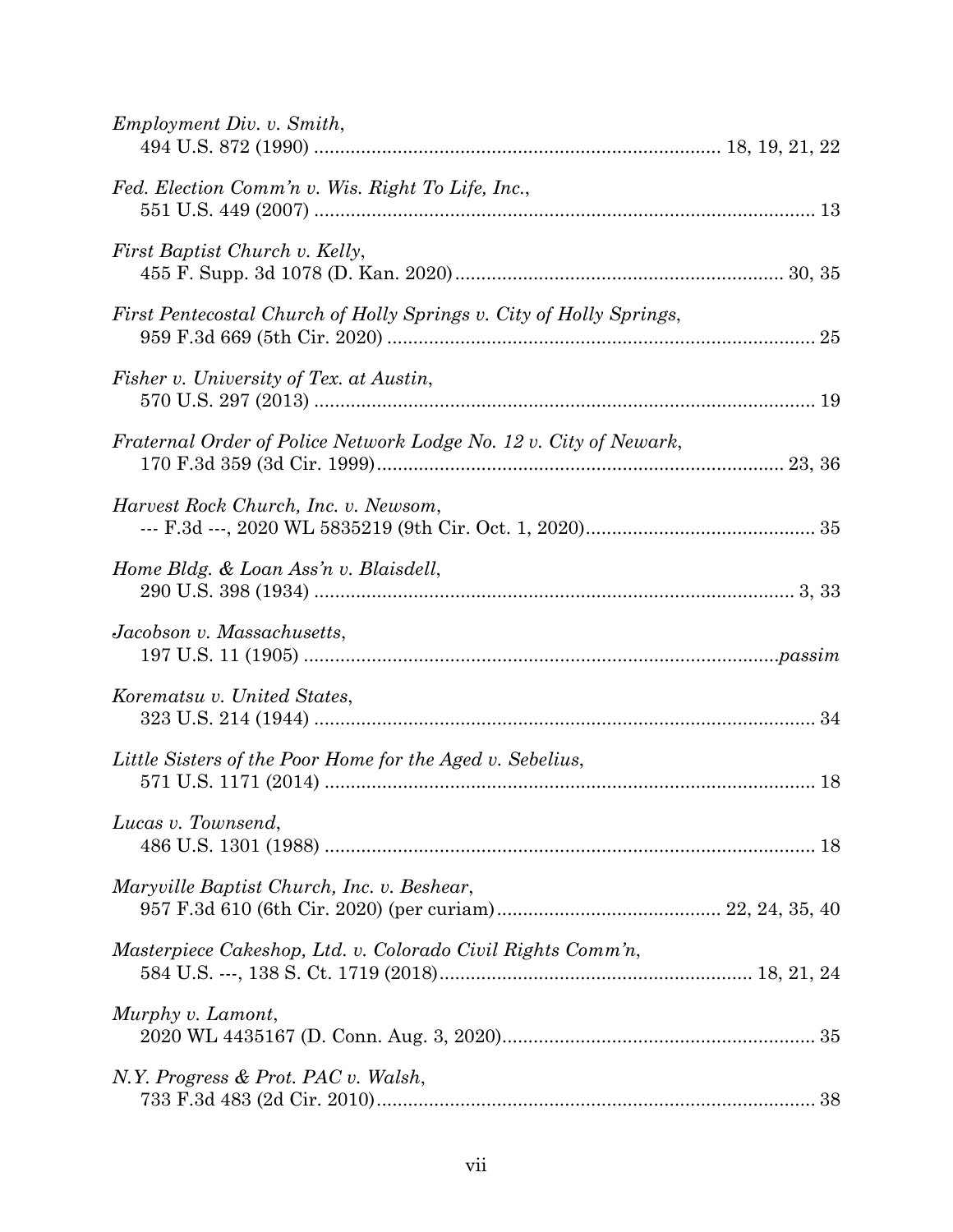*Employment Div. v. Smith*,
494 U.S. 872 (1990) .............................................................................. 18, 19, 21, 22

*Fed. Election Comm'n v. Wis. Right To Life, Inc.*,
551 U.S. 449 (2007) ................................................................................................ 13

*First Baptist Church v. Kelly*,
455 F. Supp. 3d 1078 (D. Kan. 2020) ............................................................... 30, 35

*First Pentecostal Church of Holly Springs v. City of Holly Springs*,
959 F.3d 669 (5th Cir. 2020) .................................................................................. 25

*Fisher v. University of Tex. at Austin*,
570 U.S. 297 (2013) ................................................................................................ 19

*Fraternal Order of Police Network Lodge No. 12 v. City of Newark*,
170 F.3d 359 (3d Cir. 1999) ............................................................................... 23, 36

*Harvest Rock Church, Inc. v. Newsom*,
--- F.3d ---, 2020 WL 5835219 (9th Cir. Oct. 1, 2020) ............................................ 35

*Home Bldg. & Loan Ass'n v. Blaisdell*,
290 U.S. 398 (1934) ............................................................................................ 3, 33

*Jacobson v. Massachusetts*,
197 U.S. 11 (1905) ............................................................................................ *passim*

*Korematsu v. United States*,
323 U.S. 214 (1944) ................................................................................................ 34

*Little Sisters of the Poor Home for the Aged v. Sebelius*,
571 U.S. 1171 (2014) .............................................................................................. 18

*Lucas v. Townsend*,
486 U.S. 1301 (1988) .............................................................................................. 18

*Maryville Baptist Church, Inc. v. Beshear*,
957 F.3d 610 (6th Cir. 2020) (per curiam) ........................................... 22, 24, 35, 40

*Masterpiece Cakeshop, Ltd. v. Colorado Civil Rights Comm'n*,
584 U.S. ---, 138 S. Ct. 1719 (2018) ........................................................... 18, 21, 24

*Murphy v. Lamont*,
2020 WL 4435167 (D. Conn. Aug. 3, 2020) ............................................................ 35

*N.Y. Progress & Prot. PAC v. Walsh*,
733 F.3d 483 (2d Cir. 2010) .................................................................................... 38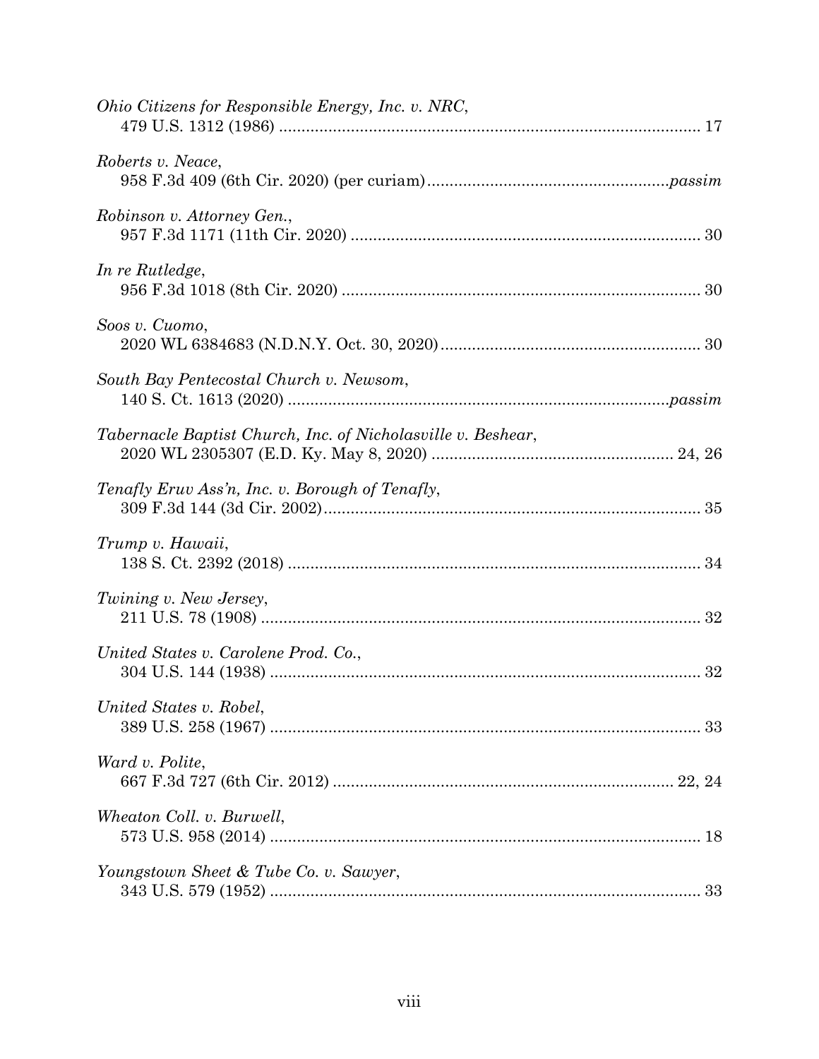*Ohio Citizens for Responsible Energy, Inc. v. NRC*,
479 U.S. 1312 (1986) ............................................................................................ 17

*Roberts v. Neace*,
958 F.3d 409 (6th Cir. 2020) (per curiam).....................................................*passim*

*Robinson v. Attorney Gen.*,
957 F.3d 1171 (11th Cir. 2020) ............................................................................ 30

*In re Rutledge*,
956 F.3d 1018 (8th Cir. 2020) .............................................................................. 30

*Soos v. Cuomo*,
2020 WL 6384683 (N.D.N.Y. Oct. 30, 2020)........................................................ 30

*South Bay Pentecostal Church v. Newsom*,
140 S. Ct. 1613 (2020) ....................................................................................*passim*

*Tabernacle Baptist Church, Inc. of Nicholasville v. Beshear*,
2020 WL 2305307 (E.D. Ky. May 8, 2020) ..................................................... 24, 26

*Tenafly Eruv Ass'n, Inc. v. Borough of Tenafly*,
309 F.3d 144 (3d Cir. 2002).................................................................................. 35

*Trump v. Hawaii*,
138 S. Ct. 2392 (2018) .......................................................................................... 34

*Twining v. New Jersey*,
211 U.S. 78 (1908) ................................................................................................. 32

*United States v. Carolene Prod. Co.*,
304 U.S. 144 (1938) ............................................................................................... 32

*United States v. Robel*,
389 U.S. 258 (1967) ............................................................................................... 33

*Ward v. Polite*,
667 F.3d 727 (6th Cir. 2012) ........................................................................... 22, 24

*Wheaton Coll. v. Burwell*,
573 U.S. 958 (2014) ............................................................................................... 18

*Youngstown Sheet & Tube Co. v. Sawyer*,
343 U.S. 579 (1952) ............................................................................................... 33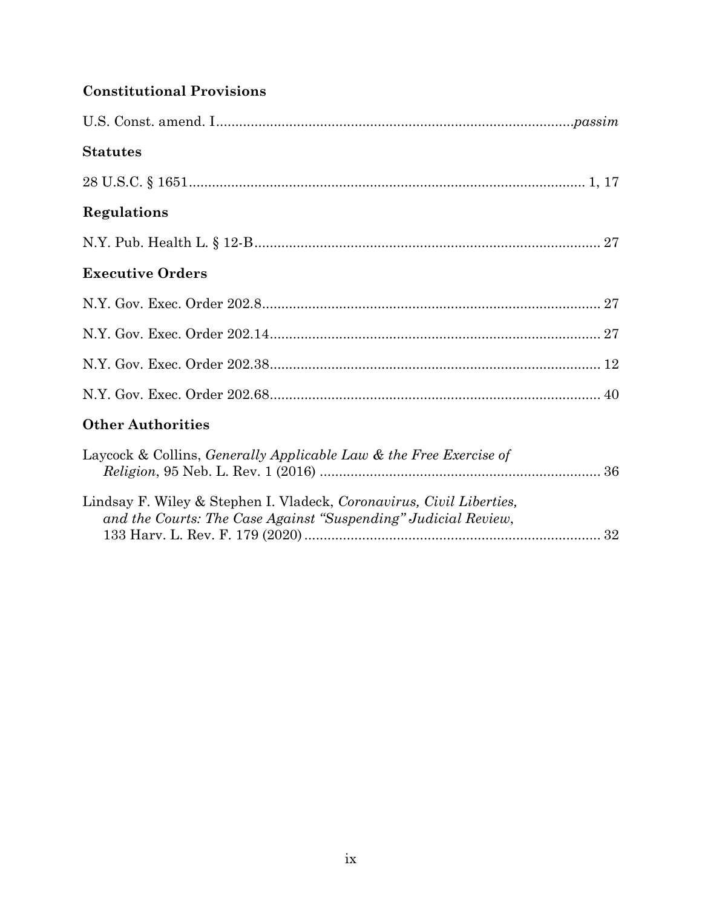**Constitutional Provisions**

U.S. Const. amend. I .......................................................................................... *passim*

**Statutes**

28 U.S.C. § 1651 ...................................................................................................... 1, 17

**Regulations**

N.Y. Pub. Health L. § 12-B ......................................................................................... 27

**Executive Orders**

N.Y. Gov. Exec. Order 202.8 ....................................................................................... 27

N.Y. Gov. Exec. Order 202.14 ..................................................................................... 27

N.Y. Gov. Exec. Order 202.38 ..................................................................................... 12

N.Y. Gov. Exec. Order 202.68 ..................................................................................... 40

**Other Authorities**

Laycock & Collins, *Generally Applicable Law & the Free Exercise of Religion*, 95 Neb. L. Rev. 1 (2016) ......................................................................... 36

Lindsay F. Wiley & Stephen I. Vladeck, *Coronavirus, Civil Liberties, and the Courts: The Case Against "Suspending" Judicial Review*, 133 Harv. L. Rev. F. 179 (2020) ............................................................................ 32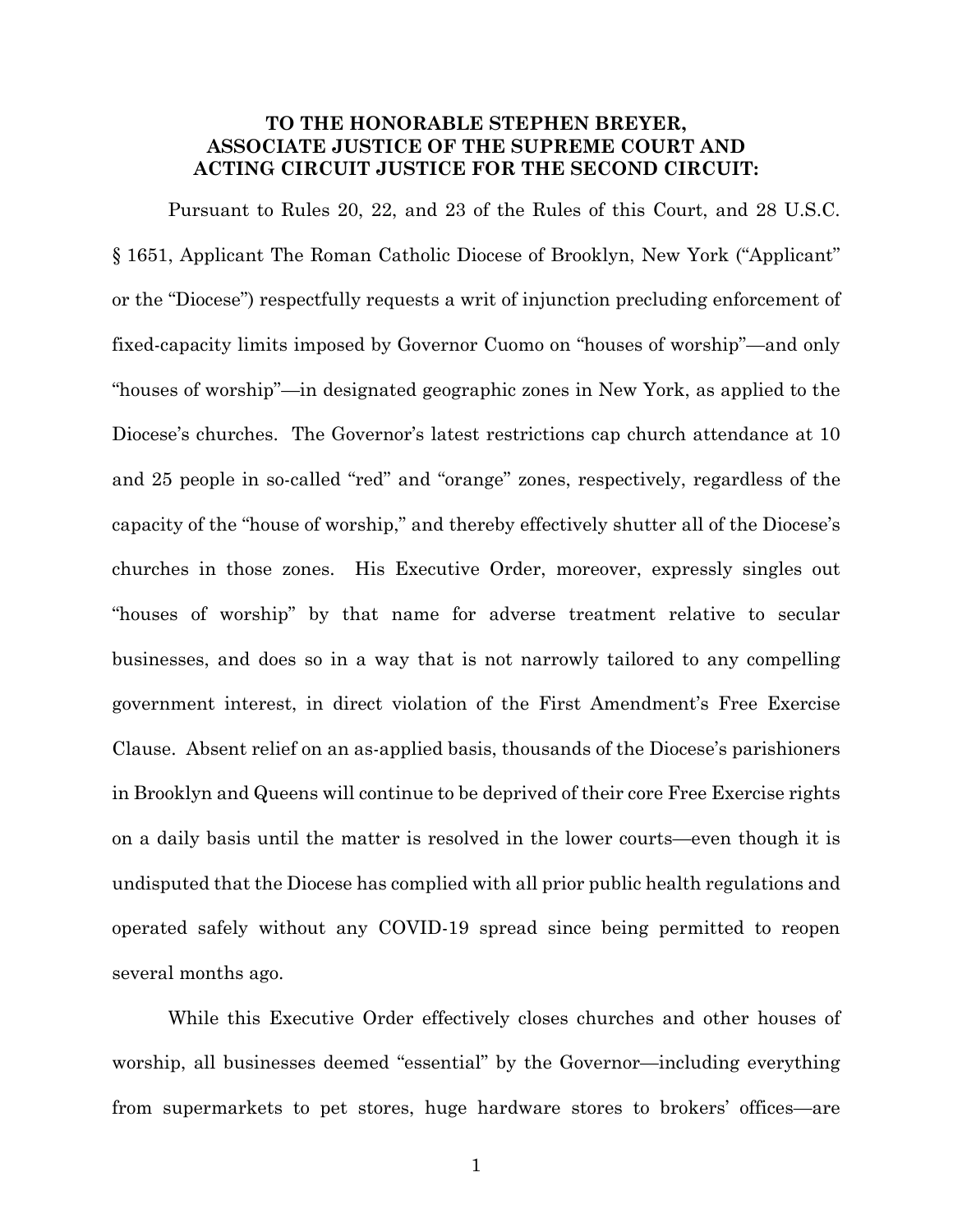**TO THE HONORABLE STEPHEN BREYER, ASSOCIATE JUSTICE OF THE SUPREME COURT AND ACTING CIRCUIT JUSTICE FOR THE SECOND CIRCUIT:**

Pursuant to Rules 20, 22, and 23 of the Rules of this Court, and 28 U.S.C. § 1651, Applicant The Roman Catholic Diocese of Brooklyn, New York ("Applicant" or the "Diocese") respectfully requests a writ of injunction precluding enforcement of fixed-capacity limits imposed by Governor Cuomo on "houses of worship"—and only "houses of worship"—in designated geographic zones in New York, as applied to the Diocese's churches. The Governor's latest restrictions cap church attendance at 10 and 25 people in so-called "red" and "orange" zones, respectively, regardless of the capacity of the "house of worship," and thereby effectively shutter all of the Diocese's churches in those zones. His Executive Order, moreover, expressly singles out "houses of worship" by that name for adverse treatment relative to secular businesses, and does so in a way that is not narrowly tailored to any compelling government interest, in direct violation of the First Amendment's Free Exercise Clause. Absent relief on an as-applied basis, thousands of the Diocese's parishioners in Brooklyn and Queens will continue to be deprived of their core Free Exercise rights on a daily basis until the matter is resolved in the lower courts—even though it is undisputed that the Diocese has complied with all prior public health regulations and operated safely without any COVID-19 spread since being permitted to reopen several months ago.

While this Executive Order effectively closes churches and other houses of worship, all businesses deemed "essential" by the Governor—including everything from supermarkets to pet stores, huge hardware stores to brokers' offices—are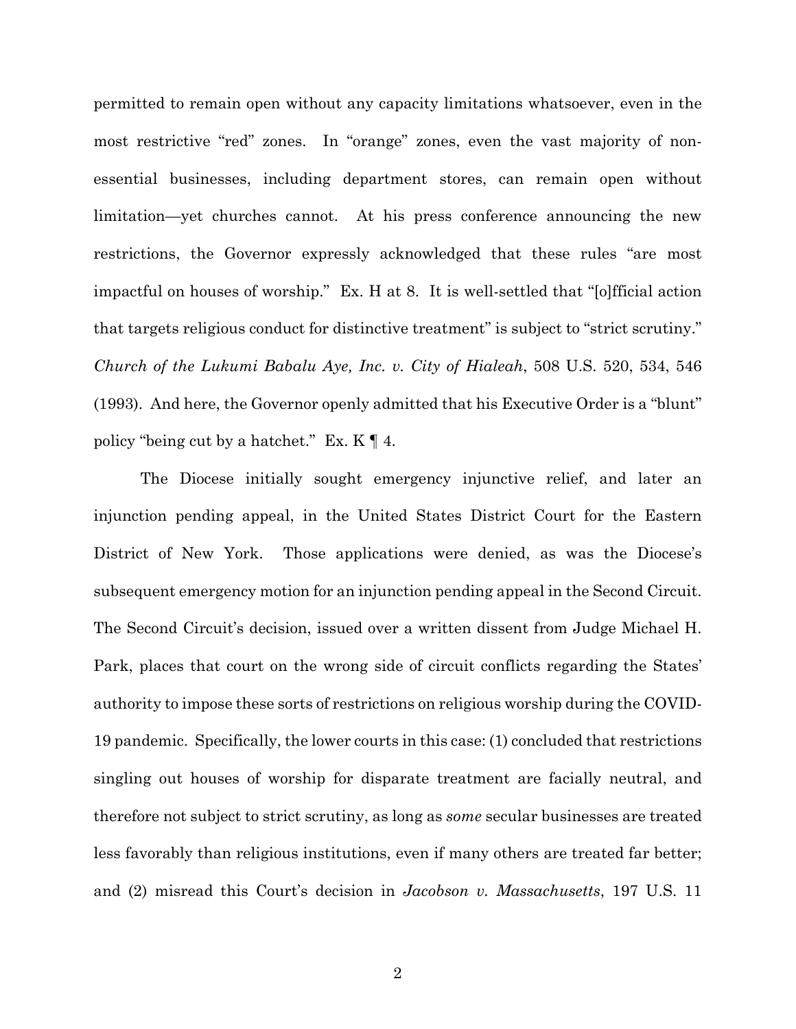permitted to remain open without any capacity limitations whatsoever, even in the most restrictive "red" zones. In "orange" zones, even the vast majority of non-essential businesses, including department stores, can remain open without limitation—yet churches cannot. At his press conference announcing the new restrictions, the Governor expressly acknowledged that these rules "are most impactful on houses of worship." Ex. H at 8. It is well-settled that "[o]fficial action that targets religious conduct for distinctive treatment" is subject to "strict scrutiny." *Church of the Lukumi Babalu Aye, Inc. v. City of Hialeah*, 508 U.S. 520, 534, 546 (1993). And here, the Governor openly admitted that his Executive Order is a "blunt" policy "being cut by a hatchet." Ex. K ¶ 4.

The Diocese initially sought emergency injunctive relief, and later an injunction pending appeal, in the United States District Court for the Eastern District of New York. Those applications were denied, as was the Diocese's subsequent emergency motion for an injunction pending appeal in the Second Circuit. The Second Circuit's decision, issued over a written dissent from Judge Michael H. Park, places that court on the wrong side of circuit conflicts regarding the States' authority to impose these sorts of restrictions on religious worship during the COVID-19 pandemic. Specifically, the lower courts in this case: (1) concluded that restrictions singling out houses of worship for disparate treatment are facially neutral, and therefore not subject to strict scrutiny, as long as *some* secular businesses are treated less favorably than religious institutions, even if many others are treated far better; and (2) misread this Court's decision in *Jacobson v. Massachusetts*, 197 U.S. 11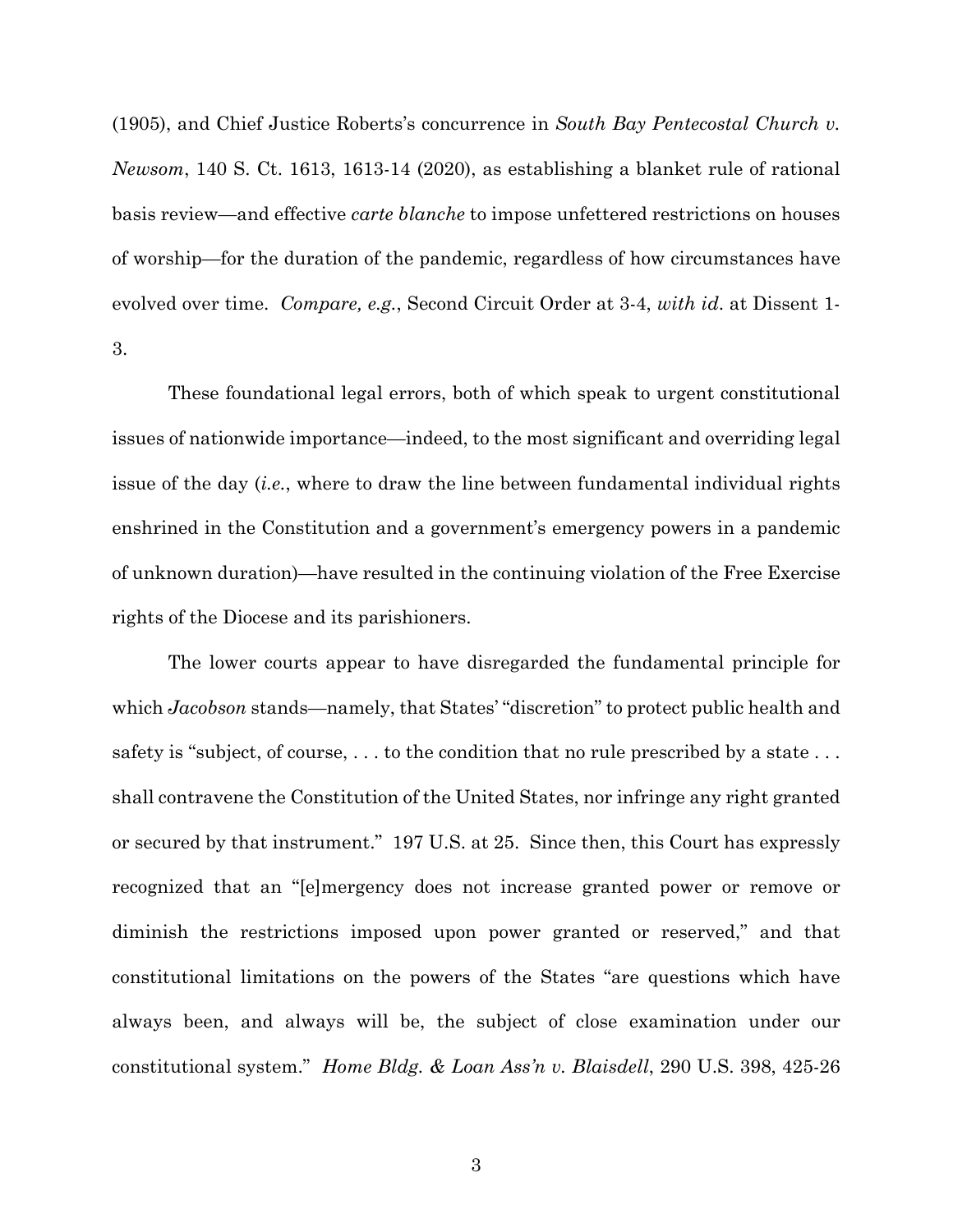(1905), and Chief Justice Roberts's concurrence in *South Bay Pentecostal Church v. Newsom*, 140 S. Ct. 1613, 1613-14 (2020), as establishing a blanket rule of rational basis review—and effective *carte blanche* to impose unfettered restrictions on houses of worship—for the duration of the pandemic, regardless of how circumstances have evolved over time. *Compare, e.g.*, Second Circuit Order at 3-4, *with id*. at Dissent 1-3.

These foundational legal errors, both of which speak to urgent constitutional issues of nationwide importance—indeed, to the most significant and overriding legal issue of the day (*i.e.*, where to draw the line between fundamental individual rights enshrined in the Constitution and a government's emergency powers in a pandemic of unknown duration)—have resulted in the continuing violation of the Free Exercise rights of the Diocese and its parishioners.

The lower courts appear to have disregarded the fundamental principle for which *Jacobson* stands—namely, that States' "discretion" to protect public health and safety is "subject, of course, . . . to the condition that no rule prescribed by a state . . . shall contravene the Constitution of the United States, nor infringe any right granted or secured by that instrument." 197 U.S. at 25. Since then, this Court has expressly recognized that an "[e]mergency does not increase granted power or remove or diminish the restrictions imposed upon power granted or reserved," and that constitutional limitations on the powers of the States "are questions which have always been, and always will be, the subject of close examination under our constitutional system." *Home Bldg. & Loan Ass'n v. Blaisdell*, 290 U.S. 398, 425-26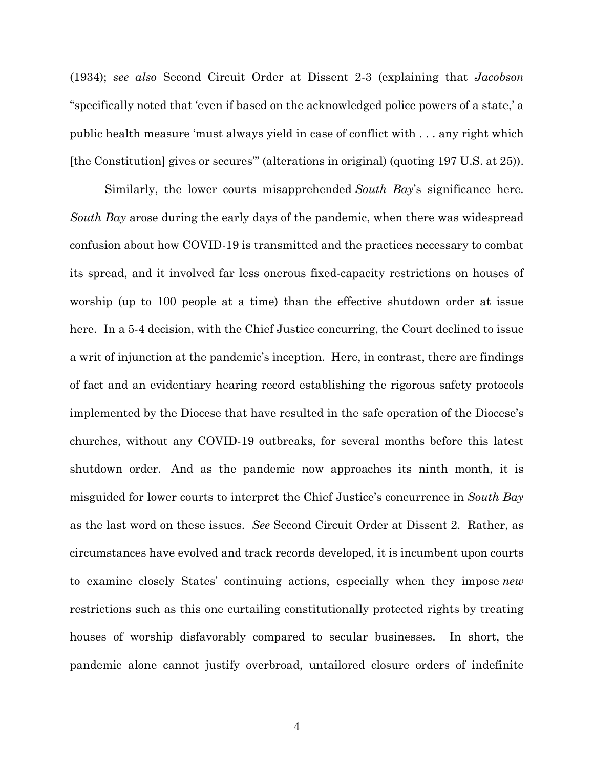(1934); *see also* Second Circuit Order at Dissent 2-3 (explaining that *Jacobson* "specifically noted that 'even if based on the acknowledged police powers of a state,' a public health measure 'must always yield in case of conflict with . . . any right which [the Constitution] gives or secures'" (alterations in original) (quoting 197 U.S. at 25)).

Similarly, the lower courts misapprehended *South Bay*'s significance here. *South Bay* arose during the early days of the pandemic, when there was widespread confusion about how COVID-19 is transmitted and the practices necessary to combat its spread, and it involved far less onerous fixed-capacity restrictions on houses of worship (up to 100 people at a time) than the effective shutdown order at issue here. In a 5-4 decision, with the Chief Justice concurring, the Court declined to issue a writ of injunction at the pandemic's inception. Here, in contrast, there are findings of fact and an evidentiary hearing record establishing the rigorous safety protocols implemented by the Diocese that have resulted in the safe operation of the Diocese's churches, without any COVID-19 outbreaks, for several months before this latest shutdown order. And as the pandemic now approaches its ninth month, it is misguided for lower courts to interpret the Chief Justice's concurrence in *South Bay* as the last word on these issues. *See* Second Circuit Order at Dissent 2. Rather, as circumstances have evolved and track records developed, it is incumbent upon courts to examine closely States' continuing actions, especially when they impose *new* restrictions such as this one curtailing constitutionally protected rights by treating houses of worship disfavorably compared to secular businesses. In short, the pandemic alone cannot justify overbroad, untailored closure orders of indefinite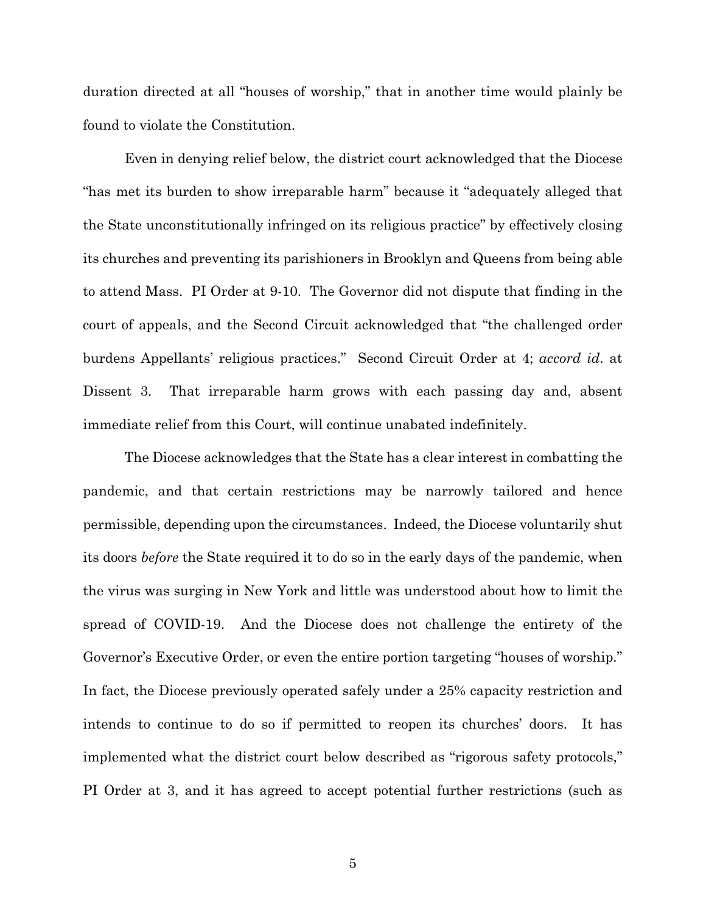duration directed at all "houses of worship," that in another time would plainly be found to violate the Constitution.

Even in denying relief below, the district court acknowledged that the Diocese "has met its burden to show irreparable harm" because it "adequately alleged that the State unconstitutionally infringed on its religious practice" by effectively closing its churches and preventing its parishioners in Brooklyn and Queens from being able to attend Mass. PI Order at 9-10. The Governor did not dispute that finding in the court of appeals, and the Second Circuit acknowledged that "the challenged order burdens Appellants' religious practices." Second Circuit Order at 4; *accord id*. at Dissent 3. That irreparable harm grows with each passing day and, absent immediate relief from this Court, will continue unabated indefinitely.

The Diocese acknowledges that the State has a clear interest in combatting the pandemic, and that certain restrictions may be narrowly tailored and hence permissible, depending upon the circumstances. Indeed, the Diocese voluntarily shut its doors *before* the State required it to do so in the early days of the pandemic, when the virus was surging in New York and little was understood about how to limit the spread of COVID-19. And the Diocese does not challenge the entirety of the Governor's Executive Order, or even the entire portion targeting "houses of worship." In fact, the Diocese previously operated safely under a 25% capacity restriction and intends to continue to do so if permitted to reopen its churches' doors. It has implemented what the district court below described as "rigorous safety protocols," PI Order at 3, and it has agreed to accept potential further restrictions (such as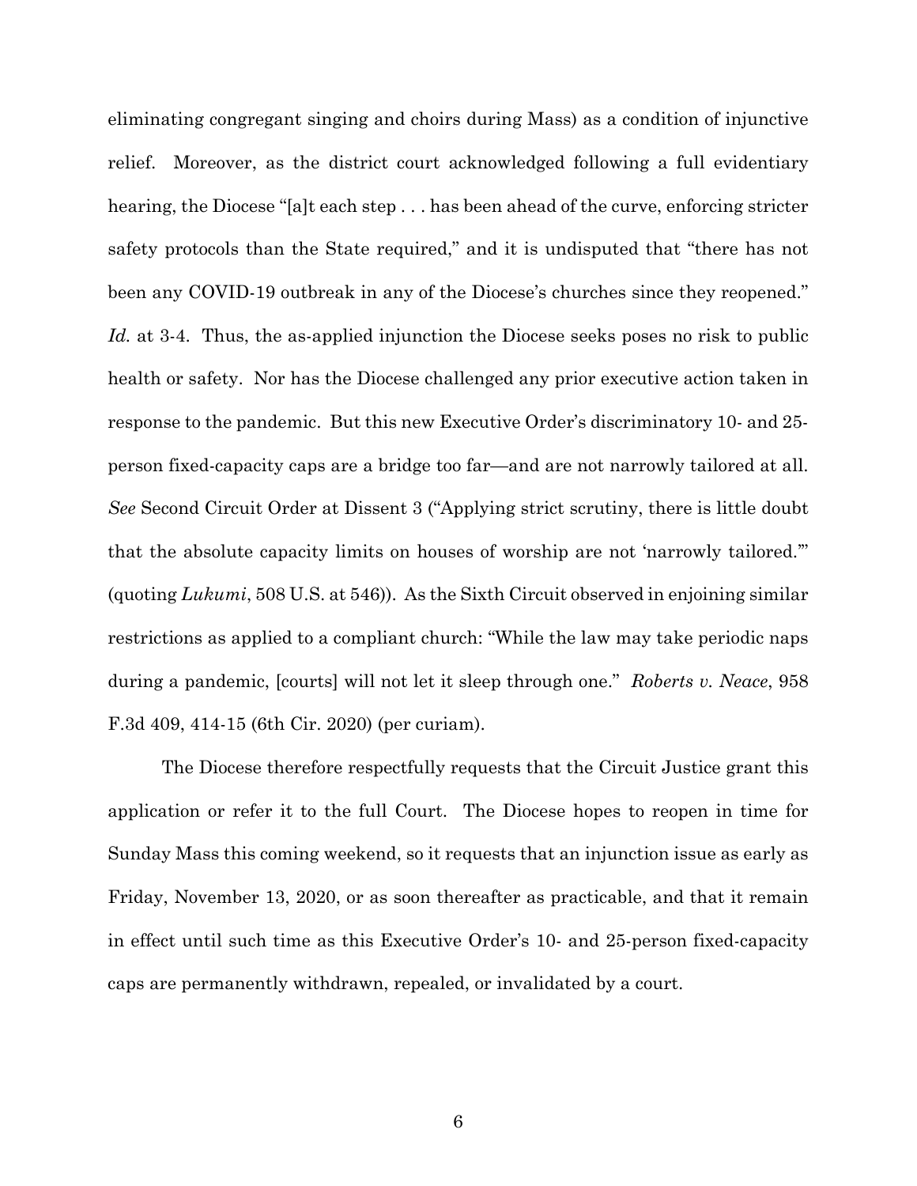eliminating congregant singing and choirs during Mass) as a condition of injunctive relief. Moreover, as the district court acknowledged following a full evidentiary hearing, the Diocese "[a]t each step . . . has been ahead of the curve, enforcing stricter safety protocols than the State required," and it is undisputed that "there has not been any COVID-19 outbreak in any of the Diocese's churches since they reopened." *Id.* at 3-4. Thus, the as-applied injunction the Diocese seeks poses no risk to public health or safety. Nor has the Diocese challenged any prior executive action taken in response to the pandemic. But this new Executive Order's discriminatory 10- and 25-person fixed-capacity caps are a bridge too far—and are not narrowly tailored at all. *See* Second Circuit Order at Dissent 3 ("Applying strict scrutiny, there is little doubt that the absolute capacity limits on houses of worship are not 'narrowly tailored.'" (quoting *Lukumi*, 508 U.S. at 546)). As the Sixth Circuit observed in enjoining similar restrictions as applied to a compliant church: "While the law may take periodic naps during a pandemic, [courts] will not let it sleep through one." *Roberts v. Neace*, 958 F.3d 409, 414-15 (6th Cir. 2020) (per curiam).

The Diocese therefore respectfully requests that the Circuit Justice grant this application or refer it to the full Court. The Diocese hopes to reopen in time for Sunday Mass this coming weekend, so it requests that an injunction issue as early as Friday, November 13, 2020, or as soon thereafter as practicable, and that it remain in effect until such time as this Executive Order's 10- and 25-person fixed-capacity caps are permanently withdrawn, repealed, or invalidated by a court.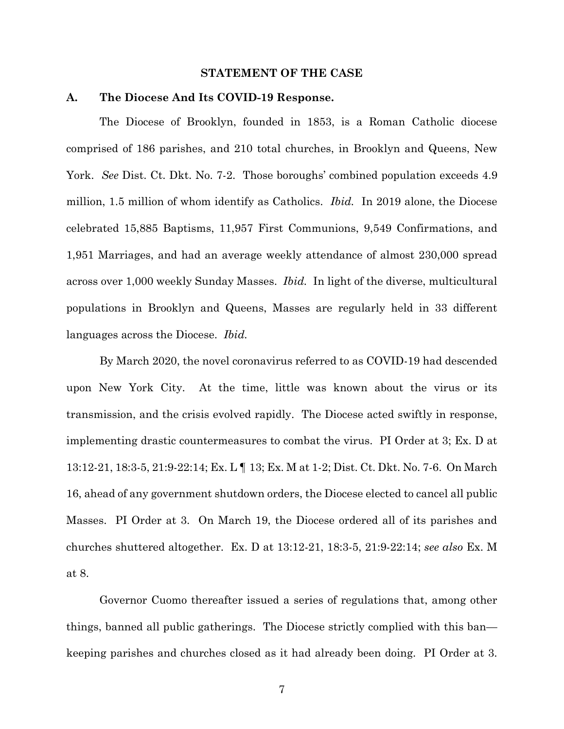## STATEMENT OF THE CASE

### A. The Diocese And Its COVID-19 Response.

The Diocese of Brooklyn, founded in 1853, is a Roman Catholic diocese comprised of 186 parishes, and 210 total churches, in Brooklyn and Queens, New York. *See* Dist. Ct. Dkt. No. 7-2. Those boroughs' combined population exceeds 4.9 million, 1.5 million of whom identify as Catholics. *Ibid.* In 2019 alone, the Diocese celebrated 15,885 Baptisms, 11,957 First Communions, 9,549 Confirmations, and 1,951 Marriages, and had an average weekly attendance of almost 230,000 spread across over 1,000 weekly Sunday Masses. *Ibid.* In light of the diverse, multicultural populations in Brooklyn and Queens, Masses are regularly held in 33 different languages across the Diocese. *Ibid.*

By March 2020, the novel coronavirus referred to as COVID-19 had descended upon New York City. At the time, little was known about the virus or its transmission, and the crisis evolved rapidly. The Diocese acted swiftly in response, implementing drastic countermeasures to combat the virus. PI Order at 3; Ex. D at 13:12-21, 18:3-5, 21:9-22:14; Ex. L ¶ 13; Ex. M at 1-2; Dist. Ct. Dkt. No. 7-6. On March 16, ahead of any government shutdown orders, the Diocese elected to cancel all public Masses. PI Order at 3. On March 19, the Diocese ordered all of its parishes and churches shuttered altogether. Ex. D at 13:12-21, 18:3-5, 21:9-22:14; *see also* Ex. M at 8.

Governor Cuomo thereafter issued a series of regulations that, among other things, banned all public gatherings. The Diocese strictly complied with this ban—keeping parishes and churches closed as it had already been doing. PI Order at 3.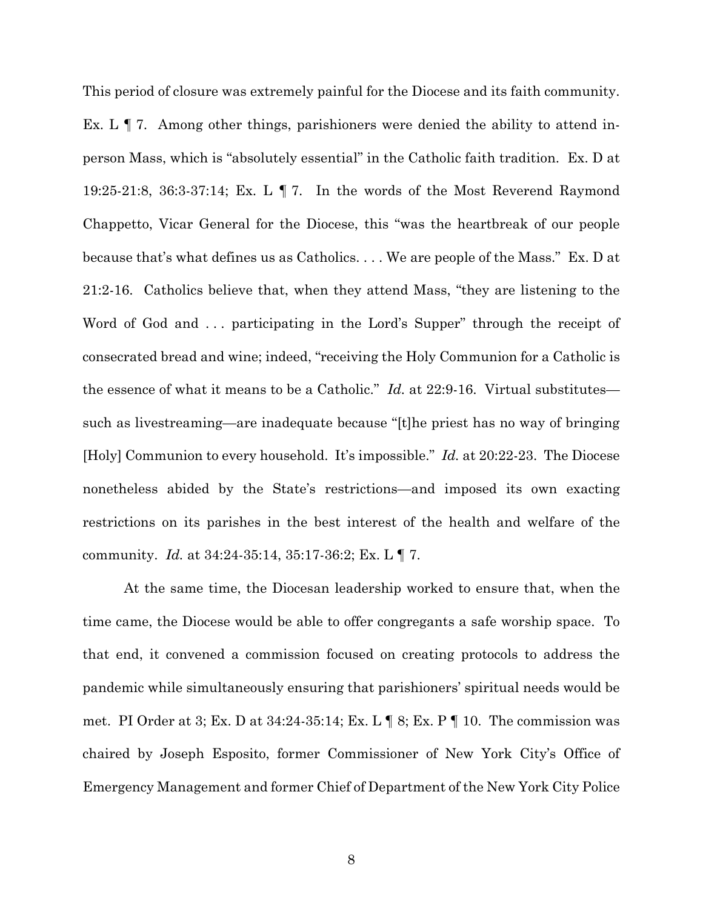This period of closure was extremely painful for the Diocese and its faith community. Ex. L ¶ 7. Among other things, parishioners were denied the ability to attend in-person Mass, which is "absolutely essential" in the Catholic faith tradition. Ex. D at 19:25-21:8, 36:3-37:14; Ex. L ¶ 7. In the words of the Most Reverend Raymond Chappetto, Vicar General for the Diocese, this "was the heartbreak of our people because that's what defines us as Catholics. . . . We are people of the Mass." Ex. D at 21:2-16. Catholics believe that, when they attend Mass, "they are listening to the Word of God and . . . participating in the Lord's Supper" through the receipt of consecrated bread and wine; indeed, "receiving the Holy Communion for a Catholic is the essence of what it means to be a Catholic." *Id.* at 22:9-16. Virtual substitutes—such as livestreaming—are inadequate because "[t]he priest has no way of bringing [Holy] Communion to every household. It's impossible." *Id.* at 20:22-23. The Diocese nonetheless abided by the State's restrictions—and imposed its own exacting restrictions on its parishes in the best interest of the health and welfare of the community. *Id.* at 34:24-35:14, 35:17-36:2; Ex. L ¶ 7.

At the same time, the Diocesan leadership worked to ensure that, when the time came, the Diocese would be able to offer congregants a safe worship space. To that end, it convened a commission focused on creating protocols to address the pandemic while simultaneously ensuring that parishioners' spiritual needs would be met. PI Order at 3; Ex. D at 34:24-35:14; Ex. L ¶ 8; Ex. P ¶ 10. The commission was chaired by Joseph Esposito, former Commissioner of New York City's Office of Emergency Management and former Chief of Department of the New York City Police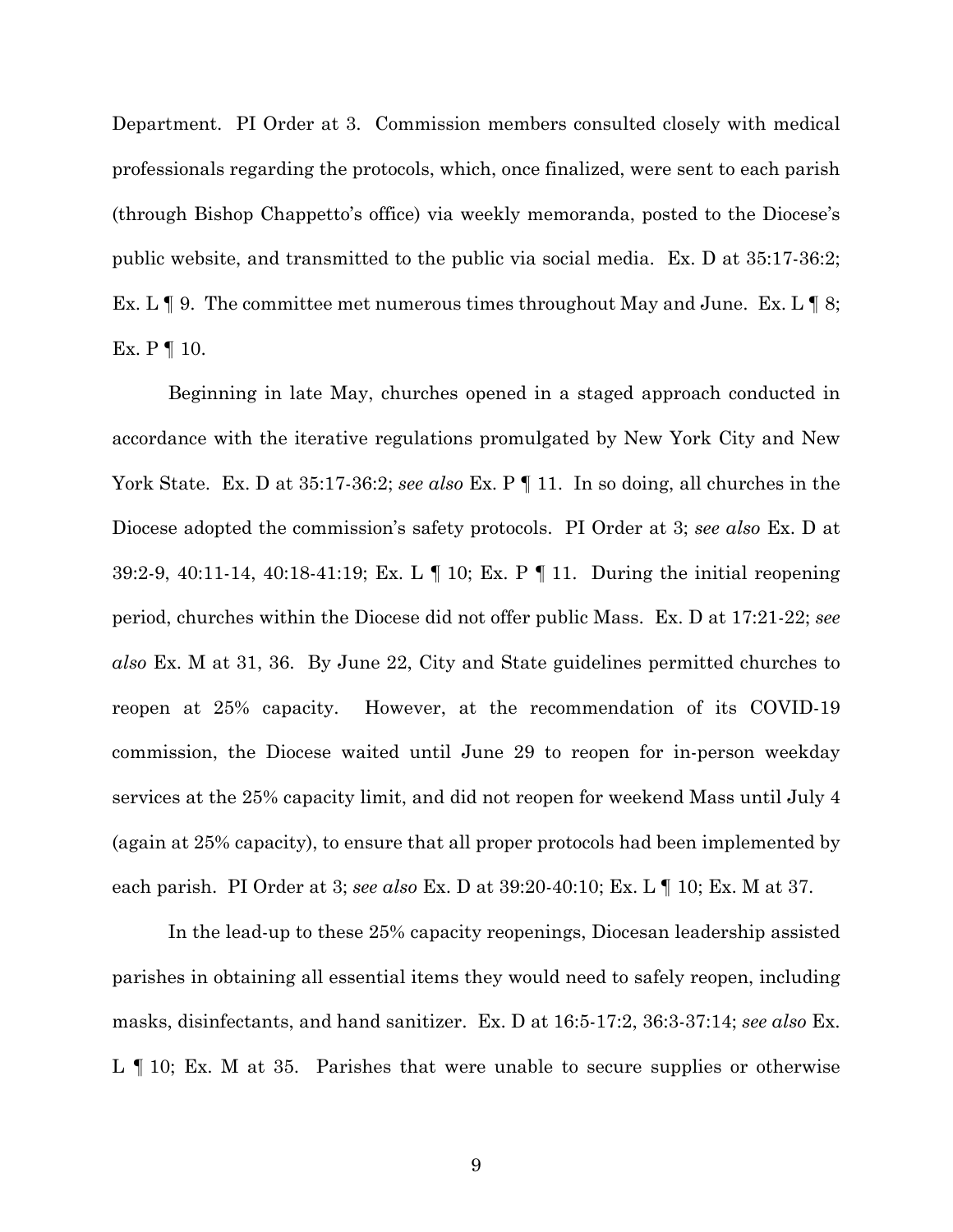Department. PI Order at 3. Commission members consulted closely with medical professionals regarding the protocols, which, once finalized, were sent to each parish (through Bishop Chappetto's office) via weekly memoranda, posted to the Diocese's public website, and transmitted to the public via social media. Ex. D at 35:17-36:2; Ex. L ¶ 9. The committee met numerous times throughout May and June. Ex. L ¶ 8; Ex. P ¶ 10.

Beginning in late May, churches opened in a staged approach conducted in accordance with the iterative regulations promulgated by New York City and New York State. Ex. D at 35:17-36:2; *see also* Ex. P ¶ 11. In so doing, all churches in the Diocese adopted the commission's safety protocols. PI Order at 3; *see also* Ex. D at 39:2-9, 40:11-14, 40:18-41:19; Ex. L ¶ 10; Ex. P ¶ 11. During the initial reopening period, churches within the Diocese did not offer public Mass. Ex. D at 17:21-22; *see also* Ex. M at 31, 36. By June 22, City and State guidelines permitted churches to reopen at 25% capacity. However, at the recommendation of its COVID-19 commission, the Diocese waited until June 29 to reopen for in-person weekday services at the 25% capacity limit, and did not reopen for weekend Mass until July 4 (again at 25% capacity), to ensure that all proper protocols had been implemented by each parish. PI Order at 3; *see also* Ex. D at 39:20-40:10; Ex. L ¶ 10; Ex. M at 37.

In the lead-up to these 25% capacity reopenings, Diocesan leadership assisted parishes in obtaining all essential items they would need to safely reopen, including masks, disinfectants, and hand sanitizer. Ex. D at 16:5-17:2, 36:3-37:14; *see also* Ex. L ¶ 10; Ex. M at 35. Parishes that were unable to secure supplies or otherwise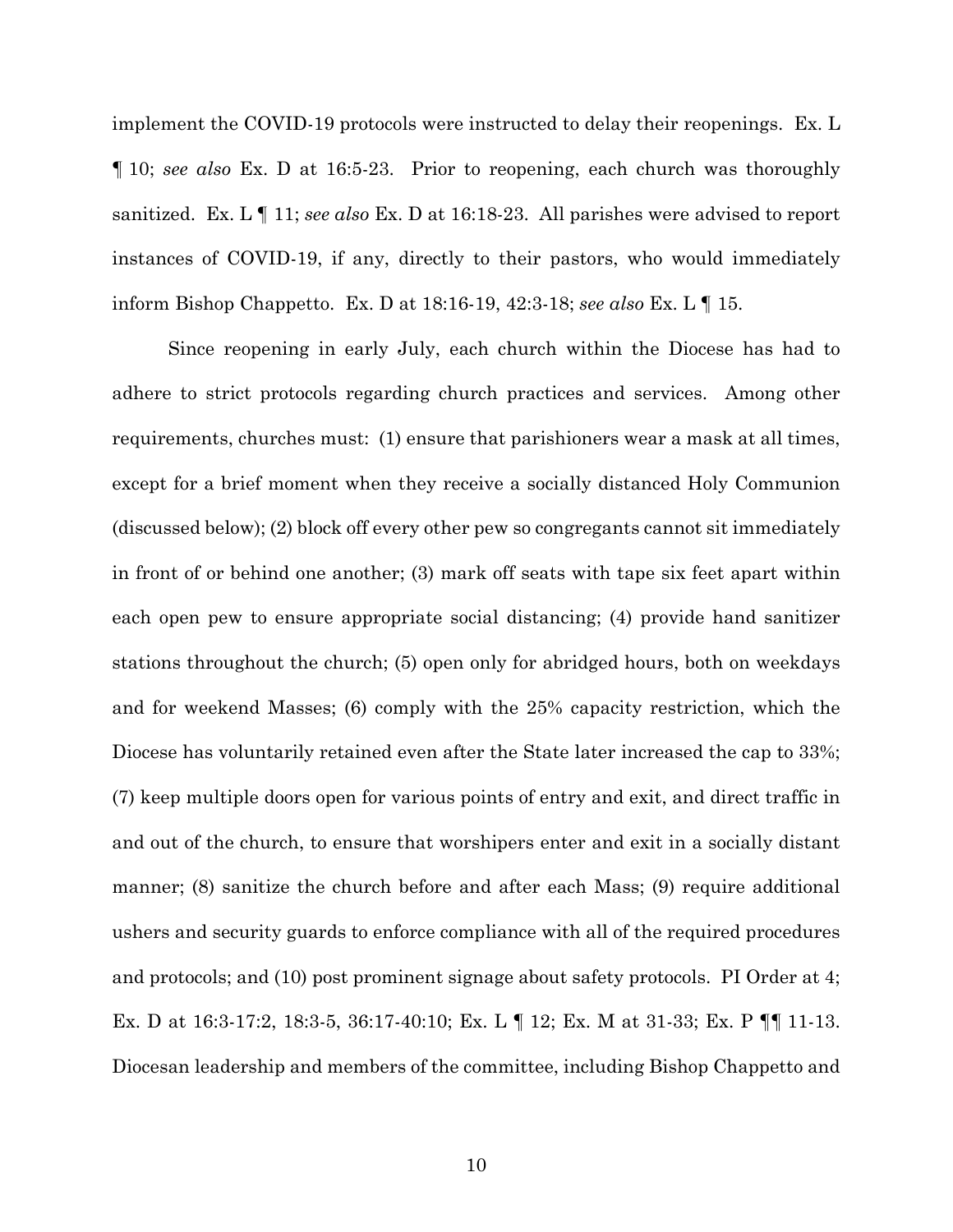implement the COVID-19 protocols were instructed to delay their reopenings. Ex. L ¶ 10; *see also* Ex. D at 16:5-23. Prior to reopening, each church was thoroughly sanitized. Ex. L ¶ 11; *see also* Ex. D at 16:18-23. All parishes were advised to report instances of COVID-19, if any, directly to their pastors, who would immediately inform Bishop Chappetto. Ex. D at 18:16-19, 42:3-18; *see also* Ex. L ¶ 15.

Since reopening in early July, each church within the Diocese has had to adhere to strict protocols regarding church practices and services. Among other requirements, churches must: (1) ensure that parishioners wear a mask at all times, except for a brief moment when they receive a socially distanced Holy Communion (discussed below); (2) block off every other pew so congregants cannot sit immediately in front of or behind one another; (3) mark off seats with tape six feet apart within each open pew to ensure appropriate social distancing; (4) provide hand sanitizer stations throughout the church; (5) open only for abridged hours, both on weekdays and for weekend Masses; (6) comply with the 25% capacity restriction, which the Diocese has voluntarily retained even after the State later increased the cap to 33%; (7) keep multiple doors open for various points of entry and exit, and direct traffic in and out of the church, to ensure that worshipers enter and exit in a socially distant manner; (8) sanitize the church before and after each Mass; (9) require additional ushers and security guards to enforce compliance with all of the required procedures and protocols; and (10) post prominent signage about safety protocols. PI Order at 4; Ex. D at 16:3-17:2, 18:3-5, 36:17-40:10; Ex. L ¶ 12; Ex. M at 31-33; Ex. P ¶¶ 11-13. Diocesan leadership and members of the committee, including Bishop Chappetto and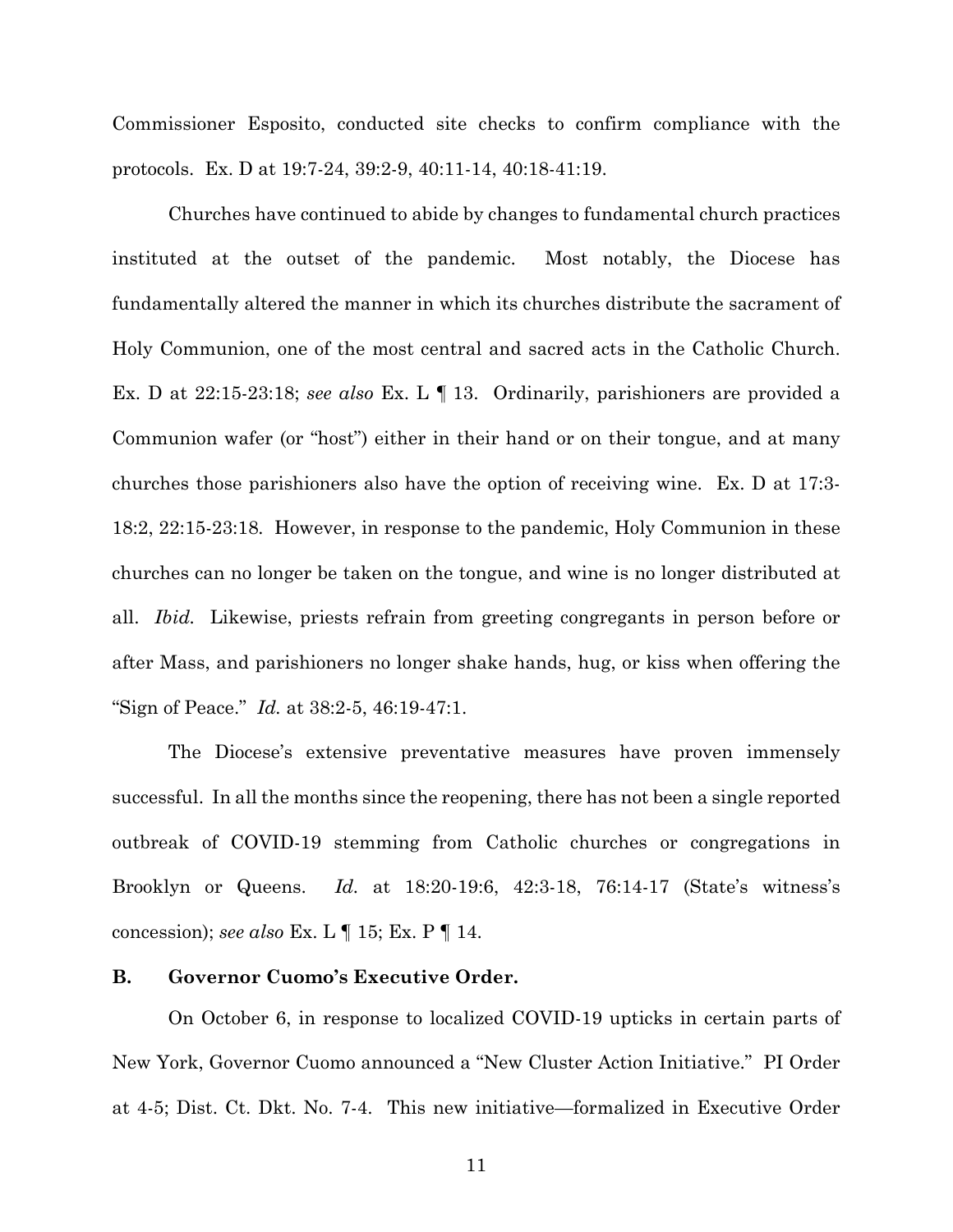Commissioner Esposito, conducted site checks to confirm compliance with the protocols. Ex. D at 19:7-24, 39:2-9, 40:11-14, 40:18-41:19.

Churches have continued to abide by changes to fundamental church practices instituted at the outset of the pandemic. Most notably, the Diocese has fundamentally altered the manner in which its churches distribute the sacrament of Holy Communion, one of the most central and sacred acts in the Catholic Church. Ex. D at 22:15-23:18; *see also* Ex. L ¶ 13. Ordinarily, parishioners are provided a Communion wafer (or "host") either in their hand or on their tongue, and at many churches those parishioners also have the option of receiving wine. Ex. D at 17:3-18:2, 22:15-23:18. However, in response to the pandemic, Holy Communion in these churches can no longer be taken on the tongue, and wine is no longer distributed at all. *Ibid.* Likewise, priests refrain from greeting congregants in person before or after Mass, and parishioners no longer shake hands, hug, or kiss when offering the "Sign of Peace." *Id.* at 38:2-5, 46:19-47:1.

The Diocese's extensive preventative measures have proven immensely successful. In all the months since the reopening, there has not been a single reported outbreak of COVID-19 stemming from Catholic churches or congregations in Brooklyn or Queens. *Id.* at 18:20-19:6, 42:3-18, 76:14-17 (State's witness's concession); *see also* Ex. L ¶ 15; Ex. P ¶ 14.

### B. Governor Cuomo's Executive Order.

On October 6, in response to localized COVID-19 upticks in certain parts of New York, Governor Cuomo announced a "New Cluster Action Initiative." PI Order at 4-5; Dist. Ct. Dkt. No. 7-4. This new initiative—formalized in Executive Order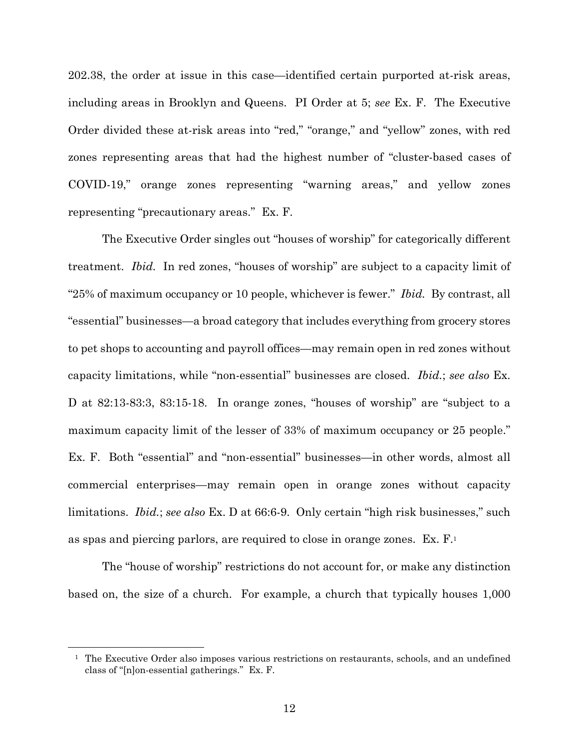202.38, the order at issue in this case—identified certain purported at-risk areas, including areas in Brooklyn and Queens. PI Order at 5; *see* Ex. F. The Executive Order divided these at-risk areas into "red," "orange," and "yellow" zones, with red zones representing areas that had the highest number of "cluster-based cases of COVID-19," orange zones representing "warning areas," and yellow zones representing "precautionary areas." Ex. F.

The Executive Order singles out "houses of worship" for categorically different treatment. *Ibid.* In red zones, "houses of worship" are subject to a capacity limit of "25% of maximum occupancy or 10 people, whichever is fewer." *Ibid.* By contrast, all "essential" businesses—a broad category that includes everything from grocery stores to pet shops to accounting and payroll offices—may remain open in red zones without capacity limitations, while "non-essential" businesses are closed. *Ibid.*; *see also* Ex. D at 82:13-83:3, 83:15-18. In orange zones, "houses of worship" are "subject to a maximum capacity limit of the lesser of 33% of maximum occupancy or 25 people." Ex. F. Both "essential" and "non-essential" businesses—in other words, almost all commercial enterprises—may remain open in orange zones without capacity limitations. *Ibid.*; *see also* Ex. D at 66:6-9. Only certain "high risk businesses," such as spas and piercing parlors, are required to close in orange zones. Ex. F.[1]

The "house of worship" restrictions do not account for, or make any distinction based on, the size of a church. For example, a church that typically houses 1,000

---

[1] The Executive Order also imposes various restrictions on restaurants, schools, and an undefined class of "[n]on-essential gatherings." Ex. F.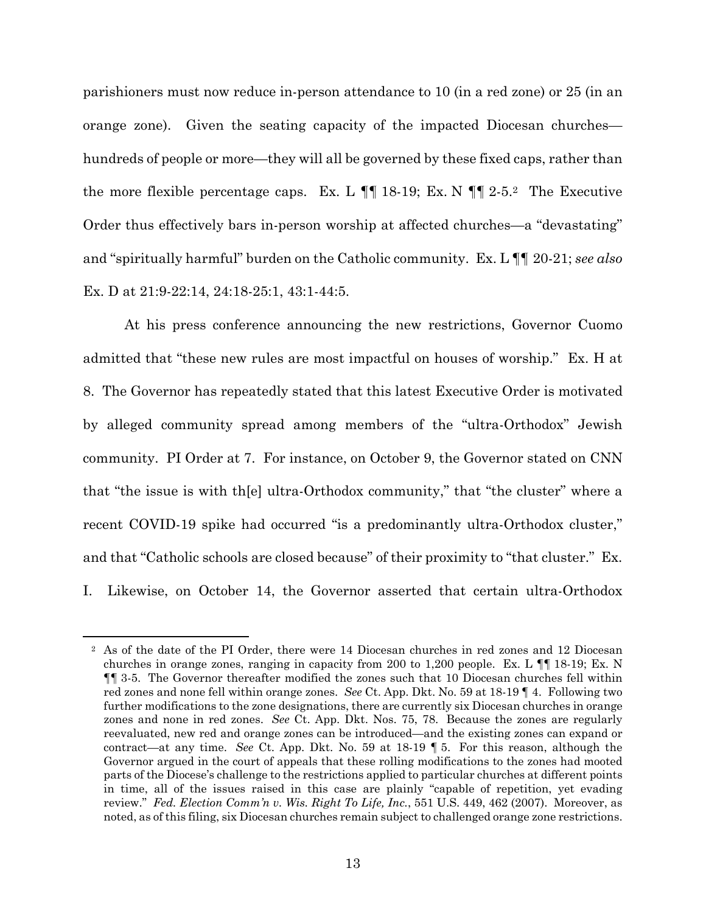parishioners must now reduce in-person attendance to 10 (in a red zone) or 25 (in an orange zone). Given the seating capacity of the impacted Diocesan churches—hundreds of people or more—they will all be governed by these fixed caps, rather than the more flexible percentage caps. Ex. L ¶¶ 18-19; Ex. N ¶¶ 2-5.[2] The Executive Order thus effectively bars in-person worship at affected churches—a "devastating" and "spiritually harmful" burden on the Catholic community. Ex. L ¶¶ 20-21; *see also* Ex. D at 21:9-22:14, 24:18-25:1, 43:1-44:5.

At his press conference announcing the new restrictions, Governor Cuomo admitted that "these new rules are most impactful on houses of worship." Ex. H at 8. The Governor has repeatedly stated that this latest Executive Order is motivated by alleged community spread among members of the "ultra-Orthodox" Jewish community. PI Order at 7. For instance, on October 9, the Governor stated on CNN that "the issue is with th[e] ultra-Orthodox community," that "the cluster" where a recent COVID-19 spike had occurred "is a predominantly ultra-Orthodox cluster," and that "Catholic schools are closed because" of their proximity to "that cluster." Ex. I. Likewise, on October 14, the Governor asserted that certain ultra-Orthodox

[2] As of the date of the PI Order, there were 14 Diocesan churches in red zones and 12 Diocesan churches in orange zones, ranging in capacity from 200 to 1,200 people. Ex. L ¶¶ 18-19; Ex. N ¶¶ 3-5. The Governor thereafter modified the zones such that 10 Diocesan churches fell within red zones and none fell within orange zones. *See* Ct. App. Dkt. No. 59 at 18-19 ¶ 4. Following two further modifications to the zone designations, there are currently six Diocesan churches in orange zones and none in red zones. *See* Ct. App. Dkt. Nos. 75, 78. Because the zones are regularly reevaluated, new red and orange zones can be introduced—and the existing zones can expand or contract—at any time. *See* Ct. App. Dkt. No. 59 at 18-19 ¶ 5. For this reason, although the Governor argued in the court of appeals that these rolling modifications to the zones had mooted parts of the Diocese's challenge to the restrictions applied to particular churches at different points in time, all of the issues raised in this case are plainly "capable of repetition, yet evading review." *Fed. Election Comm'n v. Wis. Right To Life, Inc.*, 551 U.S. 449, 462 (2007). Moreover, as noted, as of this filing, six Diocesan churches remain subject to challenged orange zone restrictions.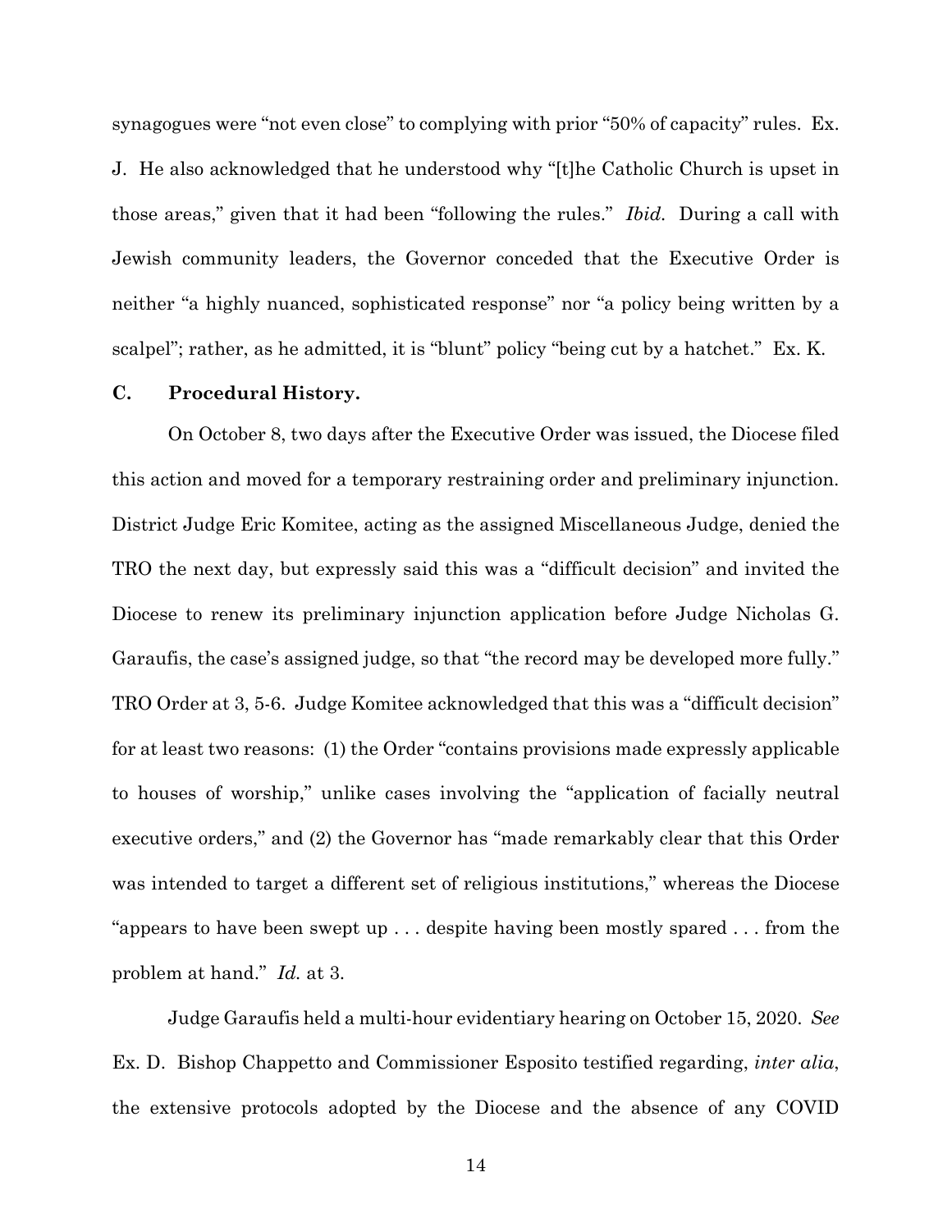synagogues were "not even close" to complying with prior "50% of capacity" rules. Ex. J. He also acknowledged that he understood why "[t]he Catholic Church is upset in those areas," given that it had been "following the rules." *Ibid.* During a call with Jewish community leaders, the Governor conceded that the Executive Order is neither "a highly nuanced, sophisticated response" nor "a policy being written by a scalpel"; rather, as he admitted, it is "blunt" policy "being cut by a hatchet." Ex. K.

### C. Procedural History.

On October 8, two days after the Executive Order was issued, the Diocese filed this action and moved for a temporary restraining order and preliminary injunction. District Judge Eric Komitee, acting as the assigned Miscellaneous Judge, denied the TRO the next day, but expressly said this was a "difficult decision" and invited the Diocese to renew its preliminary injunction application before Judge Nicholas G. Garaufis, the case's assigned judge, so that "the record may be developed more fully." TRO Order at 3, 5-6. Judge Komitee acknowledged that this was a "difficult decision" for at least two reasons: (1) the Order "contains provisions made expressly applicable to houses of worship," unlike cases involving the "application of facially neutral executive orders," and (2) the Governor has "made remarkably clear that this Order was intended to target a different set of religious institutions," whereas the Diocese "appears to have been swept up . . . despite having been mostly spared . . . from the problem at hand." *Id.* at 3.

Judge Garaufis held a multi-hour evidentiary hearing on October 15, 2020. *See* Ex. D. Bishop Chappetto and Commissioner Esposito testified regarding, *inter alia*, the extensive protocols adopted by the Diocese and the absence of any COVID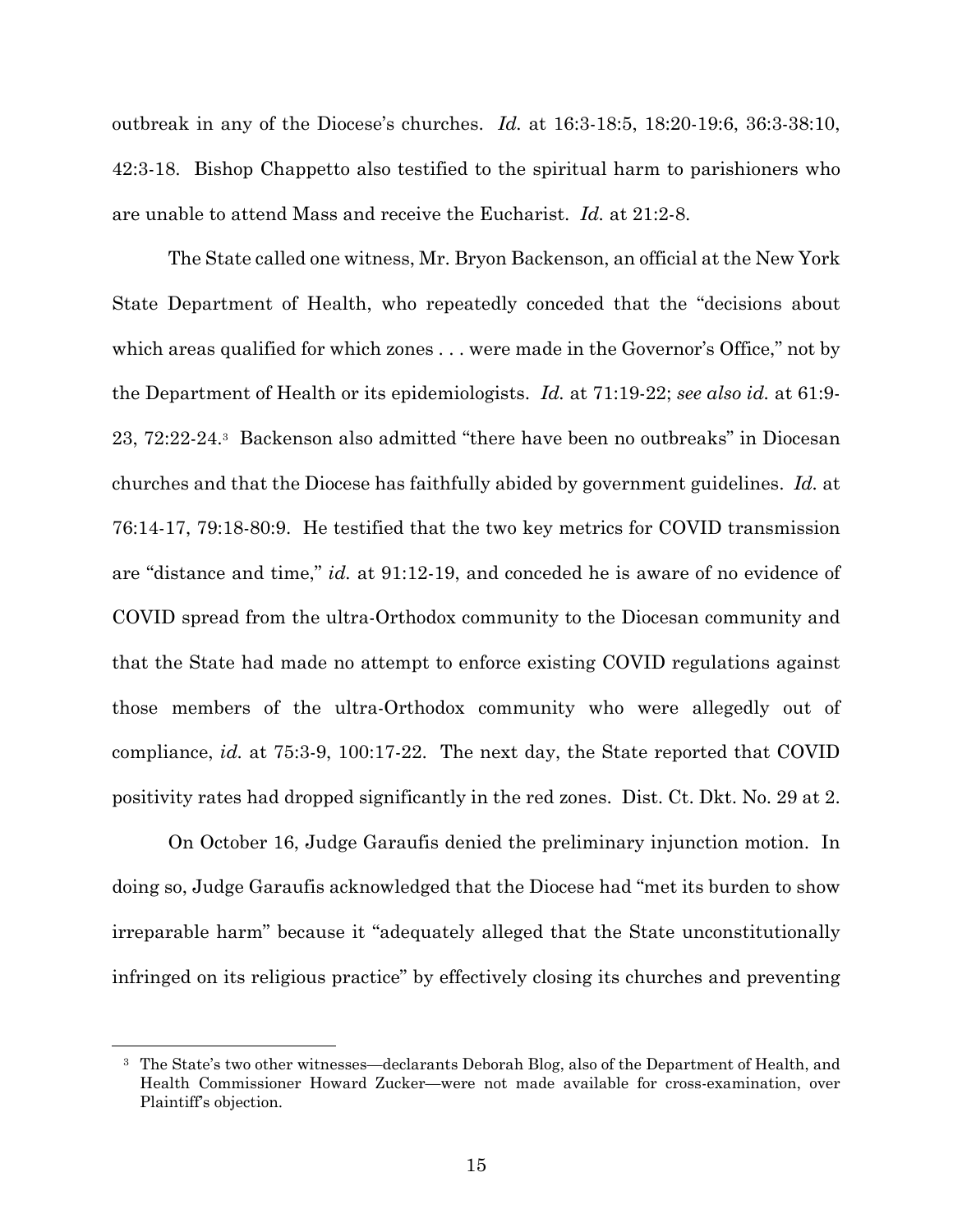outbreak in any of the Diocese's churches. *Id.* at 16:3-18:5, 18:20-19:6, 36:3-38:10, 42:3-18. Bishop Chappetto also testified to the spiritual harm to parishioners who are unable to attend Mass and receive the Eucharist. *Id.* at 21:2-8.

The State called one witness, Mr. Bryon Backenson, an official at the New York State Department of Health, who repeatedly conceded that the "decisions about which areas qualified for which zones . . . were made in the Governor's Office," not by the Department of Health or its epidemiologists. *Id.* at 71:19-22; *see also id.* at 61:9-23, 72:22-24.[3] Backenson also admitted "there have been no outbreaks" in Diocesan churches and that the Diocese has faithfully abided by government guidelines. *Id.* at 76:14-17, 79:18-80:9. He testified that the two key metrics for COVID transmission are "distance and time," *id.* at 91:12-19, and conceded he is aware of no evidence of COVID spread from the ultra-Orthodox community to the Diocesan community and that the State had made no attempt to enforce existing COVID regulations against those members of the ultra-Orthodox community who were allegedly out of compliance, *id.* at 75:3-9, 100:17-22. The next day, the State reported that COVID positivity rates had dropped significantly in the red zones. Dist. Ct. Dkt. No. 29 at 2.

On October 16, Judge Garaufis denied the preliminary injunction motion. In doing so, Judge Garaufis acknowledged that the Diocese had "met its burden to show irreparable harm" because it "adequately alleged that the State unconstitutionally infringed on its religious practice" by effectively closing its churches and preventing

[3] The State's two other witnesses—declarants Deborah Blog, also of the Department of Health, and Health Commissioner Howard Zucker—were not made available for cross-examination, over Plaintiff's objection.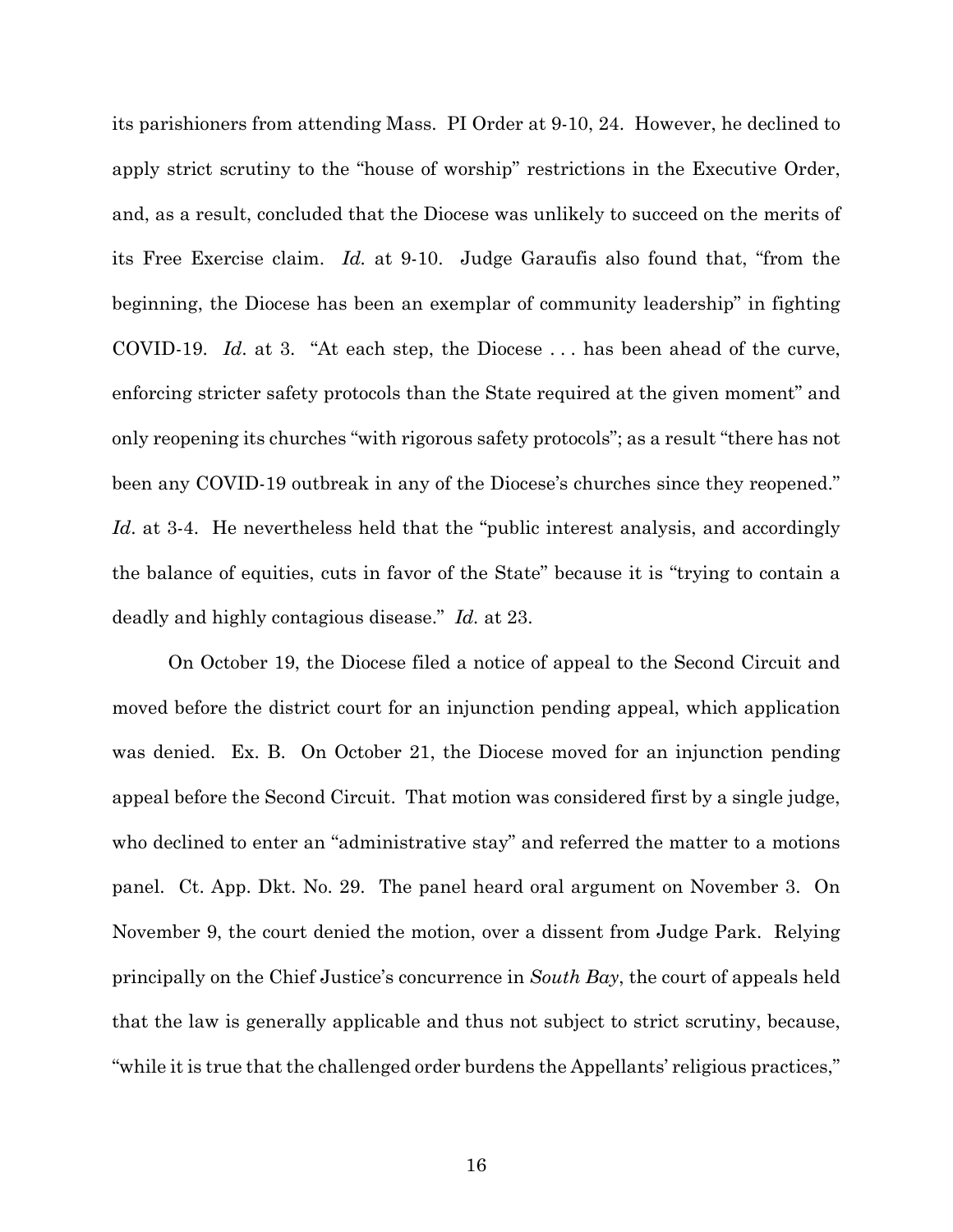its parishioners from attending Mass. PI Order at 9-10, 24. However, he declined to apply strict scrutiny to the "house of worship" restrictions in the Executive Order, and, as a result, concluded that the Diocese was unlikely to succeed on the merits of its Free Exercise claim. *Id.* at 9-10. Judge Garaufis also found that, "from the beginning, the Diocese has been an exemplar of community leadership" in fighting COVID-19. *Id*. at 3. "At each step, the Diocese . . . has been ahead of the curve, enforcing stricter safety protocols than the State required at the given moment" and only reopening its churches "with rigorous safety protocols"; as a result "there has not been any COVID-19 outbreak in any of the Diocese's churches since they reopened." *Id*. at 3-4. He nevertheless held that the "public interest analysis, and accordingly the balance of equities, cuts in favor of the State" because it is "trying to contain a deadly and highly contagious disease." *Id*. at 23.

On October 19, the Diocese filed a notice of appeal to the Second Circuit and moved before the district court for an injunction pending appeal, which application was denied. Ex. B. On October 21, the Diocese moved for an injunction pending appeal before the Second Circuit. That motion was considered first by a single judge, who declined to enter an "administrative stay" and referred the matter to a motions panel. Ct. App. Dkt. No. 29. The panel heard oral argument on November 3. On November 9, the court denied the motion, over a dissent from Judge Park. Relying principally on the Chief Justice's concurrence in *South Bay*, the court of appeals held that the law is generally applicable and thus not subject to strict scrutiny, because, "while it is true that the challenged order burdens the Appellants' religious practices,"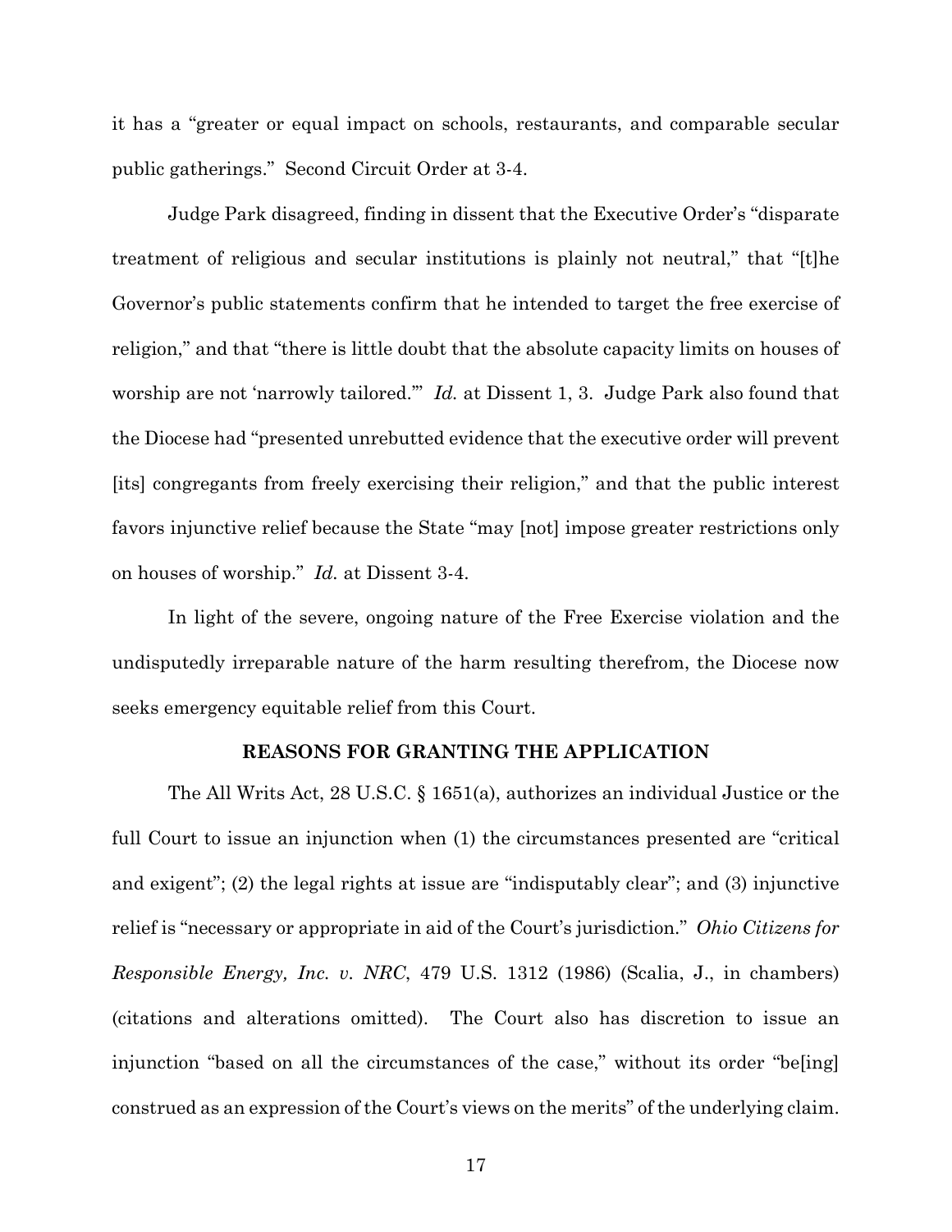it has a "greater or equal impact on schools, restaurants, and comparable secular public gatherings." Second Circuit Order at 3-4.

Judge Park disagreed, finding in dissent that the Executive Order's "disparate treatment of religious and secular institutions is plainly not neutral," that "[t]he Governor's public statements confirm that he intended to target the free exercise of religion," and that "there is little doubt that the absolute capacity limits on houses of worship are not 'narrowly tailored.'" *Id.* at Dissent 1, 3. Judge Park also found that the Diocese had "presented unrebutted evidence that the executive order will prevent [its] congregants from freely exercising their religion," and that the public interest favors injunctive relief because the State "may [not] impose greater restrictions only on houses of worship." *Id.* at Dissent 3-4.

In light of the severe, ongoing nature of the Free Exercise violation and the undisputedly irreparable nature of the harm resulting therefrom, the Diocese now seeks emergency equitable relief from this Court.

## REASONS FOR GRANTING THE APPLICATION

The All Writs Act, 28 U.S.C. § 1651(a), authorizes an individual Justice or the full Court to issue an injunction when (1) the circumstances presented are "critical and exigent"; (2) the legal rights at issue are "indisputably clear"; and (3) injunctive relief is "necessary or appropriate in aid of the Court's jurisdiction." *Ohio Citizens for Responsible Energy, Inc. v. NRC*, 479 U.S. 1312 (1986) (Scalia, J., in chambers) (citations and alterations omitted). The Court also has discretion to issue an injunction "based on all the circumstances of the case," without its order "be[ing] construed as an expression of the Court's views on the merits" of the underlying claim.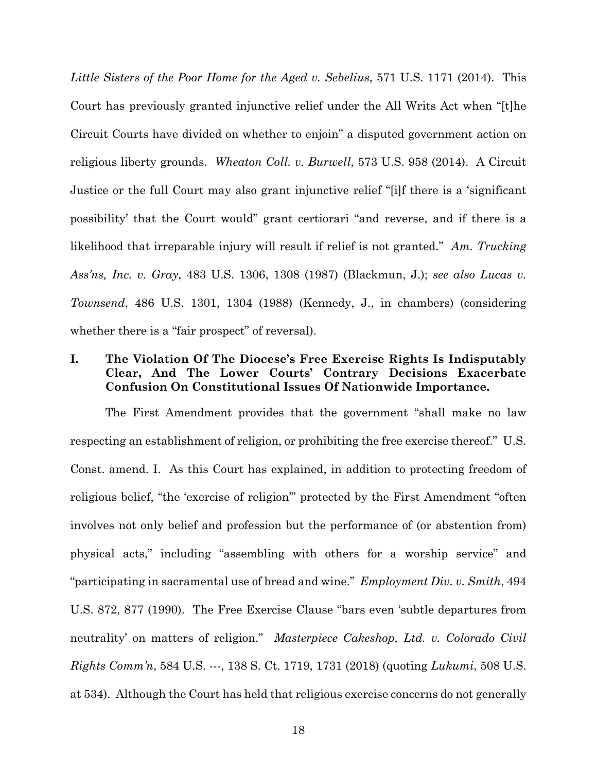*Little Sisters of the Poor Home for the Aged v. Sebelius*, 571 U.S. 1171 (2014). This Court has previously granted injunctive relief under the All Writs Act when "[t]he Circuit Courts have divided on whether to enjoin" a disputed government action on religious liberty grounds. *Wheaton Coll. v. Burwell*, 573 U.S. 958 (2014). A Circuit Justice or the full Court may also grant injunctive relief "[i]f there is a 'significant possibility' that the Court would" grant certiorari "and reverse, and if there is a likelihood that irreparable injury will result if relief is not granted." *Am. Trucking Ass'ns, Inc. v. Gray*, 483 U.S. 1306, 1308 (1987) (Blackmun, J.); *see also Lucas v. Townsend*, 486 U.S. 1301, 1304 (1988) (Kennedy, J., in chambers) (considering whether there is a "fair prospect" of reversal).

## I. The Violation Of The Diocese's Free Exercise Rights Is Indisputably Clear, And The Lower Courts' Contrary Decisions Exacerbate Confusion On Constitutional Issues Of Nationwide Importance.

The First Amendment provides that the government "shall make no law respecting an establishment of religion, or prohibiting the free exercise thereof." U.S. Const. amend. I. As this Court has explained, in addition to protecting freedom of religious belief, "the 'exercise of religion'" protected by the First Amendment "often involves not only belief and profession but the performance of (or abstention from) physical acts," including "assembling with others for a worship service" and "participating in sacramental use of bread and wine." *Employment Div. v. Smith*, 494 U.S. 872, 877 (1990). The Free Exercise Clause "bars even 'subtle departures from neutrality' on matters of religion." *Masterpiece Cakeshop, Ltd. v. Colorado Civil Rights Comm'n*, 584 U.S. ---, 138 S. Ct. 1719, 1731 (2018) (quoting *Lukumi*, 508 U.S. at 534). Although the Court has held that religious exercise concerns do not generally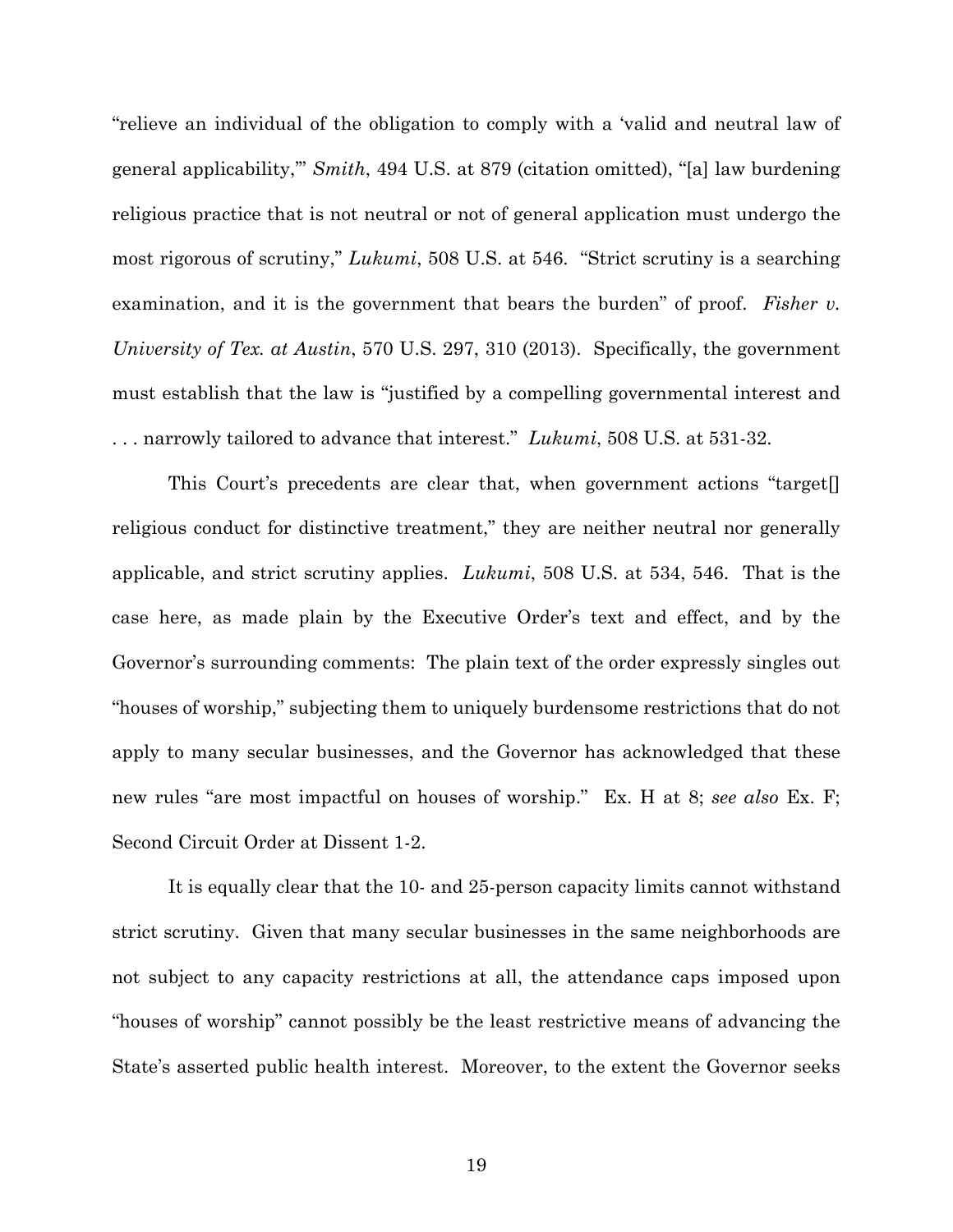"relieve an individual of the obligation to comply with a 'valid and neutral law of general applicability,'" *Smith*, 494 U.S. at 879 (citation omitted), "[a] law burdening religious practice that is not neutral or not of general application must undergo the most rigorous of scrutiny," *Lukumi*, 508 U.S. at 546. "Strict scrutiny is a searching examination, and it is the government that bears the burden" of proof. *Fisher v. University of Tex. at Austin*, 570 U.S. 297, 310 (2013). Specifically, the government must establish that the law is "justified by a compelling governmental interest and . . . narrowly tailored to advance that interest." *Lukumi*, 508 U.S. at 531-32.

This Court's precedents are clear that, when government actions "target[] religious conduct for distinctive treatment," they are neither neutral nor generally applicable, and strict scrutiny applies. *Lukumi*, 508 U.S. at 534, 546. That is the case here, as made plain by the Executive Order's text and effect, and by the Governor's surrounding comments: The plain text of the order expressly singles out "houses of worship," subjecting them to uniquely burdensome restrictions that do not apply to many secular businesses, and the Governor has acknowledged that these new rules "are most impactful on houses of worship." Ex. H at 8; *see also* Ex. F; Second Circuit Order at Dissent 1-2.

It is equally clear that the 10- and 25-person capacity limits cannot withstand strict scrutiny. Given that many secular businesses in the same neighborhoods are not subject to any capacity restrictions at all, the attendance caps imposed upon "houses of worship" cannot possibly be the least restrictive means of advancing the State's asserted public health interest. Moreover, to the extent the Governor seeks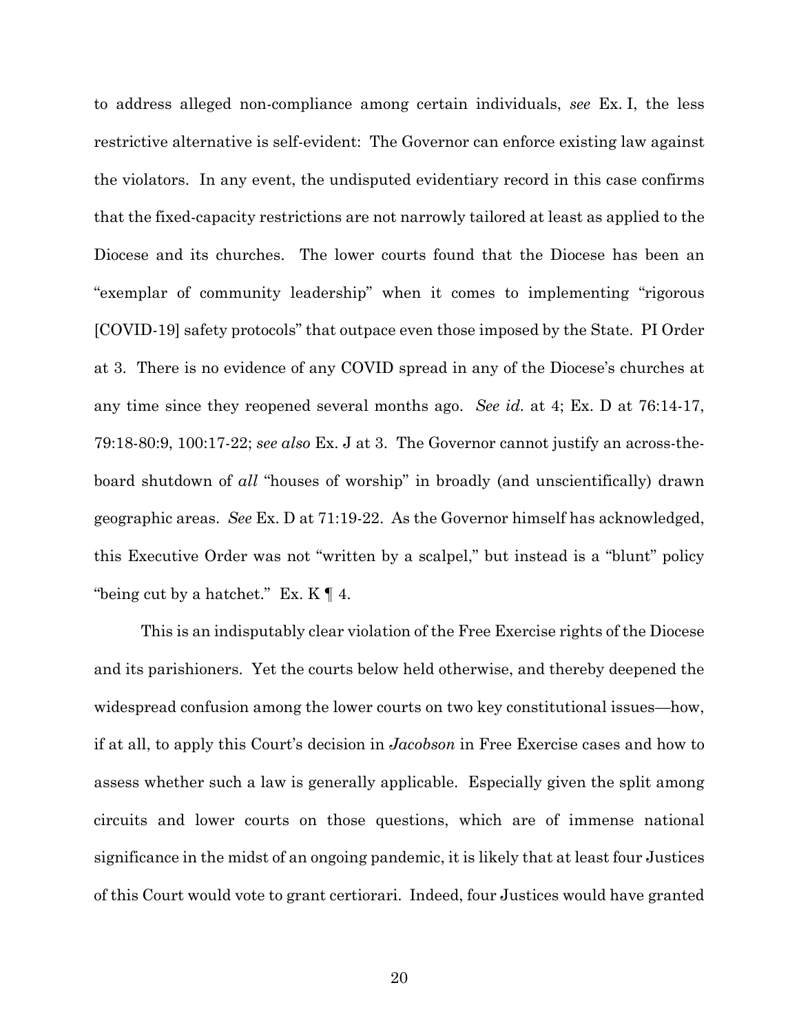to address alleged non-compliance among certain individuals, *see* Ex. I, the less restrictive alternative is self-evident: The Governor can enforce existing law against the violators. In any event, the undisputed evidentiary record in this case confirms that the fixed-capacity restrictions are not narrowly tailored at least as applied to the Diocese and its churches. The lower courts found that the Diocese has been an "exemplar of community leadership" when it comes to implementing "rigorous [COVID-19] safety protocols" that outpace even those imposed by the State. PI Order at 3. There is no evidence of any COVID spread in any of the Diocese's churches at any time since they reopened several months ago. *See id.* at 4; Ex. D at 76:14-17, 79:18-80:9, 100:17-22; *see also* Ex. J at 3. The Governor cannot justify an across-the-board shutdown of *all* "houses of worship" in broadly (and unscientifically) drawn geographic areas. *See* Ex. D at 71:19-22. As the Governor himself has acknowledged, this Executive Order was not "written by a scalpel," but instead is a "blunt" policy "being cut by a hatchet." Ex. K ¶ 4.

This is an indisputably clear violation of the Free Exercise rights of the Diocese and its parishioners. Yet the courts below held otherwise, and thereby deepened the widespread confusion among the lower courts on two key constitutional issues—how, if at all, to apply this Court's decision in *Jacobson* in Free Exercise cases and how to assess whether such a law is generally applicable. Especially given the split among circuits and lower courts on those questions, which are of immense national significance in the midst of an ongoing pandemic, it is likely that at least four Justices of this Court would vote to grant certiorari. Indeed, four Justices would have granted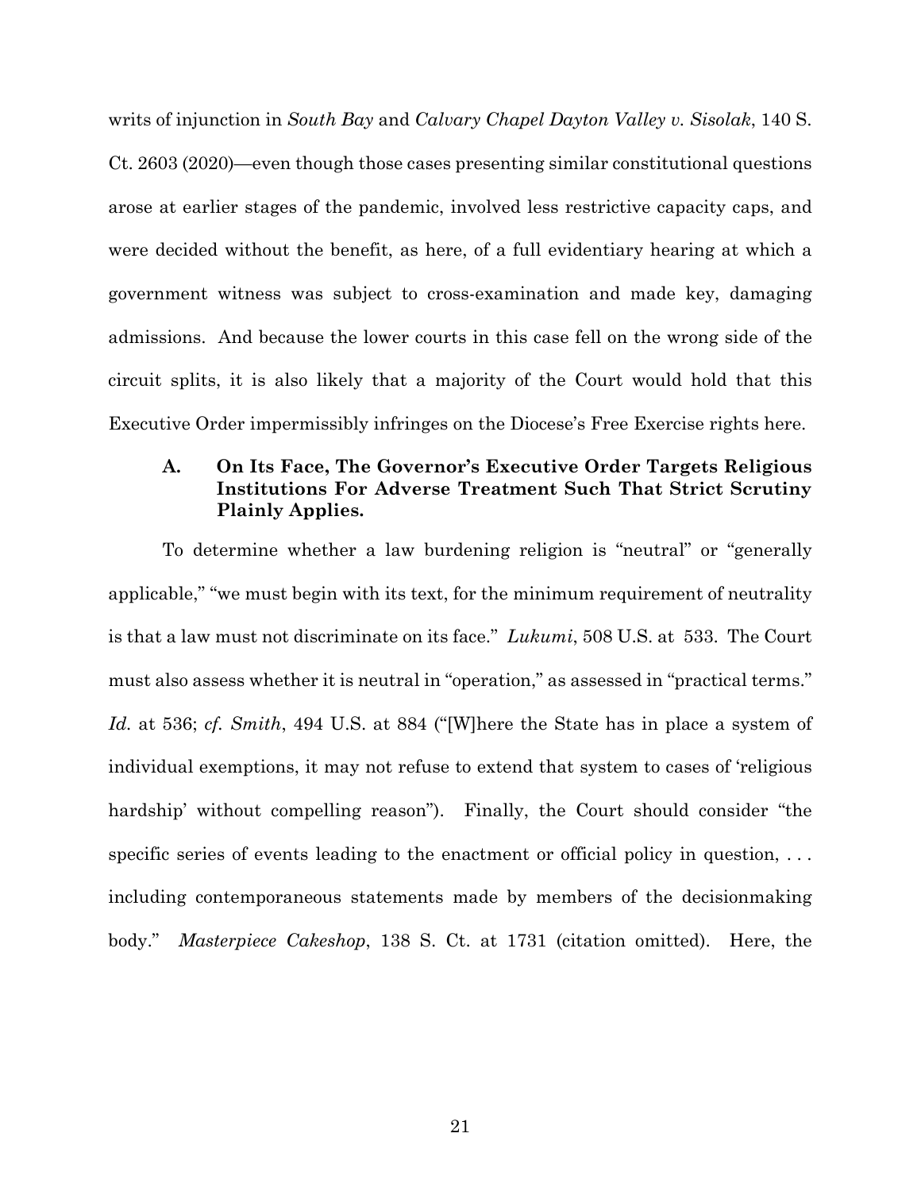writs of injunction in *South Bay* and *Calvary Chapel Dayton Valley v. Sisolak*, 140 S. Ct. 2603 (2020)—even though those cases presenting similar constitutional questions arose at earlier stages of the pandemic, involved less restrictive capacity caps, and were decided without the benefit, as here, of a full evidentiary hearing at which a government witness was subject to cross-examination and made key, damaging admissions. And because the lower courts in this case fell on the wrong side of the circuit splits, it is also likely that a majority of the Court would hold that this Executive Order impermissibly infringes on the Diocese's Free Exercise rights here.

### A. On Its Face, The Governor's Executive Order Targets Religious Institutions For Adverse Treatment Such That Strict Scrutiny Plainly Applies.

To determine whether a law burdening religion is "neutral" or "generally applicable," "we must begin with its text, for the minimum requirement of neutrality is that a law must not discriminate on its face." *Lukumi*, 508 U.S. at 533. The Court must also assess whether it is neutral in "operation," as assessed in "practical terms." *Id.* at 536; *cf. Smith*, 494 U.S. at 884 ("[W]here the State has in place a system of individual exemptions, it may not refuse to extend that system to cases of 'religious hardship' without compelling reason"). Finally, the Court should consider "the specific series of events leading to the enactment or official policy in question, . . . including contemporaneous statements made by members of the decisionmaking body." *Masterpiece Cakeshop*, 138 S. Ct. at 1731 (citation omitted). Here, the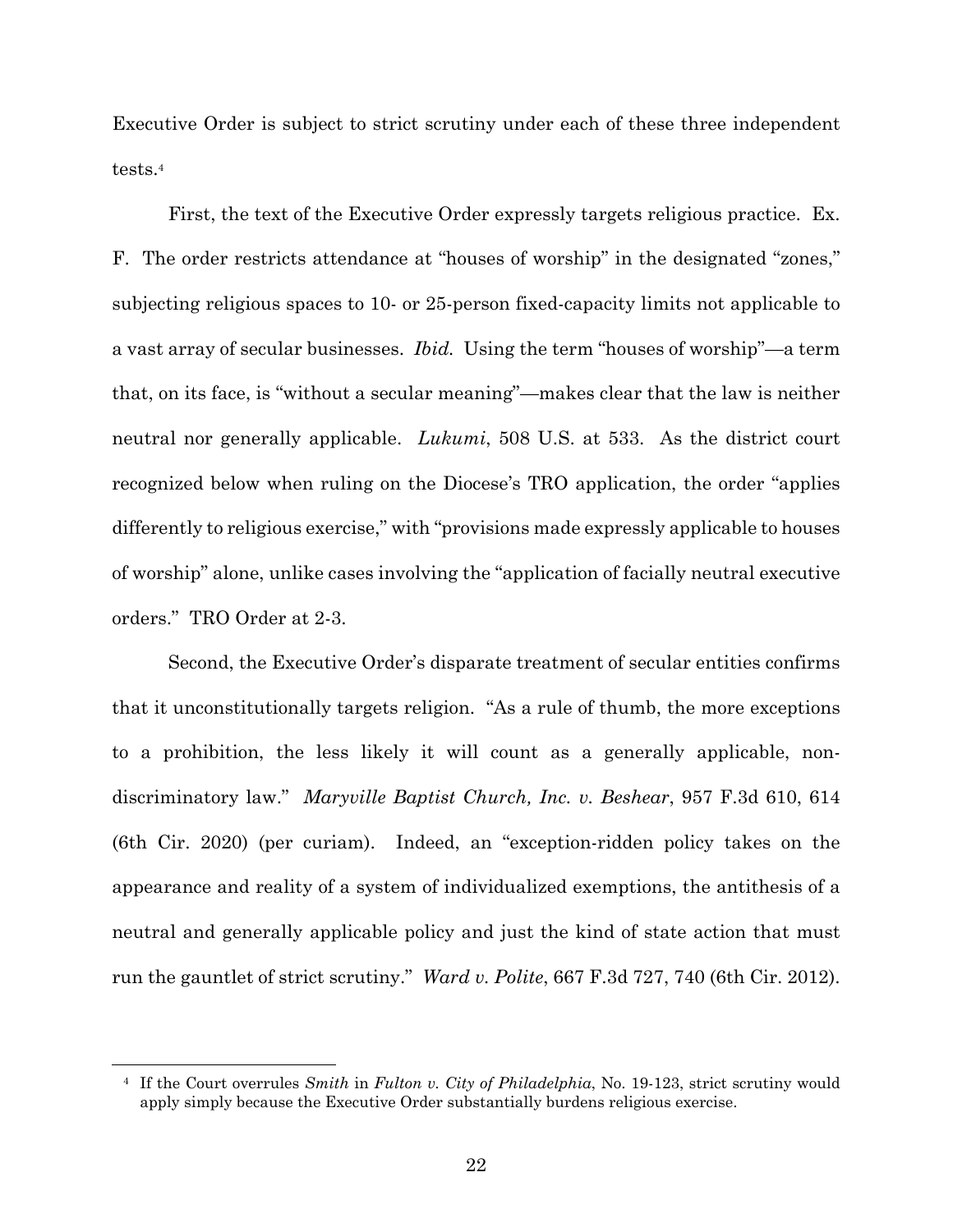Executive Order is subject to strict scrutiny under each of these three independent tests.[4]

First, the text of the Executive Order expressly targets religious practice. Ex. F. The order restricts attendance at "houses of worship" in the designated "zones," subjecting religious spaces to 10- or 25-person fixed-capacity limits not applicable to a vast array of secular businesses. *Ibid.* Using the term "houses of worship"—a term that, on its face, is "without a secular meaning"—makes clear that the law is neither neutral nor generally applicable. *Lukumi*, 508 U.S. at 533. As the district court recognized below when ruling on the Diocese's TRO application, the order "applies differently to religious exercise," with "provisions made expressly applicable to houses of worship" alone, unlike cases involving the "application of facially neutral executive orders." TRO Order at 2-3.

Second, the Executive Order's disparate treatment of secular entities confirms that it unconstitutionally targets religion. "As a rule of thumb, the more exceptions to a prohibition, the less likely it will count as a generally applicable, non-discriminatory law." *Maryville Baptist Church, Inc. v. Beshear*, 957 F.3d 610, 614 (6th Cir. 2020) (per curiam). Indeed, an "exception-ridden policy takes on the appearance and reality of a system of individualized exemptions, the antithesis of a neutral and generally applicable policy and just the kind of state action that must run the gauntlet of strict scrutiny." *Ward v. Polite*, 667 F.3d 727, 740 (6th Cir. 2012).

---

[4] If the Court overrules *Smith* in *Fulton v. City of Philadelphia*, No. 19-123, strict scrutiny would apply simply because the Executive Order substantially burdens religious exercise.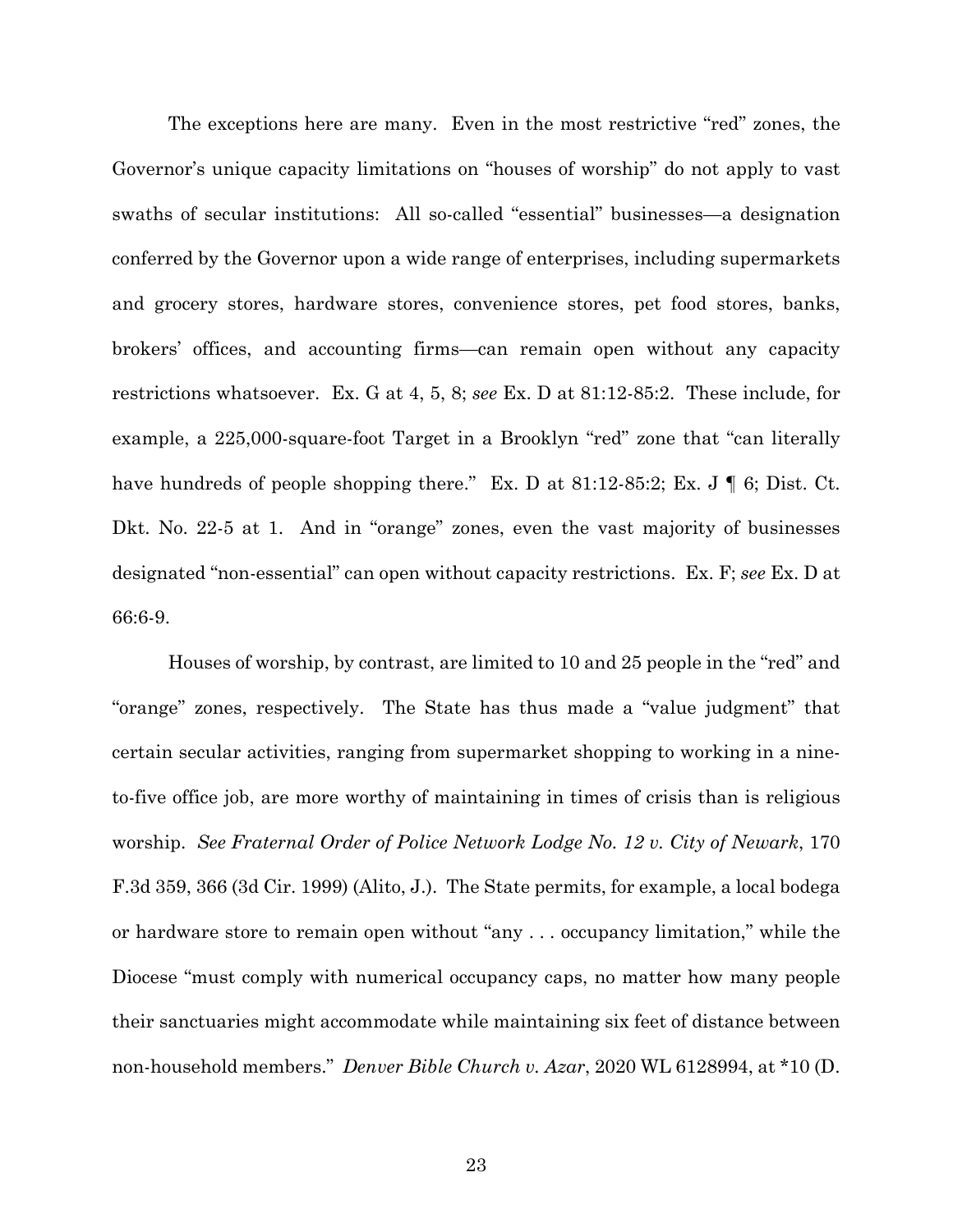The exceptions here are many. Even in the most restrictive "red" zones, the Governor's unique capacity limitations on "houses of worship" do not apply to vast swaths of secular institutions: All so-called "essential" businesses—a designation conferred by the Governor upon a wide range of enterprises, including supermarkets and grocery stores, hardware stores, convenience stores, pet food stores, banks, brokers' offices, and accounting firms—can remain open without any capacity restrictions whatsoever. Ex. G at 4, 5, 8; *see* Ex. D at 81:12-85:2. These include, for example, a 225,000-square-foot Target in a Brooklyn "red" zone that "can literally have hundreds of people shopping there." Ex. D at 81:12-85:2; Ex. J ¶ 6; Dist. Ct. Dkt. No. 22-5 at 1. And in "orange" zones, even the vast majority of businesses designated "non-essential" can open without capacity restrictions. Ex. F; *see* Ex. D at 66:6-9.

Houses of worship, by contrast, are limited to 10 and 25 people in the "red" and "orange" zones, respectively. The State has thus made a "value judgment" that certain secular activities, ranging from supermarket shopping to working in a nine-to-five office job, are more worthy of maintaining in times of crisis than is religious worship. *See Fraternal Order of Police Network Lodge No. 12 v. City of Newark*, 170 F.3d 359, 366 (3d Cir. 1999) (Alito, J.). The State permits, for example, a local bodega or hardware store to remain open without "any . . . occupancy limitation," while the Diocese "must comply with numerical occupancy caps, no matter how many people their sanctuaries might accommodate while maintaining six feet of distance between non-household members." *Denver Bible Church v. Azar*, 2020 WL 6128994, at *10 (D.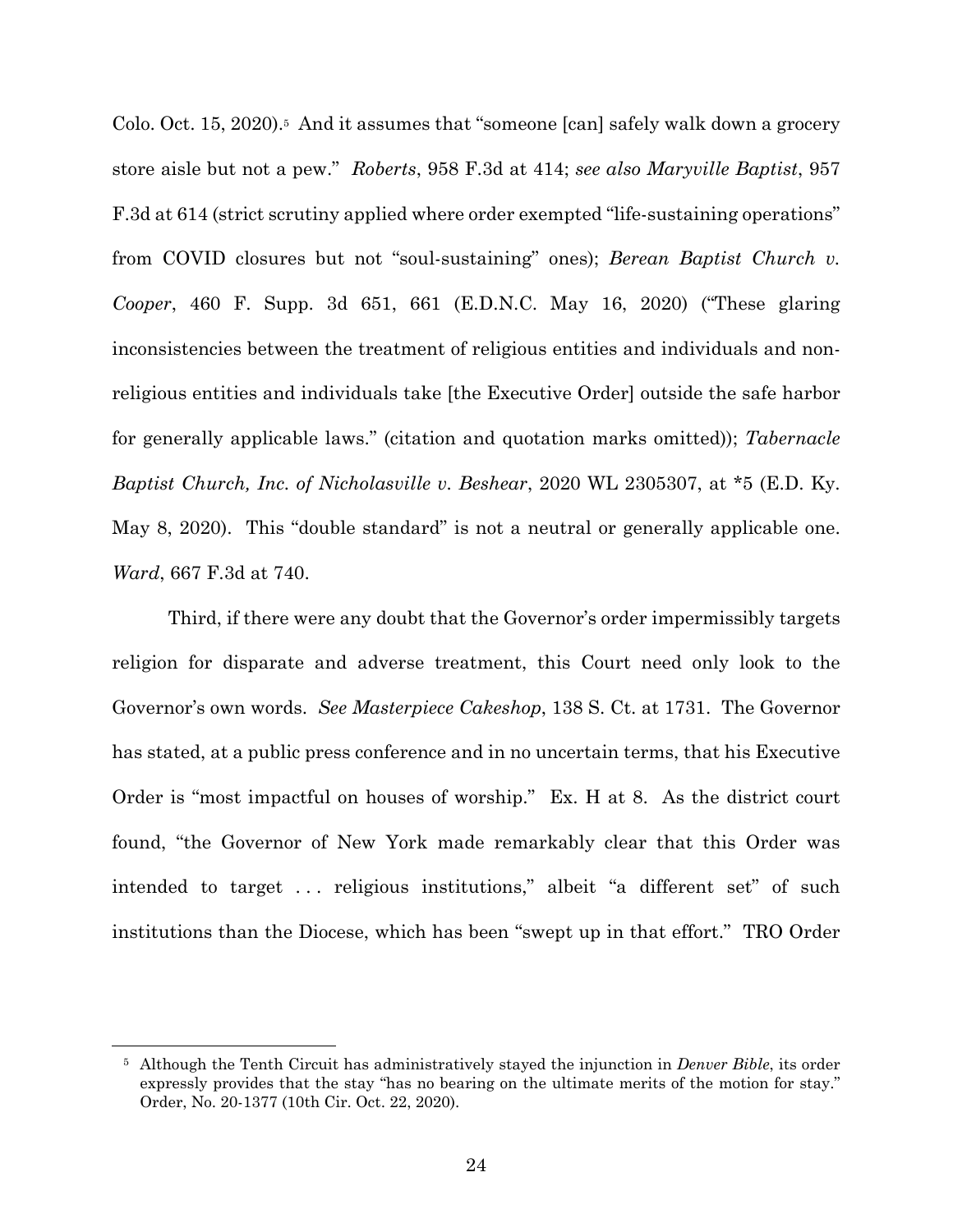Colo. Oct. 15, 2020).[5] And it assumes that "someone [can] safely walk down a grocery store aisle but not a pew." *Roberts*, 958 F.3d at 414; *see also Maryville Baptist*, 957 F.3d at 614 (strict scrutiny applied where order exempted "life-sustaining operations" from COVID closures but not "soul-sustaining" ones); *Berean Baptist Church v. Cooper*, 460 F. Supp. 3d 651, 661 (E.D.N.C. May 16, 2020) ("These glaring inconsistencies between the treatment of religious entities and individuals and non-religious entities and individuals take [the Executive Order] outside the safe harbor for generally applicable laws." (citation and quotation marks omitted)); *Tabernacle Baptist Church, Inc. of Nicholasville v. Beshear*, 2020 WL 2305307, at *5 (E.D. Ky. May 8, 2020). This "double standard" is not a neutral or generally applicable one. *Ward*, 667 F.3d at 740.

Third, if there were any doubt that the Governor's order impermissibly targets religion for disparate and adverse treatment, this Court need only look to the Governor's own words. *See Masterpiece Cakeshop*, 138 S. Ct. at 1731. The Governor has stated, at a public press conference and in no uncertain terms, that his Executive Order is "most impactful on houses of worship." Ex. H at 8. As the district court found, "the Governor of New York made remarkably clear that this Order was intended to target . . . religious institutions," albeit "a different set" of such institutions than the Diocese, which has been "swept up in that effort." TRO Order

[5] Although the Tenth Circuit has administratively stayed the injunction in *Denver Bible*, its order expressly provides that the stay "has no bearing on the ultimate merits of the motion for stay." Order, No. 20-1377 (10th Cir. Oct. 22, 2020).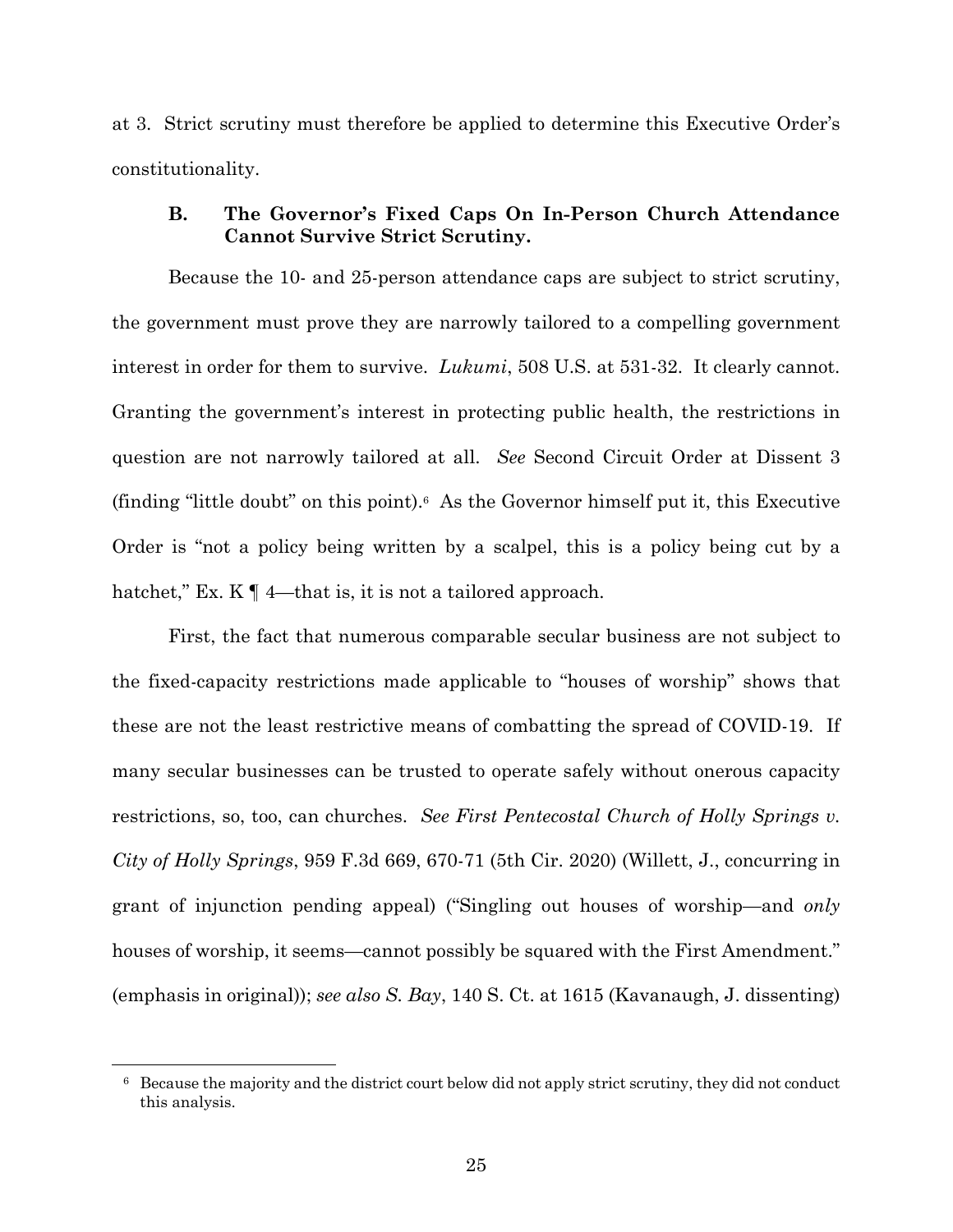at 3. Strict scrutiny must therefore be applied to determine this Executive Order's constitutionality.

### B. The Governor's Fixed Caps On In-Person Church Attendance Cannot Survive Strict Scrutiny.

Because the 10- and 25-person attendance caps are subject to strict scrutiny, the government must prove they are narrowly tailored to a compelling government interest in order for them to survive. *Lukumi*, 508 U.S. at 531-32. It clearly cannot. Granting the government's interest in protecting public health, the restrictions in question are not narrowly tailored at all. *See* Second Circuit Order at Dissent 3 (finding "little doubt" on this point).[6] As the Governor himself put it, this Executive Order is "not a policy being written by a scalpel, this is a policy being cut by a hatchet," Ex. K ¶ 4—that is, it is not a tailored approach.

First, the fact that numerous comparable secular business are not subject to the fixed-capacity restrictions made applicable to "houses of worship" shows that these are not the least restrictive means of combatting the spread of COVID-19. If many secular businesses can be trusted to operate safely without onerous capacity restrictions, so, too, can churches. *See First Pentecostal Church of Holly Springs v. City of Holly Springs*, 959 F.3d 669, 670-71 (5th Cir. 2020) (Willett, J., concurring in grant of injunction pending appeal) ("Singling out houses of worship—and *only* houses of worship, it seems—cannot possibly be squared with the First Amendment." (emphasis in original)); *see also S. Bay*, 140 S. Ct. at 1615 (Kavanaugh, J. dissenting)

---

[6] Because the majority and the district court below did not apply strict scrutiny, they did not conduct this analysis.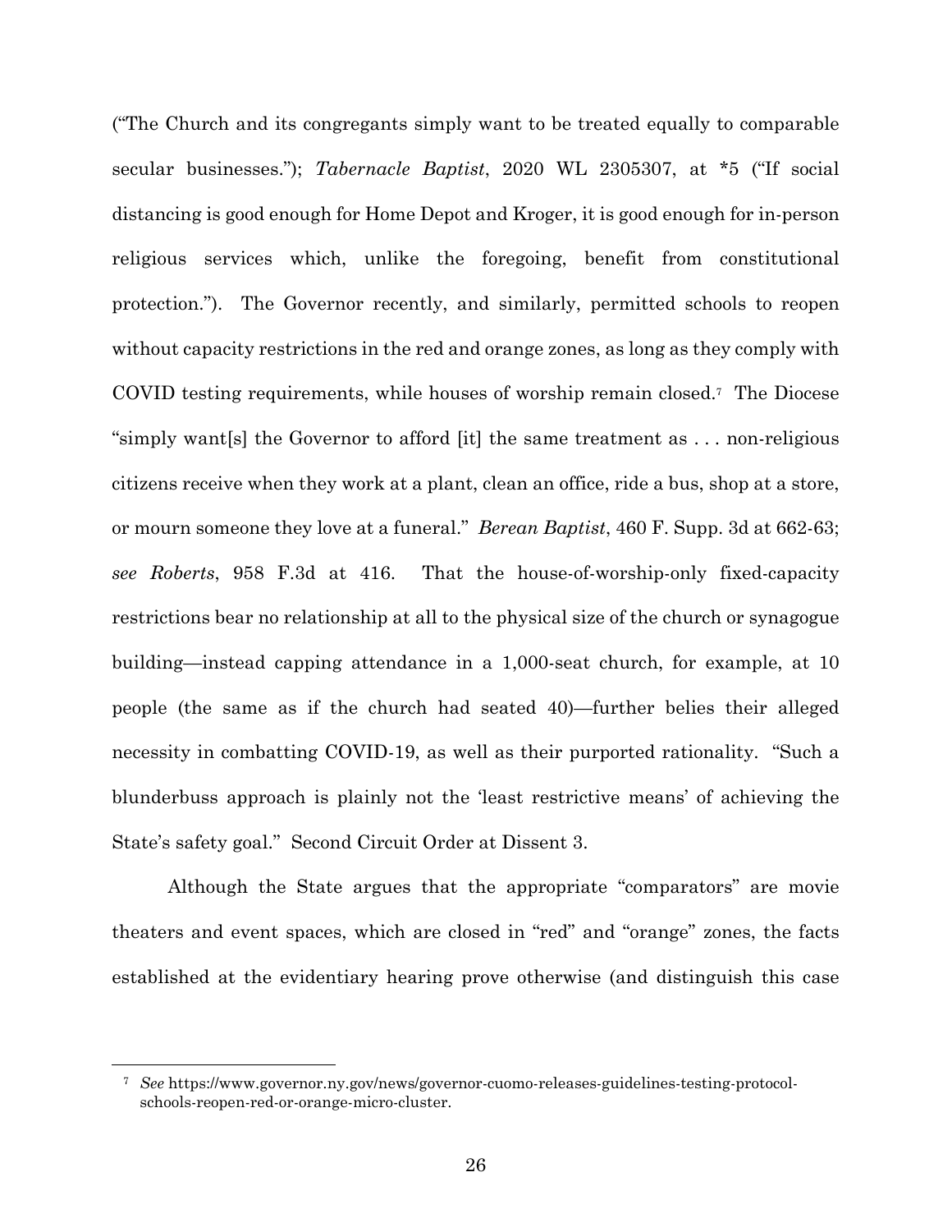("The Church and its congregants simply want to be treated equally to comparable secular businesses."); *Tabernacle Baptist*, 2020 WL 2305307, at *5 ("If social distancing is good enough for Home Depot and Kroger, it is good enough for in-person religious services which, unlike the foregoing, benefit from constitutional protection."). The Governor recently, and similarly, permitted schools to reopen without capacity restrictions in the red and orange zones, as long as they comply with COVID testing requirements, while houses of worship remain closed.[7] The Diocese "simply want[s] the Governor to afford [it] the same treatment as . . . non-religious citizens receive when they work at a plant, clean an office, ride a bus, shop at a store, or mourn someone they love at a funeral." *Berean Baptist*, 460 F. Supp. 3d at 662-63; *see Roberts*, 958 F.3d at 416. That the house-of-worship-only fixed-capacity restrictions bear no relationship at all to the physical size of the church or synagogue building—instead capping attendance in a 1,000-seat church, for example, at 10 people (the same as if the church had seated 40)—further belies their alleged necessity in combatting COVID-19, as well as their purported rationality. "Such a blunderbuss approach is plainly not the 'least restrictive means' of achieving the State's safety goal." Second Circuit Order at Dissent 3.

Although the State argues that the appropriate "comparators" are movie theaters and event spaces, which are closed in "red" and "orange" zones, the facts established at the evidentiary hearing prove otherwise (and distinguish this case

---

[7] *See* https://www.governor.ny.gov/news/governor-cuomo-releases-guidelines-testing-protocol-schools-reopen-red-or-orange-micro-cluster.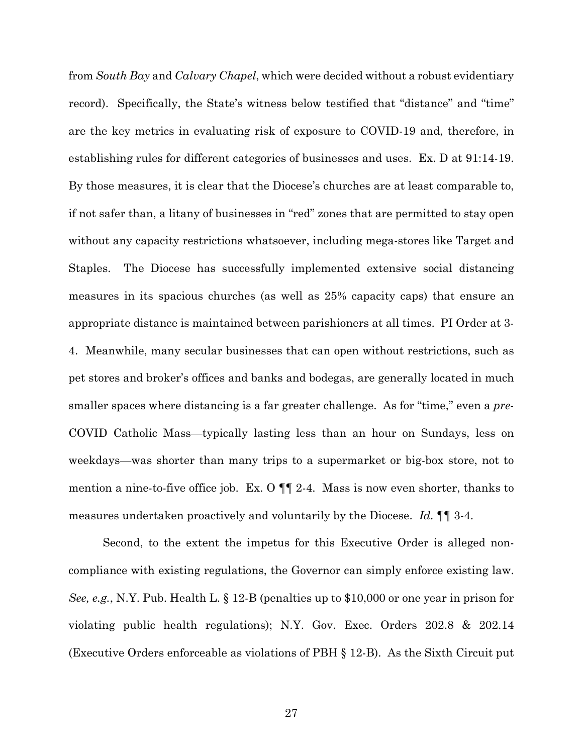from *South Bay* and *Calvary Chapel*, which were decided without a robust evidentiary record). Specifically, the State's witness below testified that "distance" and "time" are the key metrics in evaluating risk of exposure to COVID-19 and, therefore, in establishing rules for different categories of businesses and uses. Ex. D at 91:14-19. By those measures, it is clear that the Diocese's churches are at least comparable to, if not safer than, a litany of businesses in "red" zones that are permitted to stay open without any capacity restrictions whatsoever, including mega-stores like Target and Staples. The Diocese has successfully implemented extensive social distancing measures in its spacious churches (as well as 25% capacity caps) that ensure an appropriate distance is maintained between parishioners at all times. PI Order at 3-4. Meanwhile, many secular businesses that can open without restrictions, such as pet stores and broker's offices and banks and bodegas, are generally located in much smaller spaces where distancing is a far greater challenge. As for "time," even a *pre*-COVID Catholic Mass—typically lasting less than an hour on Sundays, less on weekdays—was shorter than many trips to a supermarket or big-box store, not to mention a nine-to-five office job. Ex. O ¶¶ 2-4. Mass is now even shorter, thanks to measures undertaken proactively and voluntarily by the Diocese. *Id.* ¶¶ 3-4.

Second, to the extent the impetus for this Executive Order is alleged non-compliance with existing regulations, the Governor can simply enforce existing law. *See, e.g.*, N.Y. Pub. Health L. § 12-B (penalties up to $10,000 or one year in prison for violating public health regulations); N.Y. Gov. Exec. Orders 202.8 & 202.14 (Executive Orders enforceable as violations of PBH § 12-B). As the Sixth Circuit put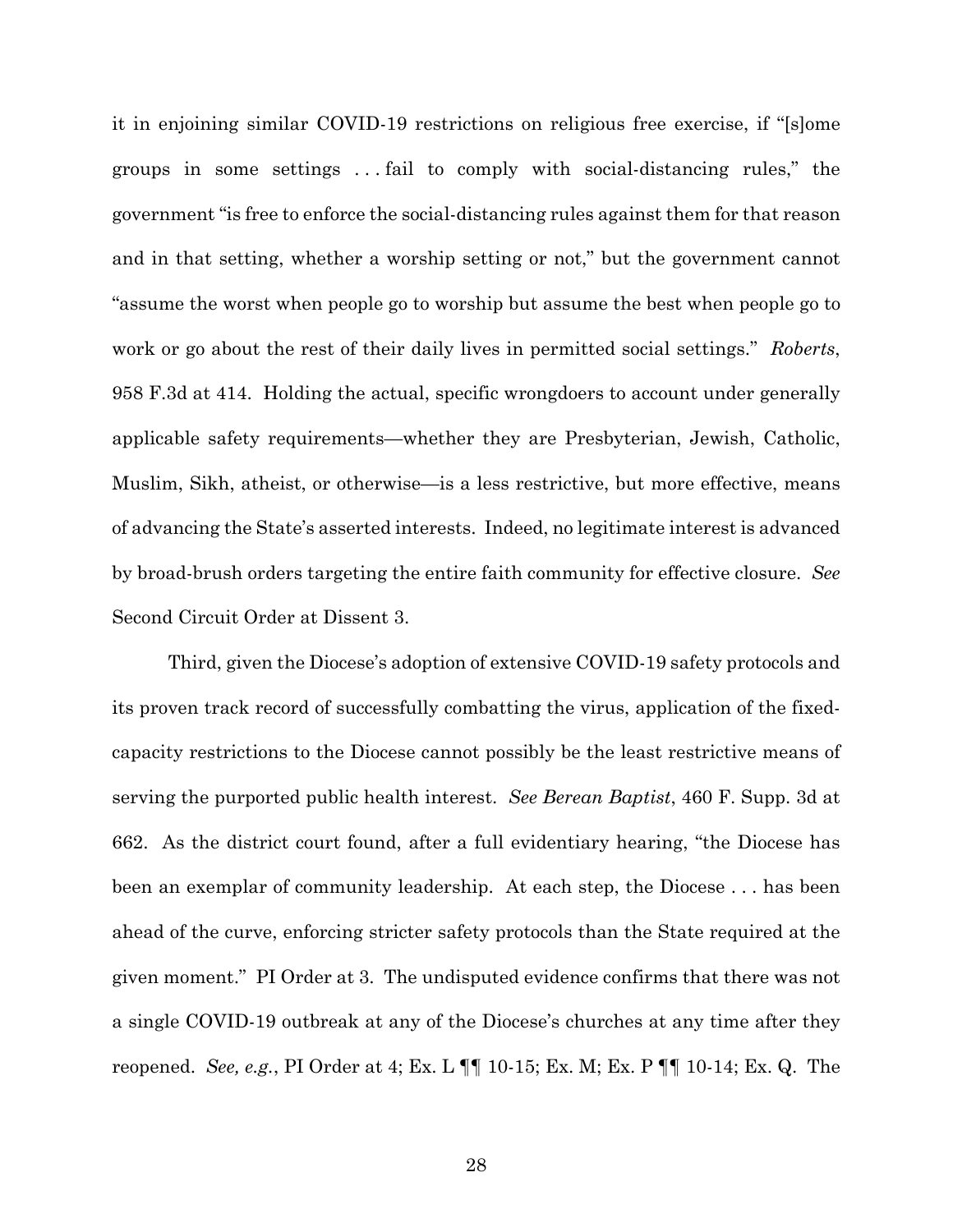it in enjoining similar COVID-19 restrictions on religious free exercise, if "[s]ome groups in some settings . . . fail to comply with social-distancing rules," the government "is free to enforce the social-distancing rules against them for that reason and in that setting, whether a worship setting or not," but the government cannot "assume the worst when people go to worship but assume the best when people go to work or go about the rest of their daily lives in permitted social settings." *Roberts*, 958 F.3d at 414. Holding the actual, specific wrongdoers to account under generally applicable safety requirements—whether they are Presbyterian, Jewish, Catholic, Muslim, Sikh, atheist, or otherwise—is a less restrictive, but more effective, means of advancing the State's asserted interests. Indeed, no legitimate interest is advanced by broad-brush orders targeting the entire faith community for effective closure. *See* Second Circuit Order at Dissent 3.

Third, given the Diocese's adoption of extensive COVID-19 safety protocols and its proven track record of successfully combatting the virus, application of the fixed-capacity restrictions to the Diocese cannot possibly be the least restrictive means of serving the purported public health interest. *See Berean Baptist*, 460 F. Supp. 3d at 662. As the district court found, after a full evidentiary hearing, "the Diocese has been an exemplar of community leadership. At each step, the Diocese . . . has been ahead of the curve, enforcing stricter safety protocols than the State required at the given moment." PI Order at 3. The undisputed evidence confirms that there was not a single COVID-19 outbreak at any of the Diocese's churches at any time after they reopened. *See, e.g.*, PI Order at 4; Ex. L ¶¶ 10-15; Ex. M; Ex. P ¶¶ 10-14; Ex. Q. The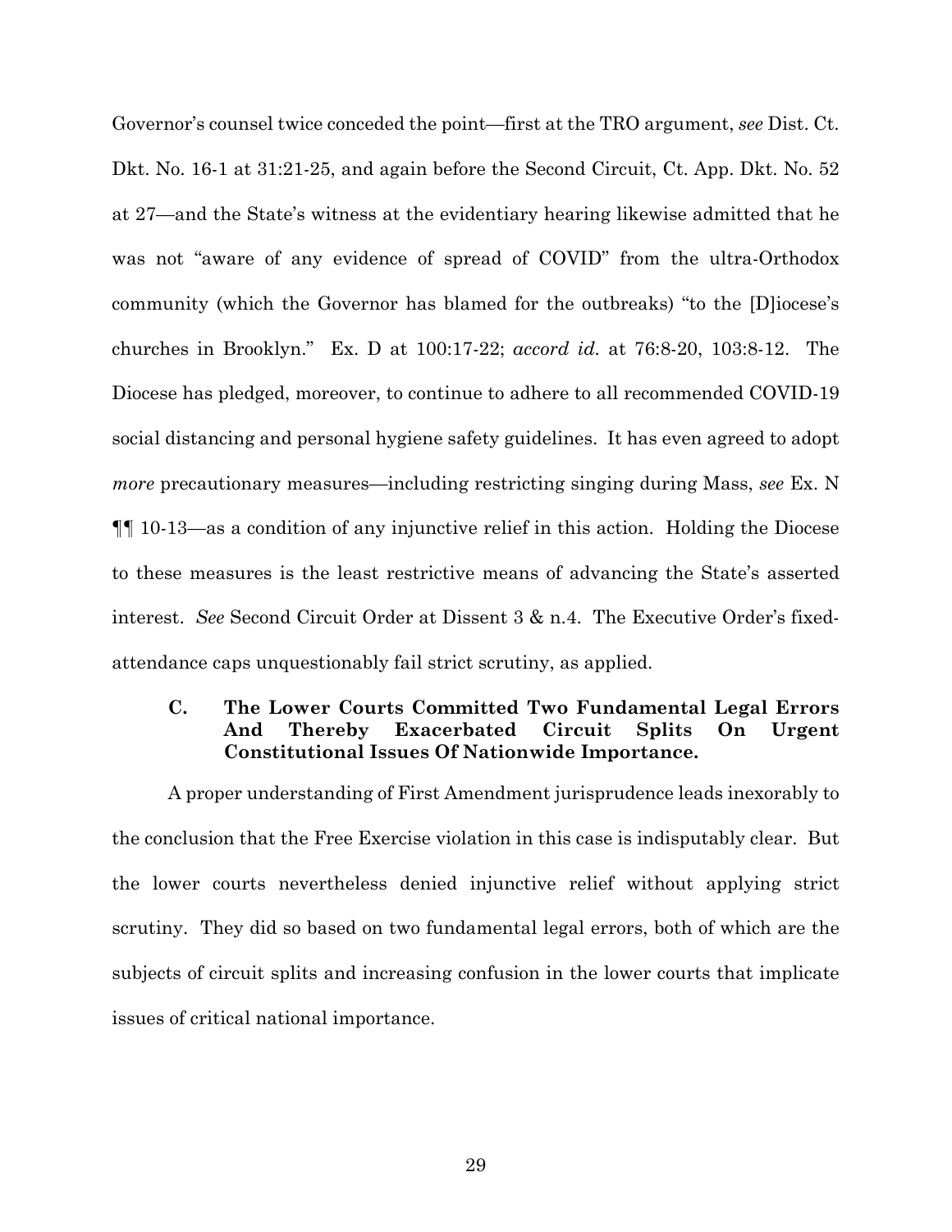Governor's counsel twice conceded the point—first at the TRO argument, *see* Dist. Ct. Dkt. No. 16-1 at 31:21-25, and again before the Second Circuit, Ct. App. Dkt. No. 52 at 27—and the State's witness at the evidentiary hearing likewise admitted that he was not "aware of any evidence of spread of COVID" from the ultra-Orthodox community (which the Governor has blamed for the outbreaks) "to the [D]iocese's churches in Brooklyn." Ex. D at 100:17-22; *accord id.* at 76:8-20, 103:8-12. The Diocese has pledged, moreover, to continue to adhere to all recommended COVID-19 social distancing and personal hygiene safety guidelines. It has even agreed to adopt *more* precautionary measures—including restricting singing during Mass, *see* Ex. N ¶¶ 10-13—as a condition of any injunctive relief in this action. Holding the Diocese to these measures is the least restrictive means of advancing the State's asserted interest. *See* Second Circuit Order at Dissent 3 & n.4. The Executive Order's fixed-attendance caps unquestionably fail strict scrutiny, as applied.

### C. The Lower Courts Committed Two Fundamental Legal Errors And Thereby Exacerbated Circuit Splits On Urgent Constitutional Issues Of Nationwide Importance.

A proper understanding of First Amendment jurisprudence leads inexorably to the conclusion that the Free Exercise violation in this case is indisputably clear. But the lower courts nevertheless denied injunctive relief without applying strict scrutiny. They did so based on two fundamental legal errors, both of which are the subjects of circuit splits and increasing confusion in the lower courts that implicate issues of critical national importance.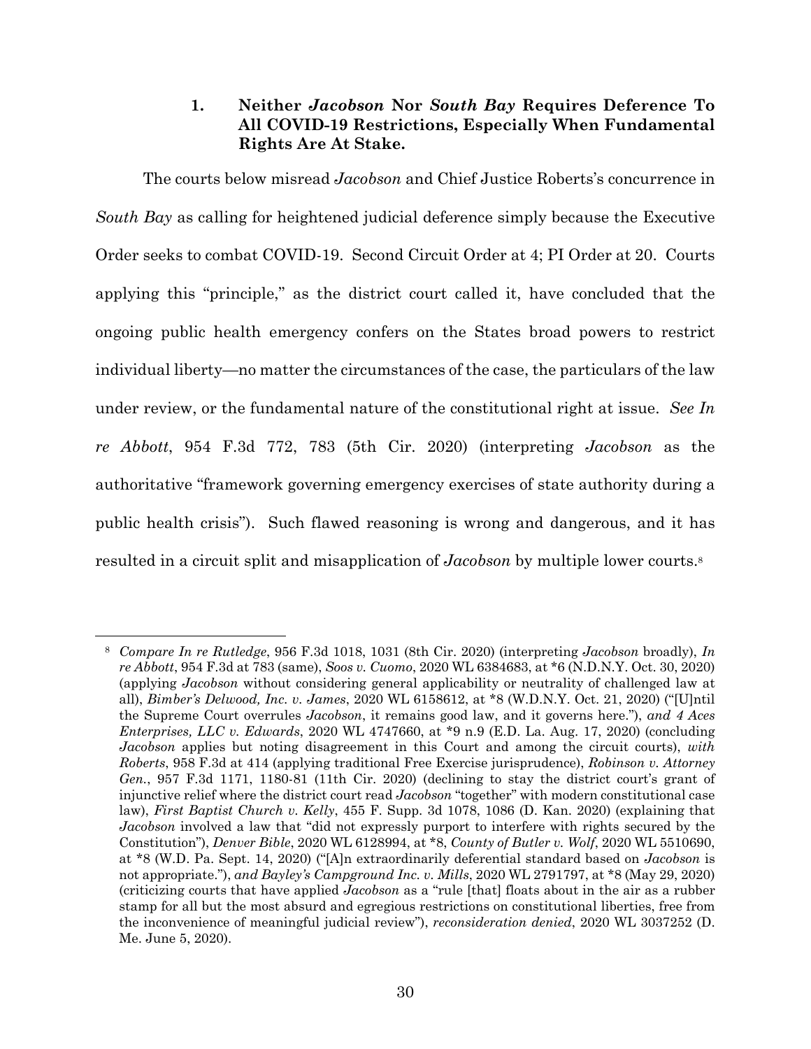### 1. Neither *Jacobson* Nor *South Bay* Requires Deference To All COVID-19 Restrictions, Especially When Fundamental Rights Are At Stake.

The courts below misread *Jacobson* and Chief Justice Roberts's concurrence in *South Bay* as calling for heightened judicial deference simply because the Executive Order seeks to combat COVID-19. Second Circuit Order at 4; PI Order at 20. Courts applying this "principle," as the district court called it, have concluded that the ongoing public health emergency confers on the States broad powers to restrict individual liberty—no matter the circumstances of the case, the particulars of the law under review, or the fundamental nature of the constitutional right at issue. *See In re Abbott*, 954 F.3d 772, 783 (5th Cir. 2020) (interpreting *Jacobson* as the authoritative "framework governing emergency exercises of state authority during a public health crisis"). Such flawed reasoning is wrong and dangerous, and it has resulted in a circuit split and misapplication of *Jacobson* by multiple lower courts.[8]

---

[8] *Compare In re Rutledge*, 956 F.3d 1018, 1031 (8th Cir. 2020) (interpreting *Jacobson* broadly), *In re Abbott*, 954 F.3d at 783 (same), *Soos v. Cuomo*, 2020 WL 6384683, at *6 (N.D.N.Y. Oct. 30, 2020) (applying *Jacobson* without considering general applicability or neutrality of challenged law at all), *Bimber's Delwood, Inc. v. James*, 2020 WL 6158612, at *8 (W.D.N.Y. Oct. 21, 2020) ("[U]ntil the Supreme Court overrules *Jacobson*, it remains good law, and it governs here."), *and 4 Aces Enterprises, LLC v. Edwards*, 2020 WL 4747660, at *9 n.9 (E.D. La. Aug. 17, 2020) (concluding *Jacobson* applies but noting disagreement in this Court and among the circuit courts), *with Roberts*, 958 F.3d at 414 (applying traditional Free Exercise jurisprudence), *Robinson v. Attorney Gen.*, 957 F.3d 1171, 1180-81 (11th Cir. 2020) (declining to stay the district court's grant of injunctive relief where the district court read *Jacobson* "together" with modern constitutional case law), *First Baptist Church v. Kelly*, 455 F. Supp. 3d 1078, 1086 (D. Kan. 2020) (explaining that *Jacobson* involved a law that "did not expressly purport to interfere with rights secured by the Constitution"), *Denver Bible*, 2020 WL 6128994, at *8, *County of Butler v. Wolf*, 2020 WL 5510690, at *8 (W.D. Pa. Sept. 14, 2020) ("[A]n extraordinarily deferential standard based on *Jacobson* is not appropriate."), *and Bayley's Campground Inc. v. Mills*, 2020 WL 2791797, at *8 (May 29, 2020) (criticizing courts that have applied *Jacobson* as a "rule [that] floats about in the air as a rubber stamp for all but the most absurd and egregious restrictions on constitutional liberties, free from the inconvenience of meaningful judicial review"), *reconsideration denied*, 2020 WL 3037252 (D. Me. June 5, 2020).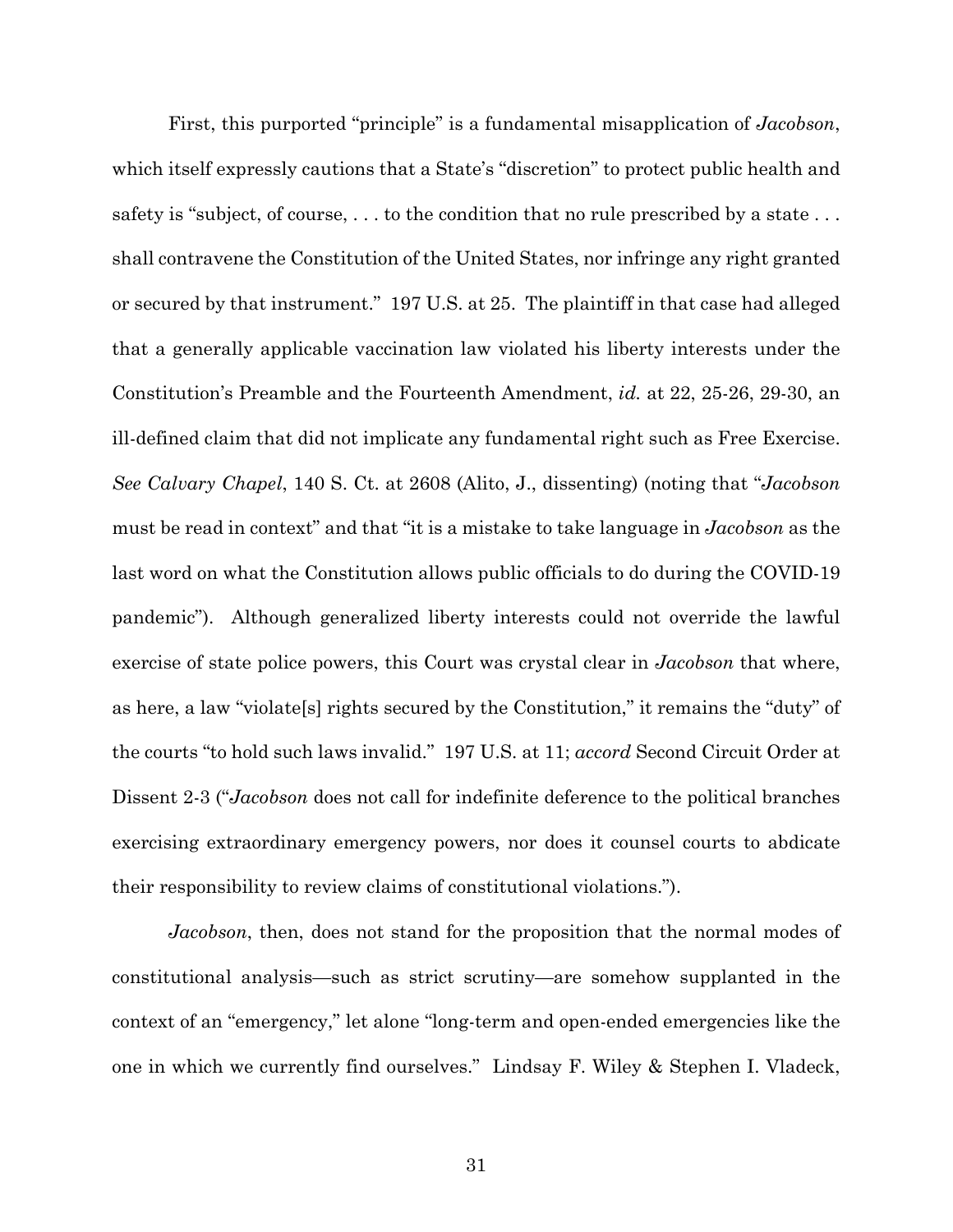First, this purported "principle" is a fundamental misapplication of *Jacobson*, which itself expressly cautions that a State's "discretion" to protect public health and safety is "subject, of course, . . . to the condition that no rule prescribed by a state . . . shall contravene the Constitution of the United States, nor infringe any right granted or secured by that instrument." 197 U.S. at 25. The plaintiff in that case had alleged that a generally applicable vaccination law violated his liberty interests under the Constitution's Preamble and the Fourteenth Amendment, *id.* at 22, 25-26, 29-30, an ill-defined claim that did not implicate any fundamental right such as Free Exercise. *See Calvary Chapel*, 140 S. Ct. at 2608 (Alito, J., dissenting) (noting that "*Jacobson* must be read in context" and that "it is a mistake to take language in *Jacobson* as the last word on what the Constitution allows public officials to do during the COVID-19 pandemic"). Although generalized liberty interests could not override the lawful exercise of state police powers, this Court was crystal clear in *Jacobson* that where, as here, a law "violate[s] rights secured by the Constitution," it remains the "duty" of the courts "to hold such laws invalid." 197 U.S. at 11; *accord* Second Circuit Order at Dissent 2-3 ("*Jacobson* does not call for indefinite deference to the political branches exercising extraordinary emergency powers, nor does it counsel courts to abdicate their responsibility to review claims of constitutional violations.").

*Jacobson*, then, does not stand for the proposition that the normal modes of constitutional analysis—such as strict scrutiny—are somehow supplanted in the context of an "emergency," let alone "long-term and open-ended emergencies like the one in which we currently find ourselves." Lindsay F. Wiley & Stephen I. Vladeck,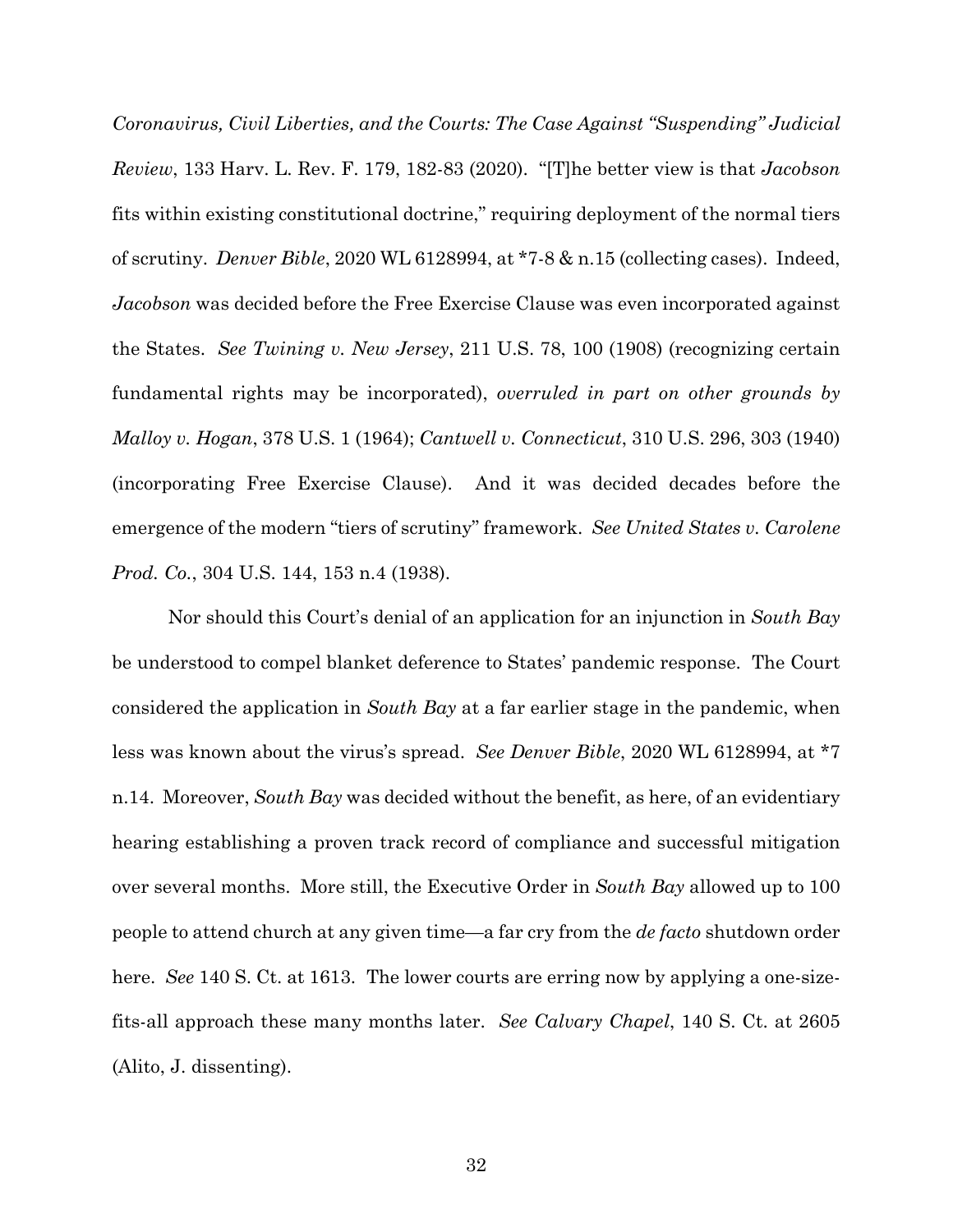*Coronavirus, Civil Liberties, and the Courts: The Case Against "Suspending" Judicial Review*, 133 Harv. L. Rev. F. 179, 182-83 (2020). "[T]he better view is that *Jacobson* fits within existing constitutional doctrine," requiring deployment of the normal tiers of scrutiny. *Denver Bible*, 2020 WL 6128994, at *7-8 & n.15 (collecting cases). Indeed, *Jacobson* was decided before the Free Exercise Clause was even incorporated against the States. *See Twining v. New Jersey*, 211 U.S. 78, 100 (1908) (recognizing certain fundamental rights may be incorporated), *overruled in part on other grounds by Malloy v. Hogan*, 378 U.S. 1 (1964); *Cantwell v. Connecticut*, 310 U.S. 296, 303 (1940) (incorporating Free Exercise Clause). And it was decided decades before the emergence of the modern "tiers of scrutiny" framework. *See United States v. Carolene Prod. Co.*, 304 U.S. 144, 153 n.4 (1938).

Nor should this Court's denial of an application for an injunction in *South Bay* be understood to compel blanket deference to States' pandemic response. The Court considered the application in *South Bay* at a far earlier stage in the pandemic, when less was known about the virus's spread. *See Denver Bible*, 2020 WL 6128994, at *7 n.14. Moreover, *South Bay* was decided without the benefit, as here, of an evidentiary hearing establishing a proven track record of compliance and successful mitigation over several months. More still, the Executive Order in *South Bay* allowed up to 100 people to attend church at any given time—a far cry from the *de facto* shutdown order here. *See* 140 S. Ct. at 1613. The lower courts are erring now by applying a one-size-fits-all approach these many months later. *See Calvary Chapel*, 140 S. Ct. at 2605 (Alito, J. dissenting).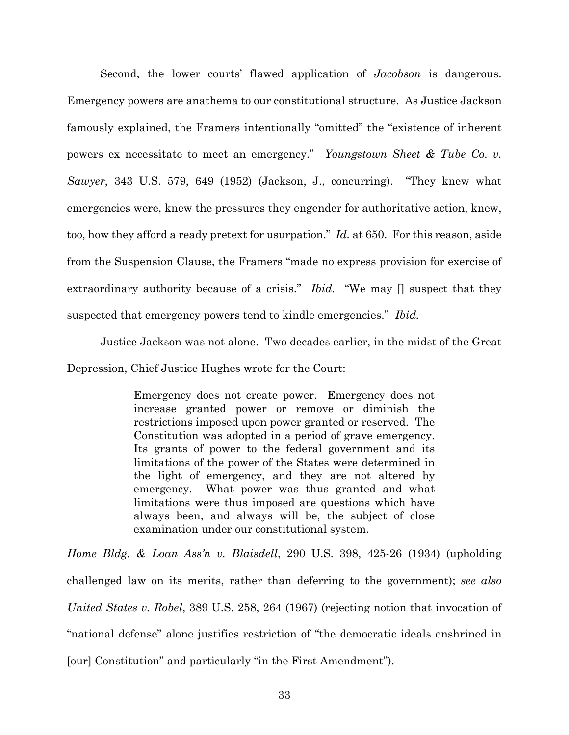Second, the lower courts' flawed application of *Jacobson* is dangerous. Emergency powers are anathema to our constitutional structure. As Justice Jackson famously explained, the Framers intentionally "omitted" the "existence of inherent powers ex necessitate to meet an emergency." *Youngstown Sheet & Tube Co. v. Sawyer*, 343 U.S. 579, 649 (1952) (Jackson, J., concurring). "They knew what emergencies were, knew the pressures they engender for authoritative action, knew, too, how they afford a ready pretext for usurpation." *Id.* at 650. For this reason, aside from the Suspension Clause, the Framers "made no express provision for exercise of extraordinary authority because of a crisis." *Ibid.* "We may [] suspect that they suspected that emergency powers tend to kindle emergencies." *Ibid.*

Justice Jackson was not alone. Two decades earlier, in the midst of the Great Depression, Chief Justice Hughes wrote for the Court:

> Emergency does not create power. Emergency does not increase granted power or remove or diminish the restrictions imposed upon power granted or reserved. The Constitution was adopted in a period of grave emergency. Its grants of power to the federal government and its limitations of the power of the States were determined in the light of emergency, and they are not altered by emergency. What power was thus granted and what limitations were thus imposed are questions which have always been, and always will be, the subject of close examination under our constitutional system.

*Home Bldg. & Loan Ass'n v. Blaisdell*, 290 U.S. 398, 425-26 (1934) (upholding challenged law on its merits, rather than deferring to the government); *see also United States v. Robel*, 389 U.S. 258, 264 (1967) (rejecting notion that invocation of "national defense" alone justifies restriction of "the democratic ideals enshrined in [our] Constitution" and particularly "in the First Amendment").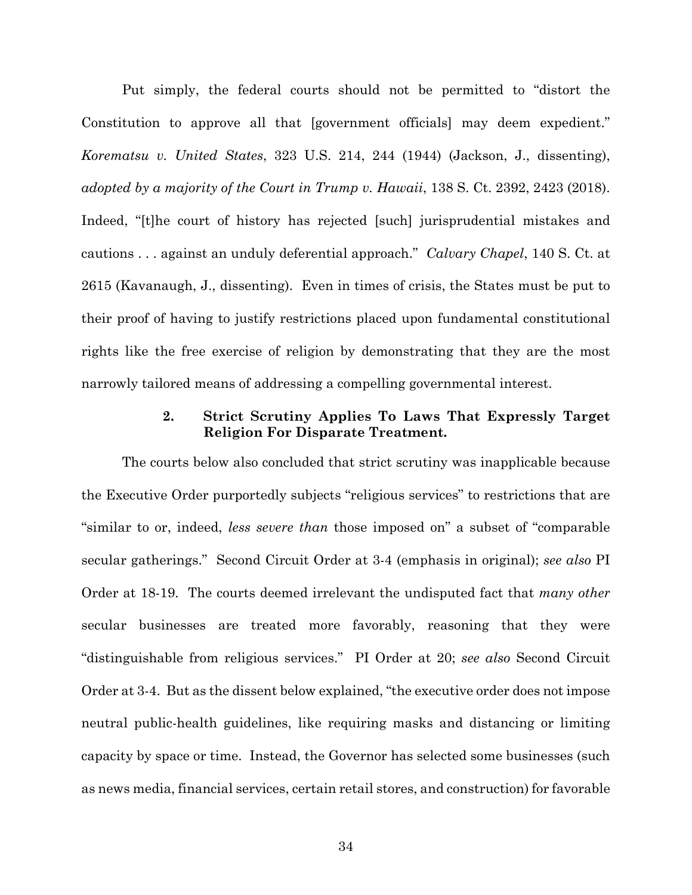Put simply, the federal courts should not be permitted to "distort the Constitution to approve all that [government officials] may deem expedient." *Korematsu v. United States*, 323 U.S. 214, 244 (1944) (Jackson, J., dissenting), *adopted by a majority of the Court in Trump v. Hawaii*, 138 S. Ct. 2392, 2423 (2018). Indeed, "[t]he court of history has rejected [such] jurisprudential mistakes and cautions . . . against an unduly deferential approach." *Calvary Chapel*, 140 S. Ct. at 2615 (Kavanaugh, J., dissenting). Even in times of crisis, the States must be put to their proof of having to justify restrictions placed upon fundamental constitutional rights like the free exercise of religion by demonstrating that they are the most narrowly tailored means of addressing a compelling governmental interest.

#### 2. Strict Scrutiny Applies To Laws That Expressly Target Religion For Disparate Treatment.

The courts below also concluded that strict scrutiny was inapplicable because the Executive Order purportedly subjects "religious services" to restrictions that are "similar to or, indeed, *less severe than* those imposed on" a subset of "comparable secular gatherings." Second Circuit Order at 3-4 (emphasis in original); *see also* PI Order at 18-19. The courts deemed irrelevant the undisputed fact that *many other* secular businesses are treated more favorably, reasoning that they were "distinguishable from religious services." PI Order at 20; *see also* Second Circuit Order at 3-4. But as the dissent below explained, "the executive order does not impose neutral public-health guidelines, like requiring masks and distancing or limiting capacity by space or time. Instead, the Governor has selected some businesses (such as news media, financial services, certain retail stores, and construction) for favorable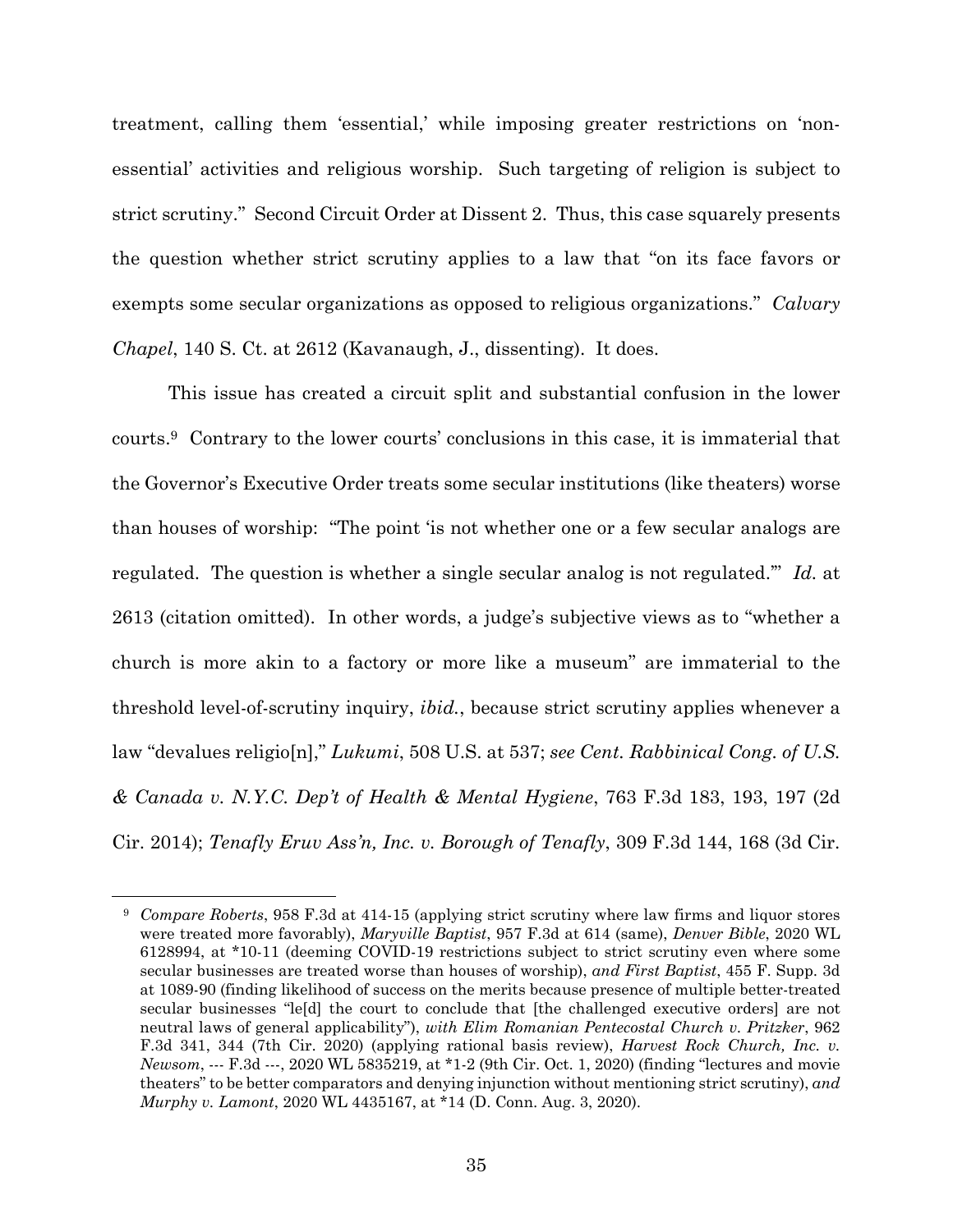treatment, calling them 'essential,' while imposing greater restrictions on 'non-essential' activities and religious worship. Such targeting of religion is subject to strict scrutiny." Second Circuit Order at Dissent 2. Thus, this case squarely presents the question whether strict scrutiny applies to a law that "on its face favors or exempts some secular organizations as opposed to religious organizations." *Calvary Chapel*, 140 S. Ct. at 2612 (Kavanaugh, J., dissenting). It does.

This issue has created a circuit split and substantial confusion in the lower courts.[9] Contrary to the lower courts' conclusions in this case, it is immaterial that the Governor's Executive Order treats some secular institutions (like theaters) worse than houses of worship: "The point 'is not whether one or a few secular analogs are regulated. The question is whether a single secular analog is not regulated.'" *Id.* at 2613 (citation omitted). In other words, a judge's subjective views as to "whether a church is more akin to a factory or more like a museum" are immaterial to the threshold level-of-scrutiny inquiry, *ibid.*, because strict scrutiny applies whenever a law "devalues religio[n]," *Lukumi*, 508 U.S. at 537; *see Cent. Rabbinical Cong. of U.S. & Canada v. N.Y.C. Dep't of Health & Mental Hygiene*, 763 F.3d 183, 193, 197 (2d Cir. 2014); *Tenafly Eruv Ass'n, Inc. v. Borough of Tenafly*, 309 F.3d 144, 168 (3d Cir.

---

[9] *Compare Roberts*, 958 F.3d at 414-15 (applying strict scrutiny where law firms and liquor stores were treated more favorably), *Maryville Baptist*, 957 F.3d at 614 (same), *Denver Bible*, 2020 WL 6128994, at *10-11 (deeming COVID-19 restrictions subject to strict scrutiny even where some secular businesses are treated worse than houses of worship), *and First Baptist*, 455 F. Supp. 3d at 1089-90 (finding likelihood of success on the merits because presence of multiple better-treated secular businesses "le[d] the court to conclude that [the challenged executive orders] are not neutral laws of general applicability"), *with Elim Romanian Pentecostal Church v. Pritzker*, 962 F.3d 341, 344 (7th Cir. 2020) (applying rational basis review), *Harvest Rock Church, Inc. v. Newsom*, --- F.3d ---, 2020 WL 5835219, at *1-2 (9th Cir. Oct. 1, 2020) (finding "lectures and movie theaters" to be better comparators and denying injunction without mentioning strict scrutiny), *and Murphy v. Lamont*, 2020 WL 4435167, at *14 (D. Conn. Aug. 3, 2020).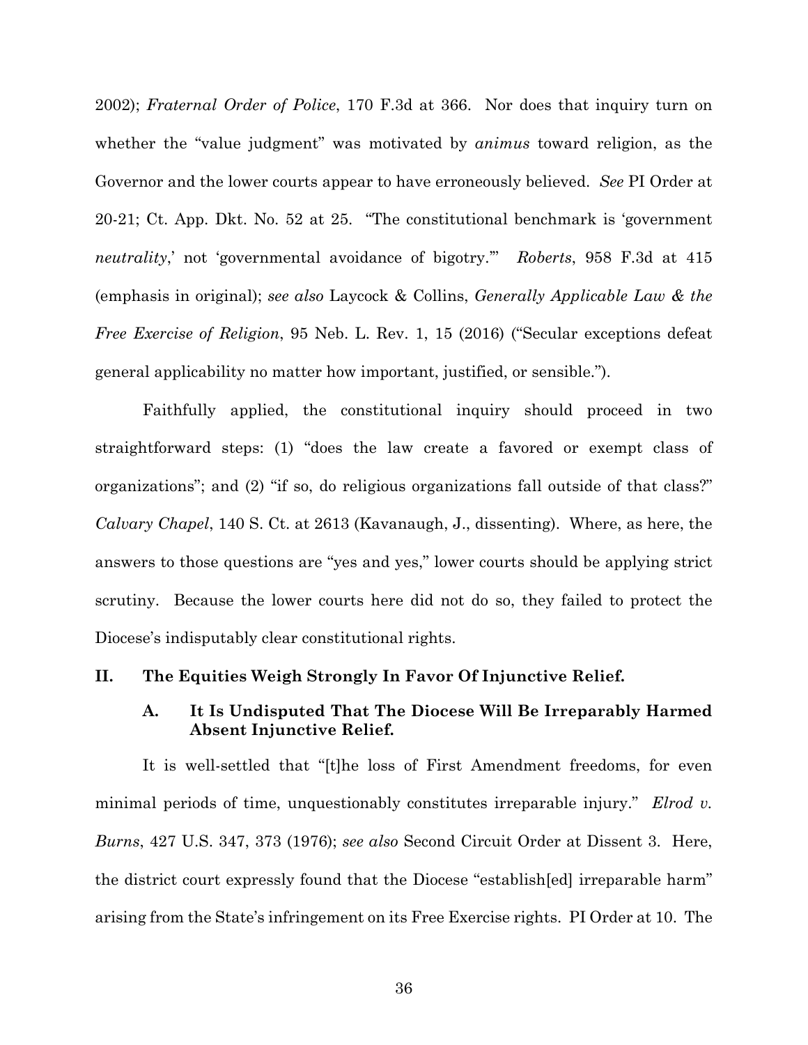2002); *Fraternal Order of Police*, 170 F.3d at 366. Nor does that inquiry turn on whether the "value judgment" was motivated by *animus* toward religion, as the Governor and the lower courts appear to have erroneously believed. *See* PI Order at 20-21; Ct. App. Dkt. No. 52 at 25. "The constitutional benchmark is 'government *neutrality*,' not 'governmental avoidance of bigotry.'" *Roberts*, 958 F.3d at 415 (emphasis in original); *see also* Laycock & Collins, *Generally Applicable Law & the Free Exercise of Religion*, 95 Neb. L. Rev. 1, 15 (2016) ("Secular exceptions defeat general applicability no matter how important, justified, or sensible.").

Faithfully applied, the constitutional inquiry should proceed in two straightforward steps: (1) "does the law create a favored or exempt class of organizations"; and (2) "if so, do religious organizations fall outside of that class?" *Calvary Chapel*, 140 S. Ct. at 2613 (Kavanaugh, J., dissenting). Where, as here, the answers to those questions are "yes and yes," lower courts should be applying strict scrutiny. Because the lower courts here did not do so, they failed to protect the Diocese's indisputably clear constitutional rights.

## II. The Equities Weigh Strongly In Favor Of Injunctive Relief.

### A. It Is Undisputed That The Diocese Will Be Irreparably Harmed Absent Injunctive Relief.

It is well-settled that "[t]he loss of First Amendment freedoms, for even minimal periods of time, unquestionably constitutes irreparable injury." *Elrod v. Burns*, 427 U.S. 347, 373 (1976); *see also* Second Circuit Order at Dissent 3. Here, the district court expressly found that the Diocese "establish[ed] irreparable harm" arising from the State's infringement on its Free Exercise rights. PI Order at 10. The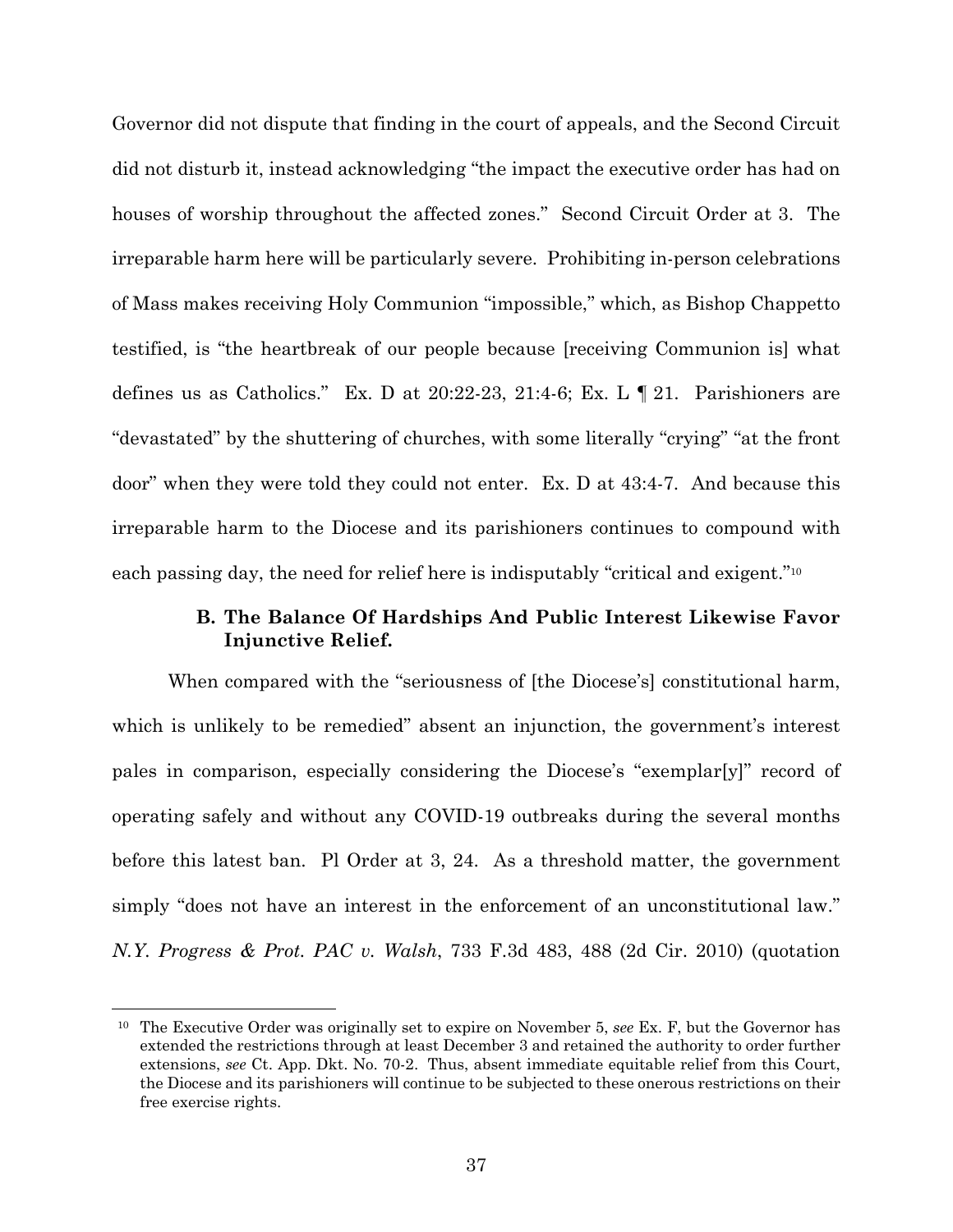Governor did not dispute that finding in the court of appeals, and the Second Circuit did not disturb it, instead acknowledging "the impact the executive order has had on houses of worship throughout the affected zones." Second Circuit Order at 3. The irreparable harm here will be particularly severe. Prohibiting in-person celebrations of Mass makes receiving Holy Communion "impossible," which, as Bishop Chappetto testified, is "the heartbreak of our people because [receiving Communion is] what defines us as Catholics." Ex. D at 20:22-23, 21:4-6; Ex. L ¶ 21. Parishioners are "devastated" by the shuttering of churches, with some literally "crying" "at the front door" when they were told they could not enter. Ex. D at 43:4-7. And because this irreparable harm to the Diocese and its parishioners continues to compound with each passing day, the need for relief here is indisputably "critical and exigent."[10]

### B. The Balance Of Hardships And Public Interest Likewise Favor Injunctive Relief.

When compared with the "seriousness of [the Diocese's] constitutional harm, which is unlikely to be remedied" absent an injunction, the government's interest pales in comparison, especially considering the Diocese's "exemplar[y]" record of operating safely and without any COVID-19 outbreaks during the several months before this latest ban. Pl Order at 3, 24. As a threshold matter, the government simply "does not have an interest in the enforcement of an unconstitutional law." *N.Y. Progress & Prot. PAC v. Walsh*, 733 F.3d 483, 488 (2d Cir. 2010) (quotation

---

[10] The Executive Order was originally set to expire on November 5, *see* Ex. F, but the Governor has extended the restrictions through at least December 3 and retained the authority to order further extensions, *see* Ct. App. Dkt. No. 70-2. Thus, absent immediate equitable relief from this Court, the Diocese and its parishioners will continue to be subjected to these onerous restrictions on their free exercise rights.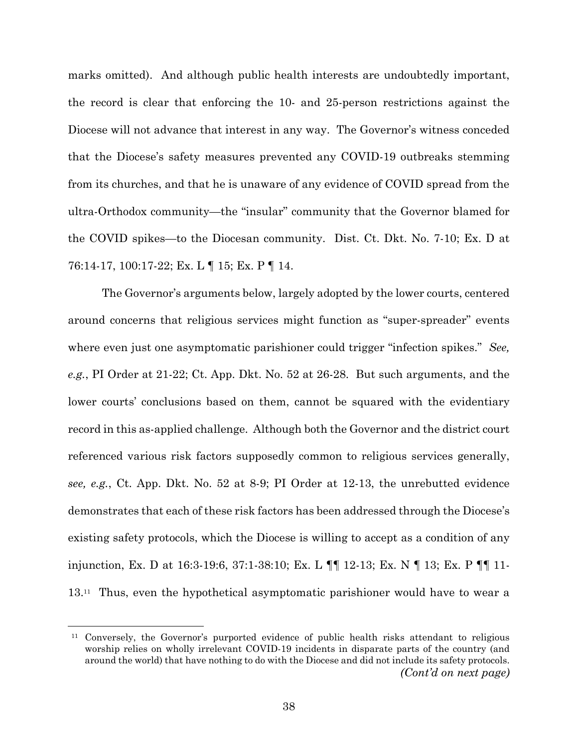marks omitted). And although public health interests are undoubtedly important, the record is clear that enforcing the 10- and 25-person restrictions against the Diocese will not advance that interest in any way. The Governor's witness conceded that the Diocese's safety measures prevented any COVID-19 outbreaks stemming from its churches, and that he is unaware of any evidence of COVID spread from the ultra-Orthodox community—the "insular" community that the Governor blamed for the COVID spikes—to the Diocesan community. Dist. Ct. Dkt. No. 7-10; Ex. D at 76:14-17, 100:17-22; Ex. L ¶ 15; Ex. P ¶ 14.

The Governor's arguments below, largely adopted by the lower courts, centered around concerns that religious services might function as "super-spreader" events where even just one asymptomatic parishioner could trigger "infection spikes." *See, e.g.*, PI Order at 21-22; Ct. App. Dkt. No. 52 at 26-28. But such arguments, and the lower courts' conclusions based on them, cannot be squared with the evidentiary record in this as-applied challenge. Although both the Governor and the district court referenced various risk factors supposedly common to religious services generally, *see, e.g.*, Ct. App. Dkt. No. 52 at 8-9; PI Order at 12-13, the unrebutted evidence demonstrates that each of these risk factors has been addressed through the Diocese's existing safety protocols, which the Diocese is willing to accept as a condition of any injunction, Ex. D at 16:3-19:6, 37:1-38:10; Ex. L ¶¶ 12-13; Ex. N ¶ 13; Ex. P ¶¶ 11-13.[11] Thus, even the hypothetical asymptomatic parishioner would have to wear a

[11] Conversely, the Governor's purported evidence of public health risks attendant to religious worship relies on wholly irrelevant COVID-19 incidents in disparate parts of the country (and around the world) that have nothing to do with the Diocese and did not include its safety protocols. *(Cont'd on next page)*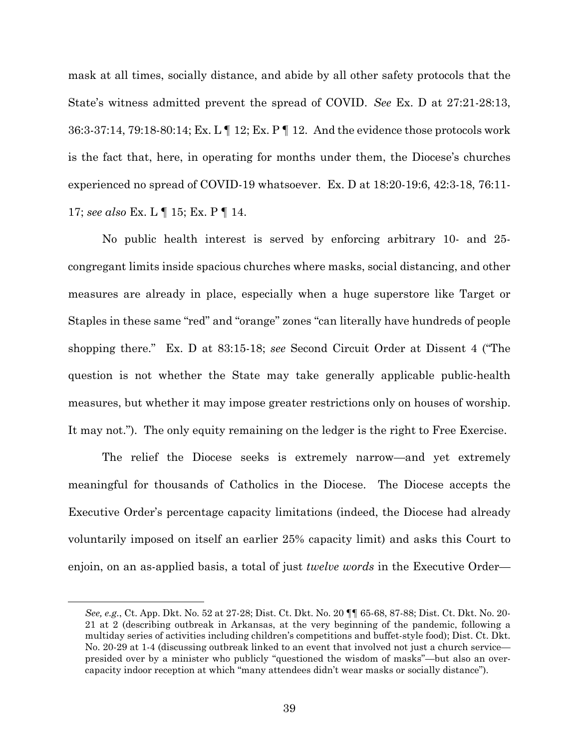mask at all times, socially distance, and abide by all other safety protocols that the State's witness admitted prevent the spread of COVID. *See* Ex. D at 27:21-28:13, 36:3-37:14, 79:18-80:14; Ex. L ¶ 12; Ex. P ¶ 12. And the evidence those protocols work is the fact that, here, in operating for months under them, the Diocese's churches experienced no spread of COVID-19 whatsoever. Ex. D at 18:20-19:6, 42:3-18, 76:11-17; *see also* Ex. L ¶ 15; Ex. P ¶ 14.

No public health interest is served by enforcing arbitrary 10- and 25-congregant limits inside spacious churches where masks, social distancing, and other measures are already in place, especially when a huge superstore like Target or Staples in these same "red" and "orange" zones "can literally have hundreds of people shopping there." Ex. D at 83:15-18; *see* Second Circuit Order at Dissent 4 ("The question is not whether the State may take generally applicable public-health measures, but whether it may impose greater restrictions only on houses of worship. It may not."). The only equity remaining on the ledger is the right to Free Exercise.

The relief the Diocese seeks is extremely narrow—and yet extremely meaningful for thousands of Catholics in the Diocese. The Diocese accepts the Executive Order's percentage capacity limitations (indeed, the Diocese had already voluntarily imposed on itself an earlier 25% capacity limit) and asks this Court to enjoin, on an as-applied basis, a total of just *twelve words* in the Executive Order—

---

*See, e.g.*, Ct. App. Dkt. No. 52 at 27-28; Dist. Ct. Dkt. No. 20 ¶¶ 65-68, 87-88; Dist. Ct. Dkt. No. 20-21 at 2 (describing outbreak in Arkansas, at the very beginning of the pandemic, following a multiday series of activities including children's competitions and buffet-style food); Dist. Ct. Dkt. No. 20-29 at 1-4 (discussing outbreak linked to an event that involved not just a church service—presided over by a minister who publicly "questioned the wisdom of masks"—but also an over-capacity indoor reception at which "many attendees didn't wear masks or socially distance").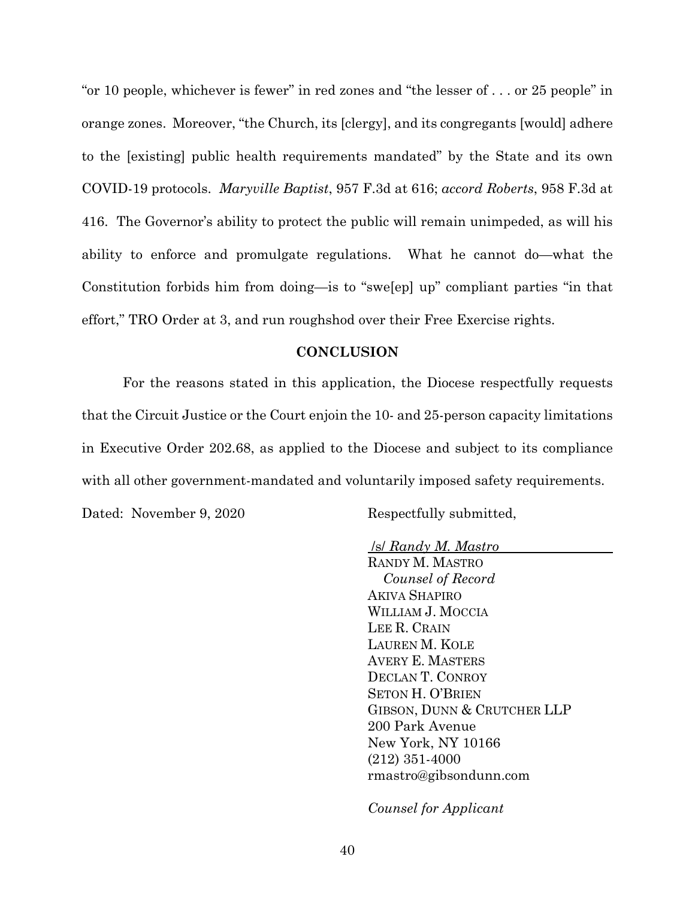"or 10 people, whichever is fewer" in red zones and "the lesser of . . . or 25 people" in orange zones. Moreover, "the Church, its [clergy], and its congregants [would] adhere to the [existing] public health requirements mandated" by the State and its own COVID-19 protocols. *Maryville Baptist*, 957 F.3d at 616; *accord Roberts*, 958 F.3d at 416. The Governor's ability to protect the public will remain unimpeded, as will his ability to enforce and promulgate regulations. What he cannot do—what the Constitution forbids him from doing—is to "swe[ep] up" compliant parties "in that effort," TRO Order at 3, and run roughshod over their Free Exercise rights.

## CONCLUSION

For the reasons stated in this application, the Diocese respectfully requests that the Circuit Justice or the Court enjoin the 10- and 25-person capacity limitations in Executive Order 202.68, as applied to the Diocese and subject to its compliance with all other government-mandated and voluntarily imposed safety requirements.

Dated: November 9, 2020

Respectfully submitted,

/s/ *Randy M. Mastro*
RANDY M. MASTRO
*Counsel of Record*
AKIVA SHAPIRO
WILLIAM J. MOCCIA
LEE R. CRAIN
LAUREN M. KOLE
AVERY E. MASTERS
DECLAN T. CONROY
SETON H. O'BRIEN
GIBSON, DUNN & CRUTCHER LLP
200 Park Avenue
New York, NY 10166
(212) 351-4000
rmastro@gibsondunn.com

*Counsel for Applicant*